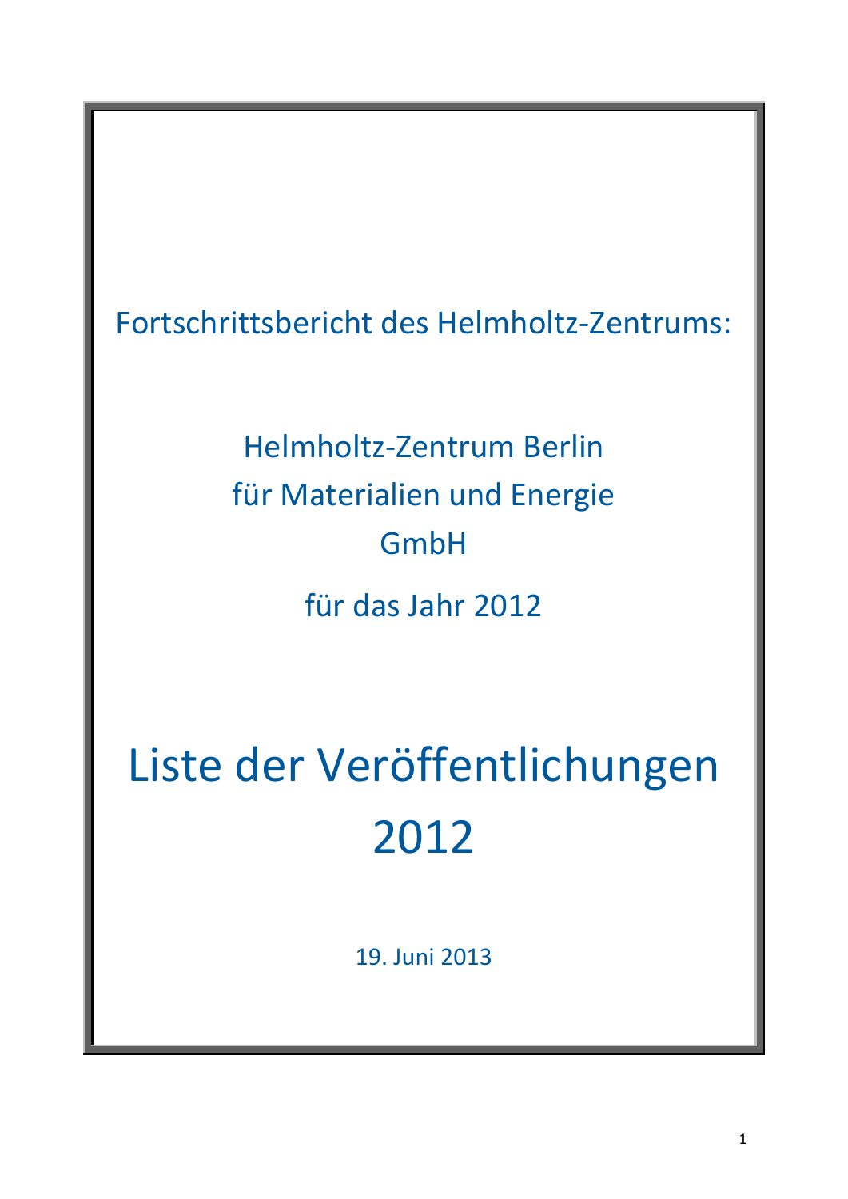Fortschrittsbericht des Helmholtz-Zentrums:

Helmholtz-Zentrum Berlin
für Materialien und Energie
GmbH

für das Jahr 2012

# Liste der Veröffentlichungen 2012

19. Juni 2013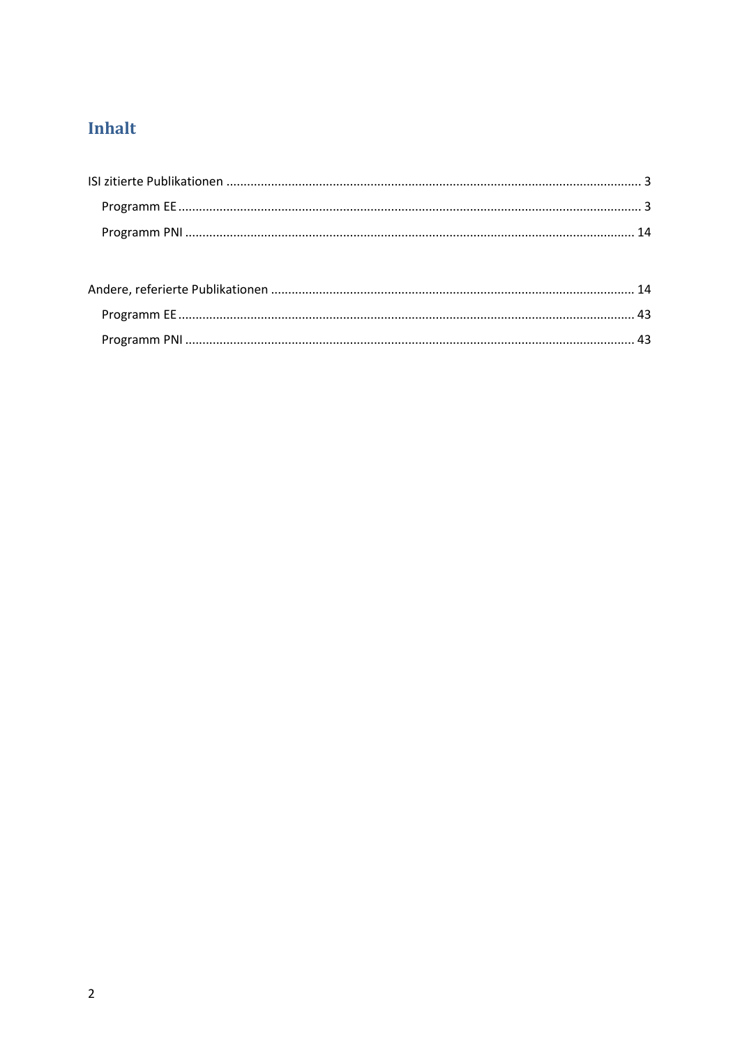# Inhalt

ISI zitierte Publikationen ........................................................................................................................ 3

Programm EE ..................................................................................................................................... 3

Programm PNI ................................................................................................................................. 14

Andere, referierte Publikationen .......................................................................................................... 14

Programm EE .................................................................................................................................... 43

Programm PNI ................................................................................................................................. 43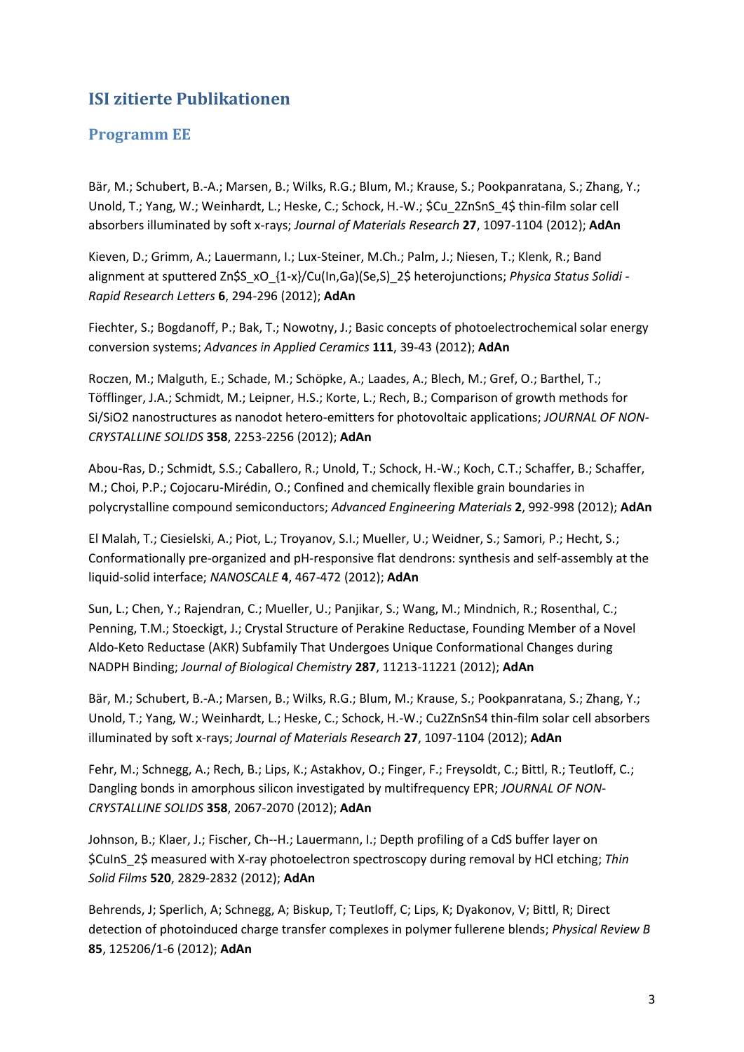## ISI zitierte Publikationen

### Programm EE

Bär, M.; Schubert, B.-A.; Marsen, B.; Wilks, R.G.; Blum, M.; Krause, S.; Pookpanratana, S.; Zhang, Y.; Unold, T.; Yang, W.; Weinhardt, L.; Heske, C.; Schock, H.-W.; $Cu_2ZnSnS_4$ thin-film solar cell absorbers illuminated by soft x-rays; *Journal of Materials Research* **27**, 1097-1104 (2012); **AdAn**

Kieven, D.; Grimm, A.; Lauermann, I.; Lux-Steiner, M.Ch.; Palm, J.; Niesen, T.; Klenk, R.; Band alignment at sputtered Zn$S_xO_{1-x}$/Cu(In,Ga)(Se,S)_2$ heterojunctions; *Physica Status Solidi - Rapid Research Letters* **6**, 294-296 (2012); **AdAn**

Fiechter, S.; Bogdanoff, P.; Bak, T.; Nowotny, J.; Basic concepts of photoelectrochemical solar energy conversion systems; *Advances in Applied Ceramics* **111**, 39-43 (2012); **AdAn**

Roczen, M.; Malguth, E.; Schade, M.; Schöpke, A.; Laades, A.; Blech, M.; Gref, O.; Barthel, T.; Töfflinger, J.A.; Schmidt, M.; Leipner, H.S.; Korte, L.; Rech, B.; Comparison of growth methods for Si/SiO2 nanostructures as nanodot hetero-emitters for photovoltaic applications; *JOURNAL OF NON-CRYSTALLINE SOLIDS* **358**, 2253-2256 (2012); **AdAn**

Abou-Ras, D.; Schmidt, S.S.; Caballero, R.; Unold, T.; Schock, H.-W.; Koch, C.T.; Schaffer, B.; Schaffer, M.; Choi, P.P.; Cojocaru-Mirédin, O.; Confined and chemically flexible grain boundaries in polycrystalline compound semiconductors; *Advanced Engineering Materials* **2**, 992-998 (2012); **AdAn**

El Malah, T.; Ciesielski, A.; Piot, L.; Troyanov, S.I.; Mueller, U.; Weidner, S.; Samori, P.; Hecht, S.; Conformationally pre-organized and pH-responsive flat dendrons: synthesis and self-assembly at the liquid-solid interface; *NANOSCALE* **4**, 467-472 (2012); **AdAn**

Sun, L.; Chen, Y.; Rajendran, C.; Mueller, U.; Panjikar, S.; Wang, M.; Mindnich, R.; Rosenthal, C.; Penning, T.M.; Stoeckigt, J.; Crystal Structure of Perakine Reductase, Founding Member of a Novel Aldo-Keto Reductase (AKR) Subfamily That Undergoes Unique Conformational Changes during NADPH Binding; *Journal of Biological Chemistry* **287**, 11213-11221 (2012); **AdAn**

Bär, M.; Schubert, B.-A.; Marsen, B.; Wilks, R.G.; Blum, M.; Krause, S.; Pookpanratana, S.; Zhang, Y.; Unold, T.; Yang, W.; Weinhardt, L.; Heske, C.; Schock, H.-W.; Cu2ZnSnS4 thin-film solar cell absorbers illuminated by soft x-rays; *Journal of Materials Research* **27**, 1097-1104 (2012); **AdAn**

Fehr, M.; Schnegg, A.; Rech, B.; Lips, K.; Astakhov, O.; Finger, F.; Freysoldt, C.; Bittl, R.; Teutloff, C.; Dangling bonds in amorphous silicon investigated by multifrequency EPR; *JOURNAL OF NON-CRYSTALLINE SOLIDS* **358**, 2067-2070 (2012); **AdAn**

Johnson, B.; Klaer, J.; Fischer, Ch--H.; Lauermann, I.; Depth profiling of a CdS buffer layer on $CuInS_2$ measured with X-ray photoelectron spectroscopy during removal by HCl etching; *Thin Solid Films* **520**, 2829-2832 (2012); **AdAn**

Behrends, J; Sperlich, A; Schnegg, A; Biskup, T; Teutloff, C; Lips, K; Dyakonov, V; Bittl, R; Direct detection of photoinduced charge transfer complexes in polymer fullerene blends; *Physical Review B* **85**, 125206/1-6 (2012); **AdAn**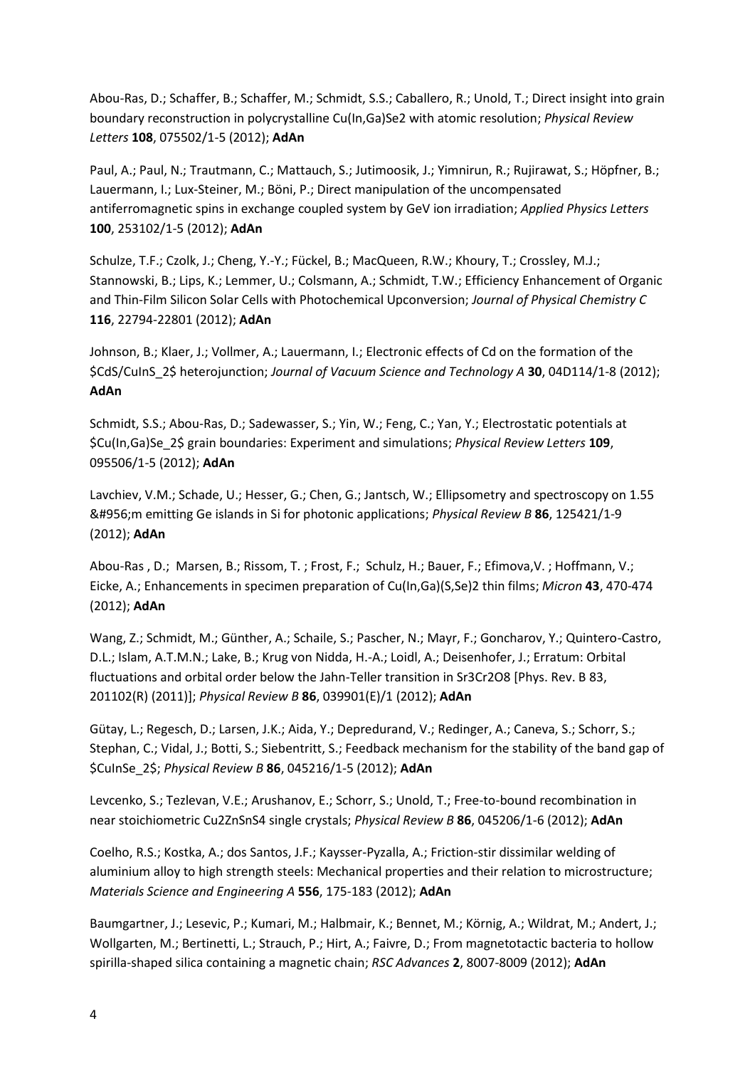Abou-Ras, D.; Schaffer, B.; Schaffer, M.; Schmidt, S.S.; Caballero, R.; Unold, T.; Direct insight into grain boundary reconstruction in polycrystalline Cu(In,Ga)Se2 with atomic resolution; *Physical Review Letters* **108**, 075502/1-5 (2012); **AdAn**

Paul, A.; Paul, N.; Trautmann, C.; Mattauch, S.; Jutimoosik, J.; Yimnirun, R.; Rujirawat, S.; Höpfner, B.; Lauermann, I.; Lux-Steiner, M.; Böni, P.; Direct manipulation of the uncompensated antiferromagnetic spins in exchange coupled system by GeV ion irradiation; *Applied Physics Letters* **100**, 253102/1-5 (2012); **AdAn**

Schulze, T.F.; Czolk, J.; Cheng, Y.-Y.; Fückel, B.; MacQueen, R.W.; Khoury, T.; Crossley, M.J.; Stannowski, B.; Lips, K.; Lemmer, U.; Colsmann, A.; Schmidt, T.W.; Efficiency Enhancement of Organic and Thin-Film Silicon Solar Cells with Photochemical Upconversion; *Journal of Physical Chemistry C* **116**, 22794-22801 (2012); **AdAn**

Johnson, B.; Klaer, J.; Vollmer, A.; Lauermann, I.; Electronic effects of Cd on the formation of the $CdS/CuInS_2$ heterojunction; *Journal of Vacuum Science and Technology A* **30**, 04D114/1-8 (2012); **AdAn**

Schmidt, S.S.; Abou-Ras, D.; Sadewasser, S.; Yin, W.; Feng, C.; Yan, Y.; Electrostatic potentials at $Cu(In,Ga)Se_2$ grain boundaries: Experiment and simulations; *Physical Review Letters* **109**, 095506/1-5 (2012); **AdAn**

Lavchiev, V.M.; Schade, U.; Hesser, G.; Chen, G.; Jantsch, W.; Ellipsometry and spectroscopy on 1.55 &#956;m emitting Ge islands in Si for photonic applications; *Physical Review B* **86**, 125421/1-9 (2012); **AdAn**

Abou-Ras , D.; Marsen, B.; Rissom, T. ; Frost, F.; Schulz, H.; Bauer, F.; Efimova,V. ; Hoffmann, V.; Eicke, A.; Enhancements in specimen preparation of Cu(In,Ga)(S,Se)2 thin films; *Micron* **43**, 470-474 (2012); **AdAn**

Wang, Z.; Schmidt, M.; Günther, A.; Schaile, S.; Pascher, N.; Mayr, F.; Goncharov, Y.; Quintero-Castro, D.L.; Islam, A.T.M.N.; Lake, B.; Krug von Nidda, H.-A.; Loidl, A.; Deisenhofer, J.; Erratum: Orbital fluctuations and orbital order below the Jahn-Teller transition in Sr3Cr2O8 [Phys. Rev. B 83, 201102(R) (2011)]; *Physical Review B* **86**, 039901(E)/1 (2012); **AdAn**

Gütay, L.; Regesch, D.; Larsen, J.K.; Aida, Y.; Depredurand, V.; Redinger, A.; Caneva, S.; Schorr, S.; Stephan, C.; Vidal, J.; Botti, S.; Siebentritt, S.; Feedback mechanism for the stability of the band gap of $CuInSe_2$; *Physical Review B* **86**, 045216/1-5 (2012); **AdAn**

Levcenko, S.; Tezlevan, V.E.; Arushanov, E.; Schorr, S.; Unold, T.; Free-to-bound recombination in near stoichiometric Cu2ZnSnS4 single crystals; *Physical Review B* **86**, 045206/1-6 (2012); **AdAn**

Coelho, R.S.; Kostka, A.; dos Santos, J.F.; Kaysser-Pyzalla, A.; Friction-stir dissimilar welding of aluminium alloy to high strength steels: Mechanical properties and their relation to microstructure; *Materials Science and Engineering A* **556**, 175-183 (2012); **AdAn**

Baumgartner, J.; Lesevic, P.; Kumari, M.; Halbmair, K.; Bennet, M.; Körnig, A.; Wildrat, M.; Andert, J.; Wollgarten, M.; Bertinetti, L.; Strauch, P.; Hirt, A.; Faivre, D.; From magnetotactic bacteria to hollow spirilla-shaped silica containing a magnetic chain; *RSC Advances* **2**, 8007-8009 (2012); **AdAn**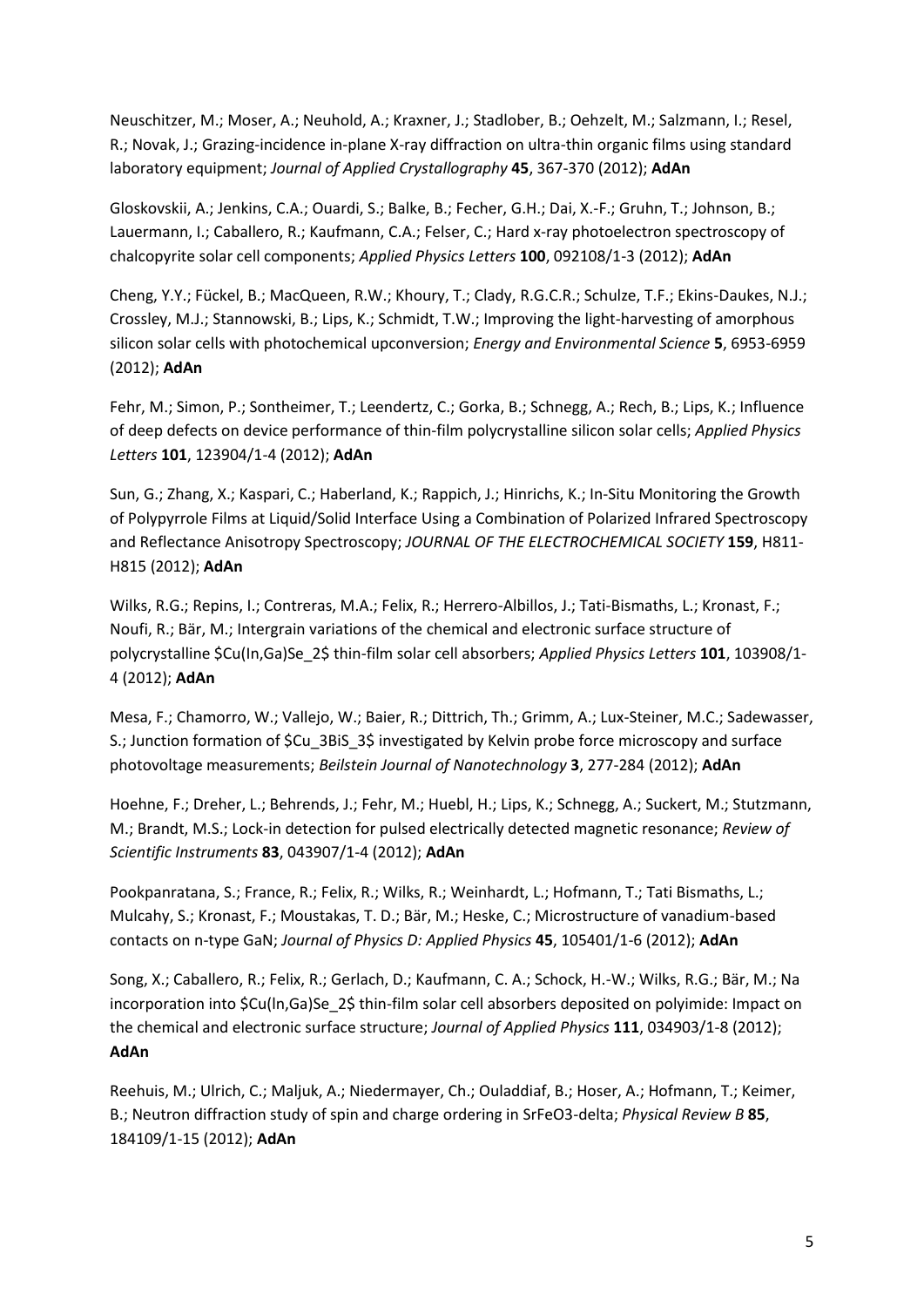Neuschitzer, M.; Moser, A.; Neuhold, A.; Kraxner, J.; Stadlober, B.; Oehzelt, M.; Salzmann, I.; Resel, R.; Novak, J.; Grazing-incidence in-plane X-ray diffraction on ultra-thin organic films using standard laboratory equipment; *Journal of Applied Crystallography* **45**, 367-370 (2012); **AdAn**

Gloskovskii, A.; Jenkins, C.A.; Ouardi, S.; Balke, B.; Fecher, G.H.; Dai, X.-F.; Gruhn, T.; Johnson, B.; Lauermann, I.; Caballero, R.; Kaufmann, C.A.; Felser, C.; Hard x-ray photoelectron spectroscopy of chalcopyrite solar cell components; *Applied Physics Letters* **100**, 092108/1-3 (2012); **AdAn**

Cheng, Y.Y.; Fückel, B.; MacQueen, R.W.; Khoury, T.; Clady, R.G.C.R.; Schulze, T.F.; Ekins-Daukes, N.J.; Crossley, M.J.; Stannowski, B.; Lips, K.; Schmidt, T.W.; Improving the light-harvesting of amorphous silicon solar cells with photochemical upconversion; *Energy and Environmental Science* **5**, 6953-6959 (2012); **AdAn**

Fehr, M.; Simon, P.; Sontheimer, T.; Leendertz, C.; Gorka, B.; Schnegg, A.; Rech, B.; Lips, K.; Influence of deep defects on device performance of thin-film polycrystalline silicon solar cells; *Applied Physics Letters* **101**, 123904/1-4 (2012); **AdAn**

Sun, G.; Zhang, X.; Kaspari, C.; Haberland, K.; Rappich, J.; Hinrichs, K.; In-Situ Monitoring the Growth of Polypyrrole Films at Liquid/Solid Interface Using a Combination of Polarized Infrared Spectroscopy and Reflectance Anisotropy Spectroscopy; *JOURNAL OF THE ELECTROCHEMICAL SOCIETY* **159**, H811-H815 (2012); **AdAn**

Wilks, R.G.; Repins, I.; Contreras, M.A.; Felix, R.; Herrero-Albillos, J.; Tati-Bismaths, L.; Kronast, F.; Noufi, R.; Bär, M.; Intergrain variations of the chemical and electronic surface structure of polycrystalline $Cu(In,Ga)Se_2$ thin-film solar cell absorbers; *Applied Physics Letters* **101**, 103908/1-4 (2012); **AdAn**

Mesa, F.; Chamorro, W.; Vallejo, W.; Baier, R.; Dittrich, Th.; Grimm, A.; Lux-Steiner, M.C.; Sadewasser, S.; Junction formation of $Cu_3BiS_3$ investigated by Kelvin probe force microscopy and surface photovoltage measurements; *Beilstein Journal of Nanotechnology* **3**, 277-284 (2012); **AdAn**

Hoehne, F.; Dreher, L.; Behrends, J.; Fehr, M.; Huebl, H.; Lips, K.; Schnegg, A.; Suckert, M.; Stutzmann, M.; Brandt, M.S.; Lock-in detection for pulsed electrically detected magnetic resonance; *Review of Scientific Instruments* **83**, 043907/1-4 (2012); **AdAn**

Pookpanratana, S.; France, R.; Felix, R.; Wilks, R.; Weinhardt, L.; Hofmann, T.; Tati Bismaths, L.; Mulcahy, S.; Kronast, F.; Moustakas, T. D.; Bär, M.; Heske, C.; Microstructure of vanadium-based contacts on n-type GaN; *Journal of Physics D: Applied Physics* **45**, 105401/1-6 (2012); **AdAn**

Song, X.; Caballero, R.; Felix, R.; Gerlach, D.; Kaufmann, C. A.; Schock, H.-W.; Wilks, R.G.; Bär, M.; Na incorporation into $Cu(ln,Ga)Se_2$ thin-film solar cell absorbers deposited on polyimide: Impact on the chemical and electronic surface structure; *Journal of Applied Physics* **111**, 034903/1-8 (2012); **AdAn**

Reehuis, M.; Ulrich, C.; Maljuk, A.; Niedermayer, Ch.; Ouladdiaf, B.; Hoser, A.; Hofmann, T.; Keimer, B.; Neutron diffraction study of spin and charge ordering in SrFeO3-delta; *Physical Review B* **85**, 184109/1-15 (2012); **AdAn**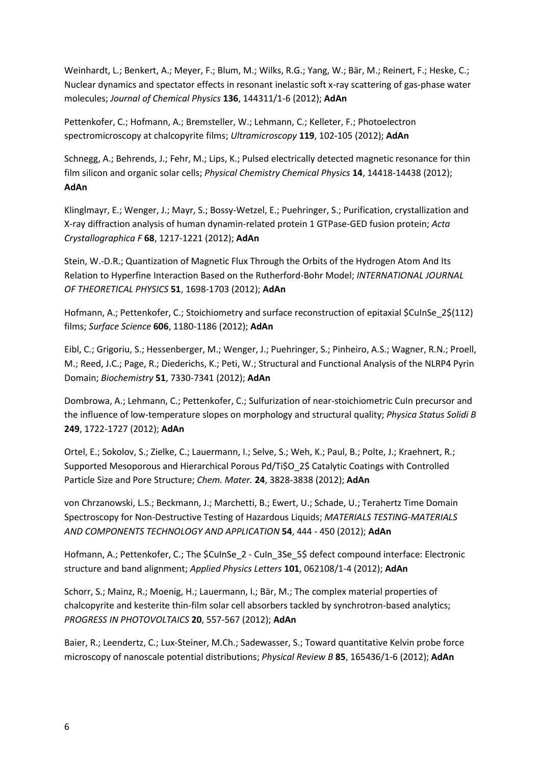Weinhardt, L.; Benkert, A.; Meyer, F.; Blum, M.; Wilks, R.G.; Yang, W.; Bär, M.; Reinert, F.; Heske, C.; Nuclear dynamics and spectator effects in resonant inelastic soft x-ray scattering of gas-phase water molecules; *Journal of Chemical Physics* **136**, 144311/1-6 (2012); **AdAn**

Pettenkofer, C.; Hofmann, A.; Bremsteller, W.; Lehmann, C.; Kelleter, F.; Photoelectron spectromicroscopy at chalcopyrite films; *Ultramicroscopy* **119**, 102-105 (2012); **AdAn**

Schnegg, A.; Behrends, J.; Fehr, M.; Lips, K.; Pulsed electrically detected magnetic resonance for thin film silicon and organic solar cells; *Physical Chemistry Chemical Physics* **14**, 14418-14438 (2012); **AdAn**

Klinglmayr, E.; Wenger, J.; Mayr, S.; Bossy-Wetzel, E.; Puehringer, S.; Purification, crystallization and X-ray diffraction analysis of human dynamin-related protein 1 GTPase-GED fusion protein; *Acta Crystallographica F* **68**, 1217-1221 (2012); **AdAn**

Stein, W.-D.R.; Quantization of Magnetic Flux Through the Orbits of the Hydrogen Atom And Its Relation to Hyperfine Interaction Based on the Rutherford-Bohr Model; *INTERNATIONAL JOURNAL OF THEORETICAL PHYSICS* **51**, 1698-1703 (2012); **AdAn**

Hofmann, A.; Pettenkofer, C.; Stoichiometry and surface reconstruction of epitaxial $CuInSe_2$(112) films; *Surface Science* **606**, 1180-1186 (2012); **AdAn**

Eibl, C.; Grigoriu, S.; Hessenberger, M.; Wenger, J.; Puehringer, S.; Pinheiro, A.S.; Wagner, R.N.; Proell, M.; Reed, J.C.; Page, R.; Diederichs, K.; Peti, W.; Structural and Functional Analysis of the NLRP4 Pyrin Domain; *Biochemistry* **51**, 7330-7341 (2012); **AdAn**

Dombrowa, A.; Lehmann, C.; Pettenkofer, C.; Sulfurization of near-stoichiometric CuIn precursor and the influence of low-temperature slopes on morphology and structural quality; *Physica Status Solidi B* **249**, 1722-1727 (2012); **AdAn**

Ortel, E.; Sokolov, S.; Zielke, C.; Lauermann, I.; Selve, S.; Weh, K.; Paul, B.; Polte, J.; Kraehnert, R.; Supported Mesoporous and Hierarchical Porous Pd/$TiO_2$ Catalytic Coatings with Controlled Particle Size and Pore Structure; *Chem. Mater.* **24**, 3828-3838 (2012); **AdAn**

von Chrzanowski, L.S.; Beckmann, J.; Marchetti, B.; Ewert, U.; Schade, U.; Terahertz Time Domain Spectroscopy for Non-Destructive Testing of Hazardous Liquids; *MATERIALS TESTING-MATERIALS AND COMPONENTS TECHNOLOGY AND APPLICATION* **54**, 444 - 450 (2012); **AdAn**

Hofmann, A.; Pettenkofer, C.; The $CuInSe_2 - CuIn_3Se_5$ defect compound interface: Electronic structure and band alignment; *Applied Physics Letters* **101**, 062108/1-4 (2012); **AdAn**

Schorr, S.; Mainz, R.; Moenig, H.; Lauermann, I.; Bär, M.; The complex material properties of chalcopyrite and kesterite thin-film solar cell absorbers tackled by synchrotron-based analytics; *PROGRESS IN PHOTOVOLTAICS* **20**, 557-567 (2012); **AdAn**

Baier, R.; Leendertz, C.; Lux-Steiner, M.Ch.; Sadewasser, S.; Toward quantitative Kelvin probe force microscopy of nanoscale potential distributions; *Physical Review B* **85**, 165436/1-6 (2012); **AdAn**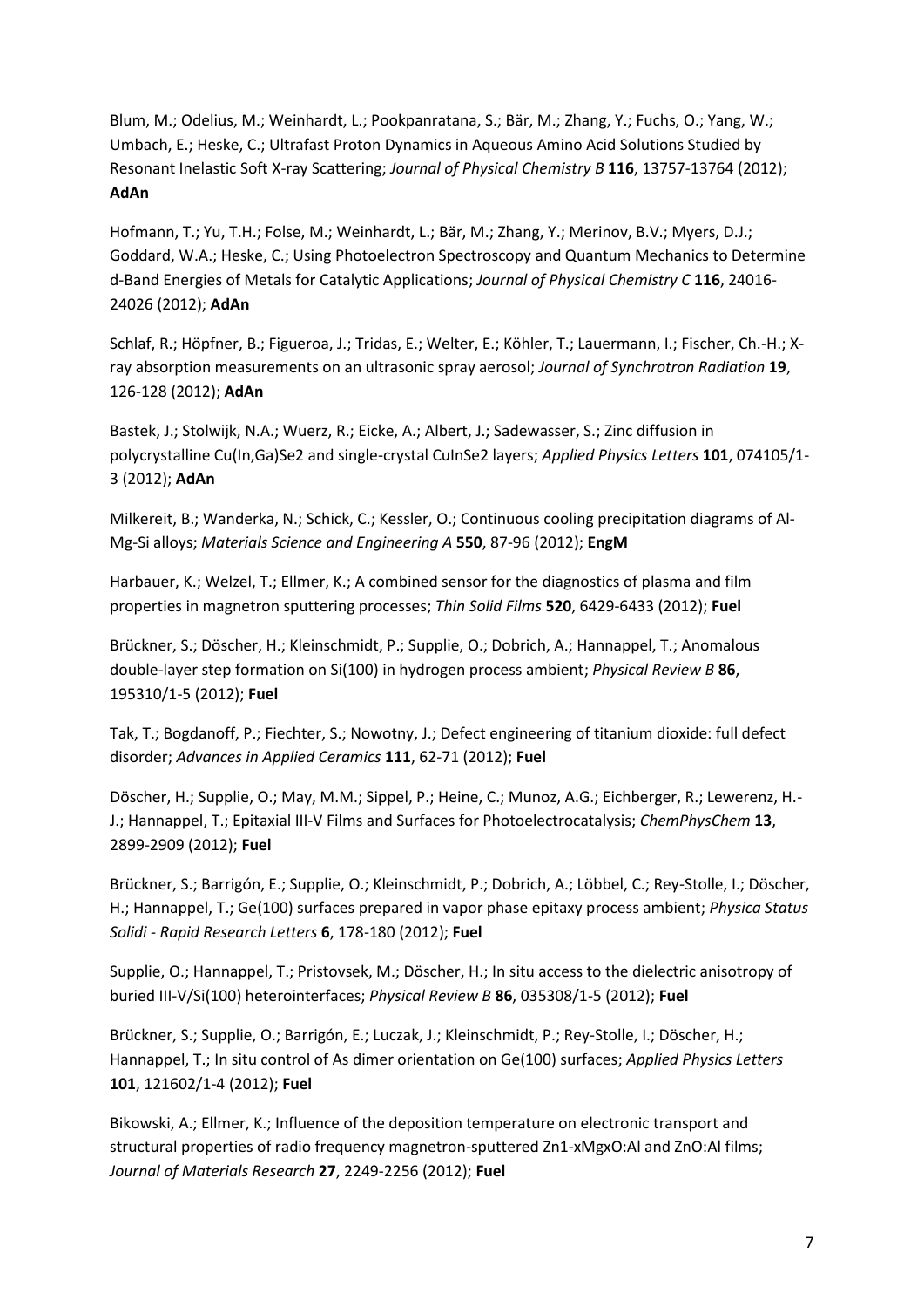Blum, M.; Odelius, M.; Weinhardt, L.; Pookpanratana, S.; Bär, M.; Zhang, Y.; Fuchs, O.; Yang, W.; Umbach, E.; Heske, C.; Ultrafast Proton Dynamics in Aqueous Amino Acid Solutions Studied by Resonant Inelastic Soft X-ray Scattering; *Journal of Physical Chemistry B* **116**, 13757-13764 (2012); **AdAn**

Hofmann, T.; Yu, T.H.; Folse, M.; Weinhardt, L.; Bär, M.; Zhang, Y.; Merinov, B.V.; Myers, D.J.; Goddard, W.A.; Heske, C.; Using Photoelectron Spectroscopy and Quantum Mechanics to Determine d-Band Energies of Metals for Catalytic Applications; *Journal of Physical Chemistry C* **116**, 24016-24026 (2012); **AdAn**

Schlaf, R.; Höpfner, B.; Figueroa, J.; Tridas, E.; Welter, E.; Köhler, T.; Lauermann, I.; Fischer, Ch.-H.; X-ray absorption measurements on an ultrasonic spray aerosol; *Journal of Synchrotron Radiation* **19**, 126-128 (2012); **AdAn**

Bastek, J.; Stolwijk, N.A.; Wuerz, R.; Eicke, A.; Albert, J.; Sadewasser, S.; Zinc diffusion in polycrystalline Cu(In,Ga)Se2 and single-crystal CuInSe2 layers; *Applied Physics Letters* **101**, 074105/1-3 (2012); **AdAn**

Milkereit, B.; Wanderka, N.; Schick, C.; Kessler, O.; Continuous cooling precipitation diagrams of Al-Mg-Si alloys; *Materials Science and Engineering A* **550**, 87-96 (2012); **EngM**

Harbauer, K.; Welzel, T.; Ellmer, K.; A combined sensor for the diagnostics of plasma and film properties in magnetron sputtering processes; *Thin Solid Films* **520**, 6429-6433 (2012); **Fuel**

Brückner, S.; Döscher, H.; Kleinschmidt, P.; Supplie, O.; Dobrich, A.; Hannappel, T.; Anomalous double-layer step formation on Si(100) in hydrogen process ambient; *Physical Review B* **86**, 195310/1-5 (2012); **Fuel**

Tak, T.; Bogdanoff, P.; Fiechter, S.; Nowotny, J.; Defect engineering of titanium dioxide: full defect disorder; *Advances in Applied Ceramics* **111**, 62-71 (2012); **Fuel**

Döscher, H.; Supplie, O.; May, M.M.; Sippel, P.; Heine, C.; Munoz, A.G.; Eichberger, R.; Lewerenz, H.-J.; Hannappel, T.; Epitaxial III-V Films and Surfaces for Photoelectrocatalysis; *ChemPhysChem* **13**, 2899-2909 (2012); **Fuel**

Brückner, S.; Barrigón, E.; Supplie, O.; Kleinschmidt, P.; Dobrich, A.; Löbbel, C.; Rey-Stolle, I.; Döscher, H.; Hannappel, T.; Ge(100) surfaces prepared in vapor phase epitaxy process ambient; *Physica Status Solidi - Rapid Research Letters* **6**, 178-180 (2012); **Fuel**

Supplie, O.; Hannappel, T.; Pristovsek, M.; Döscher, H.; In situ access to the dielectric anisotropy of buried III-V/Si(100) heterointerfaces; *Physical Review B* **86**, 035308/1-5 (2012); **Fuel**

Brückner, S.; Supplie, O.; Barrigón, E.; Luczak, J.; Kleinschmidt, P.; Rey-Stolle, I.; Döscher, H.; Hannappel, T.; In situ control of As dimer orientation on Ge(100) surfaces; *Applied Physics Letters* **101**, 121602/1-4 (2012); **Fuel**

Bikowski, A.; Ellmer, K.; Influence of the deposition temperature on electronic transport and structural properties of radio frequency magnetron-sputtered Zn1-xMgxO:Al and ZnO:Al films; *Journal of Materials Research* **27**, 2249-2256 (2012); **Fuel**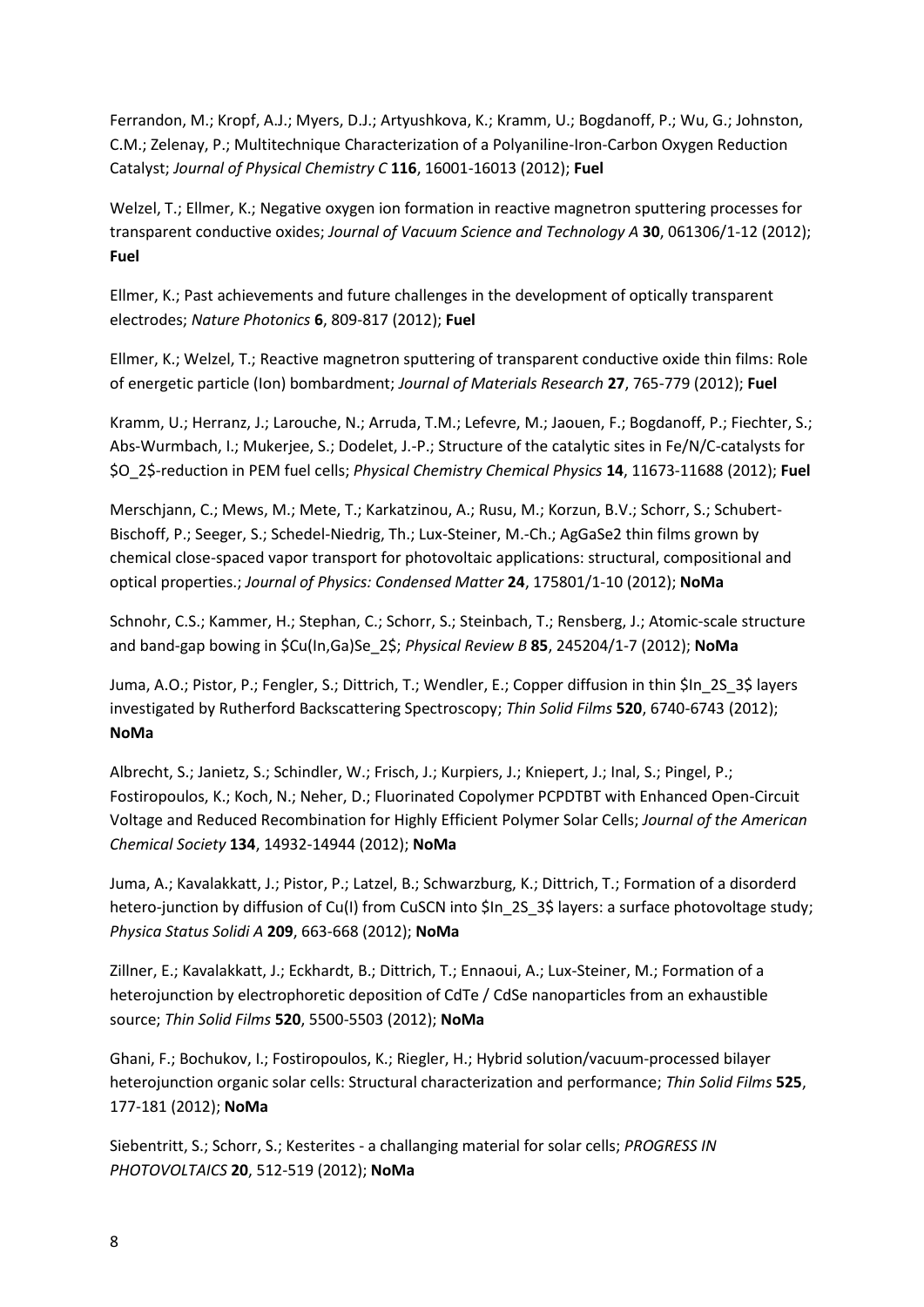Ferrandon, M.; Kropf, A.J.; Myers, D.J.; Artyushkova, K.; Kramm, U.; Bogdanoff, P.; Wu, G.; Johnston, C.M.; Zelenay, P.; Multitechnique Characterization of a Polyaniline-Iron-Carbon Oxygen Reduction Catalyst; *Journal of Physical Chemistry C* **116**, 16001-16013 (2012); **Fuel**

Welzel, T.; Ellmer, K.; Negative oxygen ion formation in reactive magnetron sputtering processes for transparent conductive oxides; *Journal of Vacuum Science and Technology A* **30**, 061306/1-12 (2012); **Fuel**

Ellmer, K.; Past achievements and future challenges in the development of optically transparent electrodes; *Nature Photonics* **6**, 809-817 (2012); **Fuel**

Ellmer, K.; Welzel, T.; Reactive magnetron sputtering of transparent conductive oxide thin films: Role of energetic particle (Ion) bombardment; *Journal of Materials Research* **27**, 765-779 (2012); **Fuel**

Kramm, U.; Herranz, J.; Larouche, N.; Arruda, T.M.; Lefevre, M.; Jaouen, F.; Bogdanoff, P.; Fiechter, S.; Abs-Wurmbach, I.; Mukerjee, S.; Dodelet, J.-P.; Structure of the catalytic sites in Fe/N/C-catalysts for $O_2$-reduction in PEM fuel cells; *Physical Chemistry Chemical Physics* **14**, 11673-11688 (2012); **Fuel**

Merschjann, C.; Mews, M.; Mete, T.; Karkatzinou, A.; Rusu, M.; Korzun, B.V.; Schorr, S.; Schubert-Bischoff, P.; Seeger, S.; Schedel-Niedrig, Th.; Lux-Steiner, M.-Ch.; AgGaSe2 thin films grown by chemical close-spaced vapor transport for photovoltaic applications: structural, compositional and optical properties.; *Journal of Physics: Condensed Matter* **24**, 175801/1-10 (2012); **NoMa**

Schnohr, C.S.; Kammer, H.; Stephan, C.; Schorr, S.; Steinbach, T.; Rensberg, J.; Atomic-scale structure and band-gap bowing in $Cu(In,Ga)Se_2$; *Physical Review B* **85**, 245204/1-7 (2012); **NoMa**

Juma, A.O.; Pistor, P.; Fengler, S.; Dittrich, T.; Wendler, E.; Copper diffusion in thin $In_2S_3$ layers investigated by Rutherford Backscattering Spectroscopy; *Thin Solid Films* **520**, 6740-6743 (2012); **NoMa**

Albrecht, S.; Janietz, S.; Schindler, W.; Frisch, J.; Kurpiers, J.; Kniepert, J.; Inal, S.; Pingel, P.; Fostiropoulos, K.; Koch, N.; Neher, D.; Fluorinated Copolymer PCPDTBT with Enhanced Open-Circuit Voltage and Reduced Recombination for Highly Efficient Polymer Solar Cells; *Journal of the American Chemical Society* **134**, 14932-14944 (2012); **NoMa**

Juma, A.; Kavalakkatt, J.; Pistor, P.; Latzel, B.; Schwarzburg, K.; Dittrich, T.; Formation of a disorderd hetero-junction by diffusion of Cu(I) from CuSCN into $In_2S_3$ layers: a surface photovoltage study; *Physica Status Solidi A* **209**, 663-668 (2012); **NoMa**

Zillner, E.; Kavalakkatt, J.; Eckhardt, B.; Dittrich, T.; Ennaoui, A.; Lux-Steiner, M.; Formation of a heterojunction by electrophoretic deposition of CdTe / CdSe nanoparticles from an exhaustible source; *Thin Solid Films* **520**, 5500-5503 (2012); **NoMa**

Ghani, F.; Bochukov, I.; Fostiropoulos, K.; Riegler, H.; Hybrid solution/vacuum-processed bilayer heterojunction organic solar cells: Structural characterization and performance; *Thin Solid Films* **525**, 177-181 (2012); **NoMa**

Siebentritt, S.; Schorr, S.; Kesterites - a challanging material for solar cells; *PROGRESS IN PHOTOVOLTAICS* **20**, 512-519 (2012); **NoMa**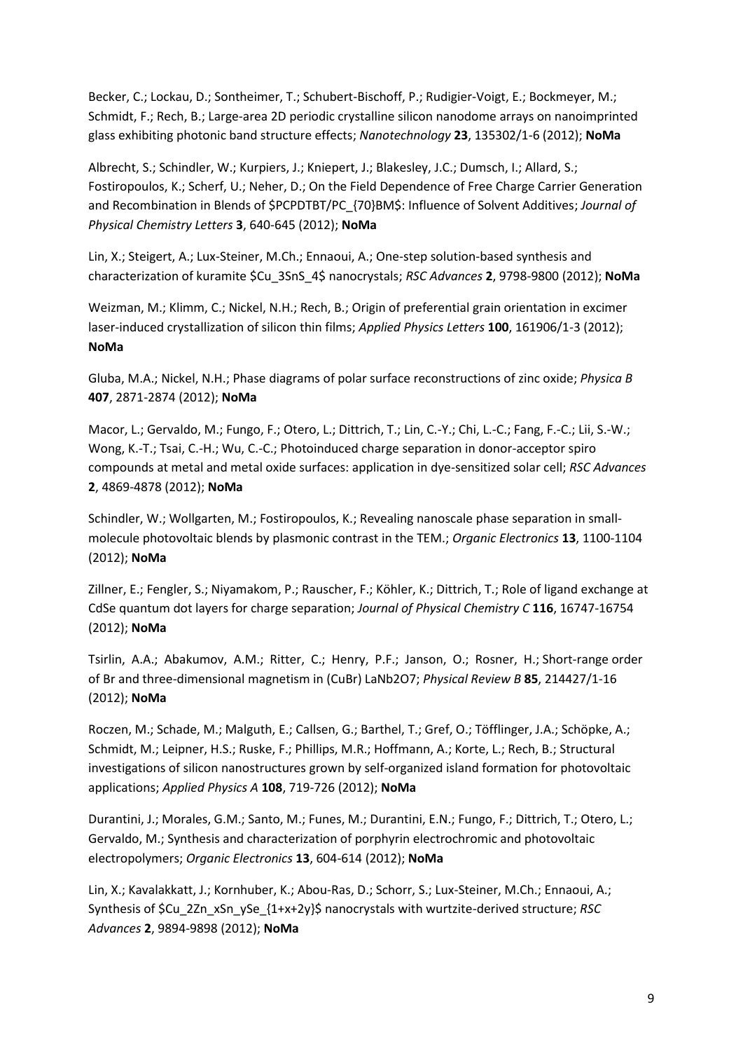Becker, C.; Lockau, D.; Sontheimer, T.; Schubert-Bischoff, P.; Rudigier-Voigt, E.; Bockmeyer, M.; Schmidt, F.; Rech, B.; Large-area 2D periodic crystalline silicon nanodome arrays on nanoimprinted glass exhibiting photonic band structure effects; *Nanotechnology* **23**, 135302/1-6 (2012); **NoMa**

Albrecht, S.; Schindler, W.; Kurpiers, J.; Kniepert, J.; Blakesley, J.C.; Dumsch, I.; Allard, S.; Fostiropoulos, K.; Scherf, U.; Neher, D.; On the Field Dependence of Free Charge Carrier Generation and Recombination in Blends of $PCPDTBT/PC_{70}BM$: Influence of Solvent Additives; *Journal of Physical Chemistry Letters* **3**, 640-645 (2012); **NoMa**

Lin, X.; Steigert, A.; Lux-Steiner, M.Ch.; Ennaoui, A.; One-step solution-based synthesis and characterization of kuramite $Cu_3SnS_4$ nanocrystals; *RSC Advances* **2**, 9798-9800 (2012); **NoMa**

Weizman, M.; Klimm, C.; Nickel, N.H.; Rech, B.; Origin of preferential grain orientation in excimer laser-induced crystallization of silicon thin films; *Applied Physics Letters* **100**, 161906/1-3 (2012); **NoMa**

Gluba, M.A.; Nickel, N.H.; Phase diagrams of polar surface reconstructions of zinc oxide; *Physica B* **407**, 2871-2874 (2012); **NoMa**

Macor, L.; Gervaldo, M.; Fungo, F.; Otero, L.; Dittrich, T.; Lin, C.-Y.; Chi, L.-C.; Fang, F.-C.; Lii, S.-W.; Wong, K.-T.; Tsai, C.-H.; Wu, C.-C.; Photoinduced charge separation in donor-acceptor spiro compounds at metal and metal oxide surfaces: application in dye-sensitized solar cell; *RSC Advances* **2**, 4869-4878 (2012); **NoMa**

Schindler, W.; Wollgarten, M.; Fostiropoulos, K.; Revealing nanoscale phase separation in small-molecule photovoltaic blends by plasmonic contrast in the TEM.; *Organic Electronics* **13**, 1100-1104 (2012); **NoMa**

Zillner, E.; Fengler, S.; Niyamakom, P.; Rauscher, F.; Köhler, K.; Dittrich, T.; Role of ligand exchange at CdSe quantum dot layers for charge separation; *Journal of Physical Chemistry C* **116**, 16747-16754 (2012); **NoMa**

Tsirlin, A.A.; Abakumov, A.M.; Ritter, C.; Henry, P.F.; Janson, O.; Rosner, H.; Short-range order of Br and three-dimensional magnetism in (CuBr) $LaNb_2O_7$; *Physical Review B* **85**, 214427/1-16 (2012); **NoMa**

Roczen, M.; Schade, M.; Malguth, E.; Callsen, G.; Barthel, T.; Gref, O.; Töfflinger, J.A.; Schöpke, A.; Schmidt, M.; Leipner, H.S.; Ruske, F.; Phillips, M.R.; Hoffmann, A.; Korte, L.; Rech, B.; Structural investigations of silicon nanostructures grown by self-organized island formation for photovoltaic applications; *Applied Physics A* **108**, 719-726 (2012); **NoMa**

Durantini, J.; Morales, G.M.; Santo, M.; Funes, M.; Durantini, E.N.; Fungo, F.; Dittrich, T.; Otero, L.; Gervaldo, M.; Synthesis and characterization of porphyrin electrochromic and photovoltaic electropolymers; *Organic Electronics* **13**, 604-614 (2012); **NoMa**

Lin, X.; Kavalakkatt, J.; Kornhuber, K.; Abou-Ras, D.; Schorr, S.; Lux-Steiner, M.Ch.; Ennaoui, A.; Synthesis of $Cu_2Zn_xSn_ySe_{1+x+2y}$ nanocrystals with wurtzite-derived structure; *RSC Advances* **2**, 9894-9898 (2012); **NoMa**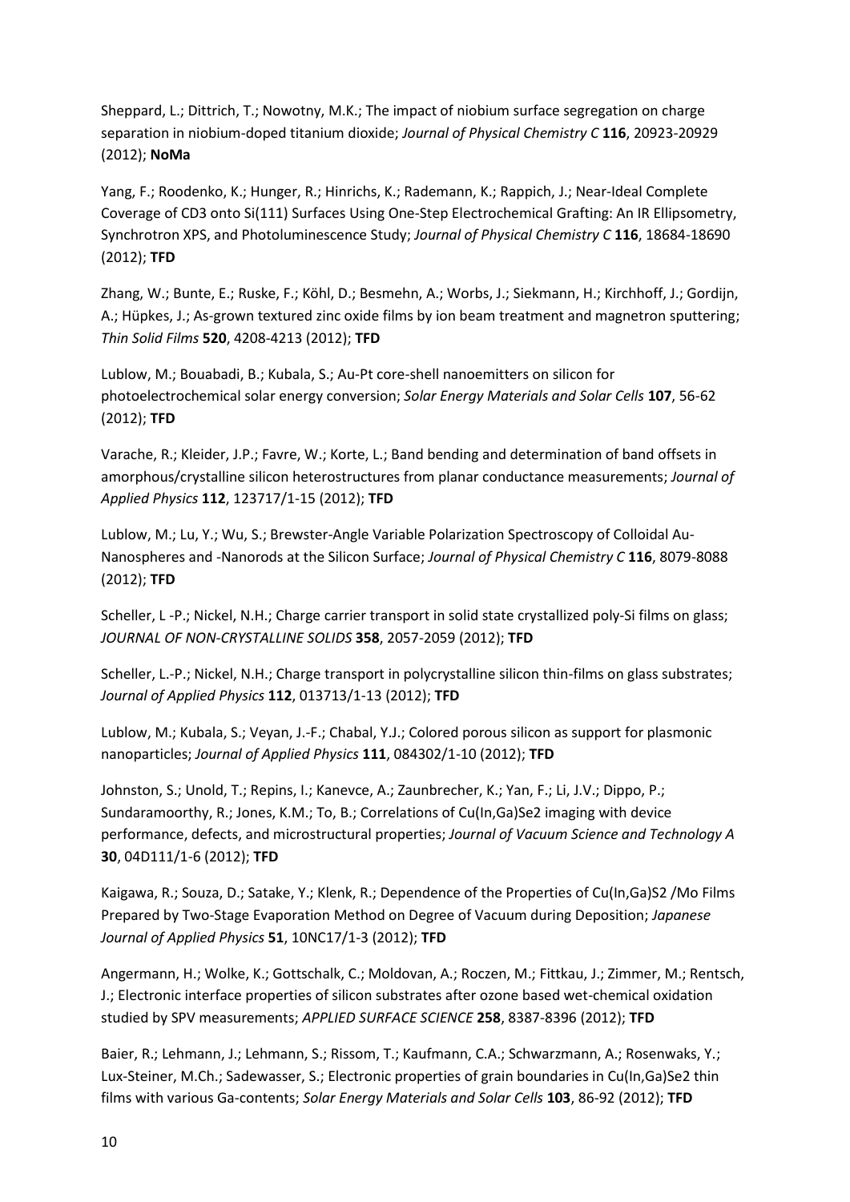Sheppard, L.; Dittrich, T.; Nowotny, M.K.; The impact of niobium surface segregation on charge separation in niobium-doped titanium dioxide; *Journal of Physical Chemistry C* **116**, 20923-20929 (2012); **NoMa**

Yang, F.; Roodenko, K.; Hunger, R.; Hinrichs, K.; Rademann, K.; Rappich, J.; Near-Ideal Complete Coverage of CD3 onto Si(111) Surfaces Using One-Step Electrochemical Grafting: An IR Ellipsometry, Synchrotron XPS, and Photoluminescence Study; *Journal of Physical Chemistry C* **116**, 18684-18690 (2012); **TFD**

Zhang, W.; Bunte, E.; Ruske, F.; Köhl, D.; Besmehn, A.; Worbs, J.; Siekmann, H.; Kirchhoff, J.; Gordijn, A.; Hüpkes, J.; As-grown textured zinc oxide films by ion beam treatment and magnetron sputtering; *Thin Solid Films* **520**, 4208-4213 (2012); **TFD**

Lublow, M.; Bouabadi, B.; Kubala, S.; Au-Pt core-shell nanoemitters on silicon for photoelectrochemical solar energy conversion; *Solar Energy Materials and Solar Cells* **107**, 56-62 (2012); **TFD**

Varache, R.; Kleider, J.P.; Favre, W.; Korte, L.; Band bending and determination of band offsets in amorphous/crystalline silicon heterostructures from planar conductance measurements; *Journal of Applied Physics* **112**, 123717/1-15 (2012); **TFD**

Lublow, M.; Lu, Y.; Wu, S.; Brewster-Angle Variable Polarization Spectroscopy of Colloidal Au-Nanospheres and -Nanorods at the Silicon Surface; *Journal of Physical Chemistry C* **116**, 8079-8088 (2012); **TFD**

Scheller, L -P.; Nickel, N.H.; Charge carrier transport in solid state crystallized poly-Si films on glass; *JOURNAL OF NON-CRYSTALLINE SOLIDS* **358**, 2057-2059 (2012); **TFD**

Scheller, L.-P.; Nickel, N.H.; Charge transport in polycrystalline silicon thin-films on glass substrates; *Journal of Applied Physics* **112**, 013713/1-13 (2012); **TFD**

Lublow, M.; Kubala, S.; Veyan, J.-F.; Chabal, Y.J.; Colored porous silicon as support for plasmonic nanoparticles; *Journal of Applied Physics* **111**, 084302/1-10 (2012); **TFD**

Johnston, S.; Unold, T.; Repins, I.; Kanevce, A.; Zaunbrecher, K.; Yan, F.; Li, J.V.; Dippo, P.; Sundaramoorthy, R.; Jones, K.M.; To, B.; Correlations of Cu(In,Ga)Se2 imaging with device performance, defects, and microstructural properties; *Journal of Vacuum Science and Technology A* **30**, 04D111/1-6 (2012); **TFD**

Kaigawa, R.; Souza, D.; Satake, Y.; Klenk, R.; Dependence of the Properties of Cu(In,Ga)S2 /Mo Films Prepared by Two-Stage Evaporation Method on Degree of Vacuum during Deposition; *Japanese Journal of Applied Physics* **51**, 10NC17/1-3 (2012); **TFD**

Angermann, H.; Wolke, K.; Gottschalk, C.; Moldovan, A.; Roczen, M.; Fittkau, J.; Zimmer, M.; Rentsch, J.; Electronic interface properties of silicon substrates after ozone based wet-chemical oxidation studied by SPV measurements; *APPLIED SURFACE SCIENCE* **258**, 8387-8396 (2012); **TFD**

Baier, R.; Lehmann, J.; Lehmann, S.; Rissom, T.; Kaufmann, C.A.; Schwarzmann, A.; Rosenwaks, Y.; Lux-Steiner, M.Ch.; Sadewasser, S.; Electronic properties of grain boundaries in Cu(In,Ga)Se2 thin films with various Ga-contents; *Solar Energy Materials and Solar Cells* **103**, 86-92 (2012); **TFD**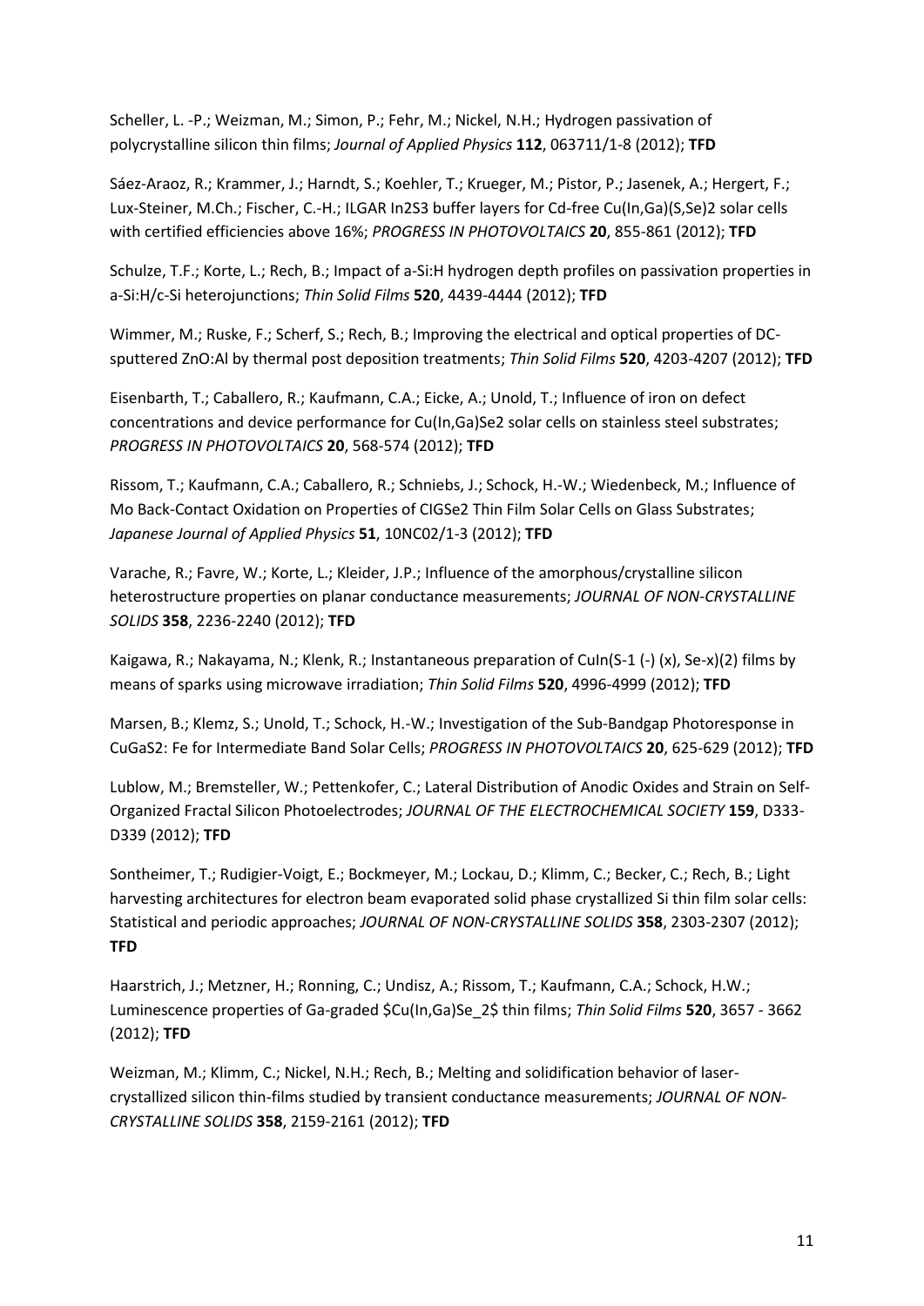Scheller, L. -P.; Weizman, M.; Simon, P.; Fehr, M.; Nickel, N.H.; Hydrogen passivation of polycrystalline silicon thin films; *Journal of Applied Physics* **112**, 063711/1-8 (2012); **TFD**

Sáez-Araoz, R.; Krammer, J.; Harndt, S.; Koehler, T.; Krueger, M.; Pistor, P.; Jasenek, A.; Hergert, F.; Lux-Steiner, M.Ch.; Fischer, C.-H.; ILGAR $In_2S_3$ buffer layers for Cd-free $Cu(In,Ga)(S,Se)_2$ solar cells with certified efficiencies above 16%; *PROGRESS IN PHOTOVOLTAICS* **20**, 855-861 (2012); **TFD**

Schulze, T.F.; Korte, L.; Rech, B.; Impact of a-Si:H hydrogen depth profiles on passivation properties in a-Si:H/c-Si heterojunctions; *Thin Solid Films* **520**, 4439-4444 (2012); **TFD**

Wimmer, M.; Ruske, F.; Scherf, S.; Rech, B.; Improving the electrical and optical properties of DC-sputtered ZnO:Al by thermal post deposition treatments; *Thin Solid Films* **520**, 4203-4207 (2012); **TFD**

Eisenbarth, T.; Caballero, R.; Kaufmann, C.A.; Eicke, A.; Unold, T.; Influence of iron on defect concentrations and device performance for $Cu(In,Ga)Se_2$ solar cells on stainless steel substrates; *PROGRESS IN PHOTOVOLTAICS* **20**, 568-574 (2012); **TFD**

Rissom, T.; Kaufmann, C.A.; Caballero, R.; Schniebs, J.; Schock, H.-W.; Wiedenbeck, M.; Influence of Mo Back-Contact Oxidation on Properties of $CIGSe_2$ Thin Film Solar Cells on Glass Substrates; *Japanese Journal of Applied Physics* **51**, 10NC02/1-3 (2012); **TFD**

Varache, R.; Favre, W.; Korte, L.; Kleider, J.P.; Influence of the amorphous/crystalline silicon heterostructure properties on planar conductance measurements; *JOURNAL OF NON-CRYSTALLINE SOLIDS* **358**, 2236-2240 (2012); **TFD**

Kaigawa, R.; Nakayama, N.; Klenk, R.; Instantaneous preparation of CuIn(S-1 (-) (x), Se-x)(2) films by means of sparks using microwave irradiation; *Thin Solid Films* **520**, 4996-4999 (2012); **TFD**

Marsen, B.; Klemz, S.; Unold, T.; Schock, H.-W.; Investigation of the Sub-Bandgap Photoresponse in $CuGaS_2$: Fe for Intermediate Band Solar Cells; *PROGRESS IN PHOTOVOLTAICS* **20**, 625-629 (2012); **TFD**

Lublow, M.; Bremsteller, W.; Pettenkofer, C.; Lateral Distribution of Anodic Oxides and Strain on Self-Organized Fractal Silicon Photoelectrodes; *JOURNAL OF THE ELECTROCHEMICAL SOCIETY* **159**, D333-D339 (2012); **TFD**

Sontheimer, T.; Rudigier-Voigt, E.; Bockmeyer, M.; Lockau, D.; Klimm, C.; Becker, C.; Rech, B.; Light harvesting architectures for electron beam evaporated solid phase crystallized Si thin film solar cells: Statistical and periodic approaches; *JOURNAL OF NON-CRYSTALLINE SOLIDS* **358**, 2303-2307 (2012); **TFD**

Haarstrich, J.; Metzner, H.; Ronning, C.; Undisz, A.; Rissom, T.; Kaufmann, C.A.; Schock, H.W.; Luminescence properties of Ga-graded $Cu(In,Ga)Se_2$ thin films; *Thin Solid Films* **520**, 3657 - 3662 (2012); **TFD**

Weizman, M.; Klimm, C.; Nickel, N.H.; Rech, B.; Melting and solidification behavior of laser-crystallized silicon thin-films studied by transient conductance measurements; *JOURNAL OF NON-CRYSTALLINE SOLIDS* **358**, 2159-2161 (2012); **TFD**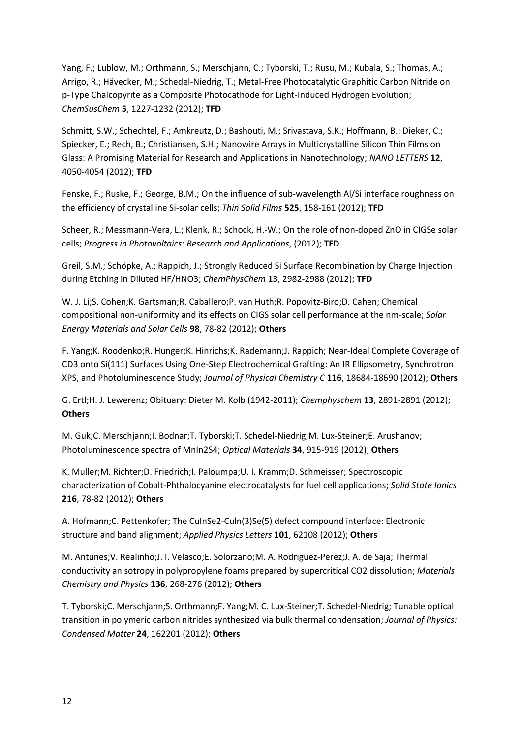Yang, F.; Lublow, M.; Orthmann, S.; Merschjann, C.; Tyborski, T.; Rusu, M.; Kubala, S.; Thomas, A.; Arrigo, R.; Hävecker, M.; Schedel-Niedrig, T.; Metal-Free Photocatalytic Graphitic Carbon Nitride on p-Type Chalcopyrite as a Composite Photocathode for Light-Induced Hydrogen Evolution; *ChemSusChem* **5**, 1227-1232 (2012); **TFD**

Schmitt, S.W.; Schechtel, F.; Amkreutz, D.; Bashouti, M.; Srivastava, S.K.; Hoffmann, B.; Dieker, C.; Spiecker, E.; Rech, B.; Christiansen, S.H.; Nanowire Arrays in Multicrystalline Silicon Thin Films on Glass: A Promising Material for Research and Applications in Nanotechnology; *NANO LETTERS* **12**, 4050-4054 (2012); **TFD**

Fenske, F.; Ruske, F.; George, B.M.; On the influence of sub-wavelength Al/Si interface roughness on the efficiency of crystalline Si-solar cells; *Thin Solid Films* **525**, 158-161 (2012); **TFD**

Scheer, R.; Messmann-Vera, L.; Klenk, R.; Schock, H.-W.; On the role of non-doped ZnO in CIGSe solar cells; *Progress in Photovoltaics: Research and Applications*, (2012); **TFD**

Greil, S.M.; Schöpke, A.; Rappich, J.; Strongly Reduced Si Surface Recombination by Charge Injection during Etching in Diluted HF/HNO3; *ChemPhysChem* **13**, 2982-2988 (2012); **TFD**

W. J. Li;S. Cohen;K. Gartsman;R. Caballero;P. van Huth;R. Popovitz-Biro;D. Cahen; Chemical compositional non-uniformity and its effects on CIGS solar cell performance at the nm-scale; *Solar Energy Materials and Solar Cells* **98**, 78-82 (2012); **Others**

F. Yang;K. Roodenko;R. Hunger;K. Hinrichs;K. Rademann;J. Rappich; Near-Ideal Complete Coverage of CD3 onto Si(111) Surfaces Using One-Step Electrochemical Grafting: An IR Ellipsometry, Synchrotron XPS, and Photoluminescence Study; *Journal of Physical Chemistry C* **116**, 18684-18690 (2012); **Others**

G. Ertl;H. J. Lewerenz; Obituary: Dieter M. Kolb (1942-2011); *Chemphyschem* **13**, 2891-2891 (2012); **Others**

M. Guk;C. Merschjann;I. Bodnar;T. Tyborski;T. Schedel-Niedrig;M. Lux-Steiner;E. Arushanov; Photoluminescence spectra of MnIn2S4; *Optical Materials* **34**, 915-919 (2012); **Others**

K. Muller;M. Richter;D. Friedrich;I. Paloumpa;U. I. Kramm;D. Schmeisser; Spectroscopic characterization of Cobalt-Phthalocyanine electrocatalysts for fuel cell applications; *Solid State Ionics* **216**, 78-82 (2012); **Others**

A. Hofmann;C. Pettenkofer; The CuInSe2-CuIn(3)Se(5) defect compound interface: Electronic structure and band alignment; *Applied Physics Letters* **101**, 62108 (2012); **Others**

M. Antunes;V. Realinho;J. I. Velasco;E. Solorzano;M. A. Rodriguez-Perez;J. A. de Saja; Thermal conductivity anisotropy in polypropylene foams prepared by supercritical CO2 dissolution; *Materials Chemistry and Physics* **136**, 268-276 (2012); **Others**

T. Tyborski;C. Merschjann;S. Orthmann;F. Yang;M. C. Lux-Steiner;T. Schedel-Niedrig; Tunable optical transition in polymeric carbon nitrides synthesized via bulk thermal condensation; *Journal of Physics: Condensed Matter* **24**, 162201 (2012); **Others**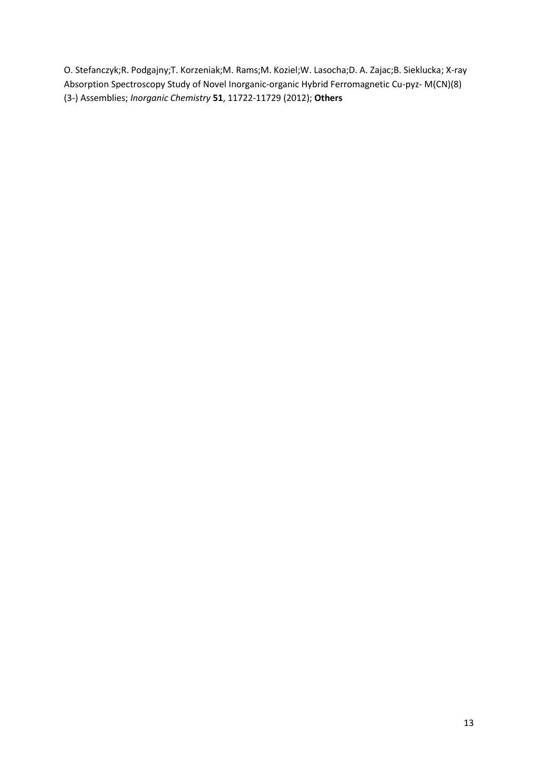O. Stefanczyk;R. Podgajny;T. Korzeniak;M. Rams;M. Koziel;W. Lasocha;D. A. Zajac;B. Sieklucka; X-ray Absorption Spectroscopy Study of Novel Inorganic-organic Hybrid Ferromagnetic Cu-pyz- M(CN)(8) (3-) Assemblies; *Inorganic Chemistry* **51**, 11722-11729 (2012); **Others**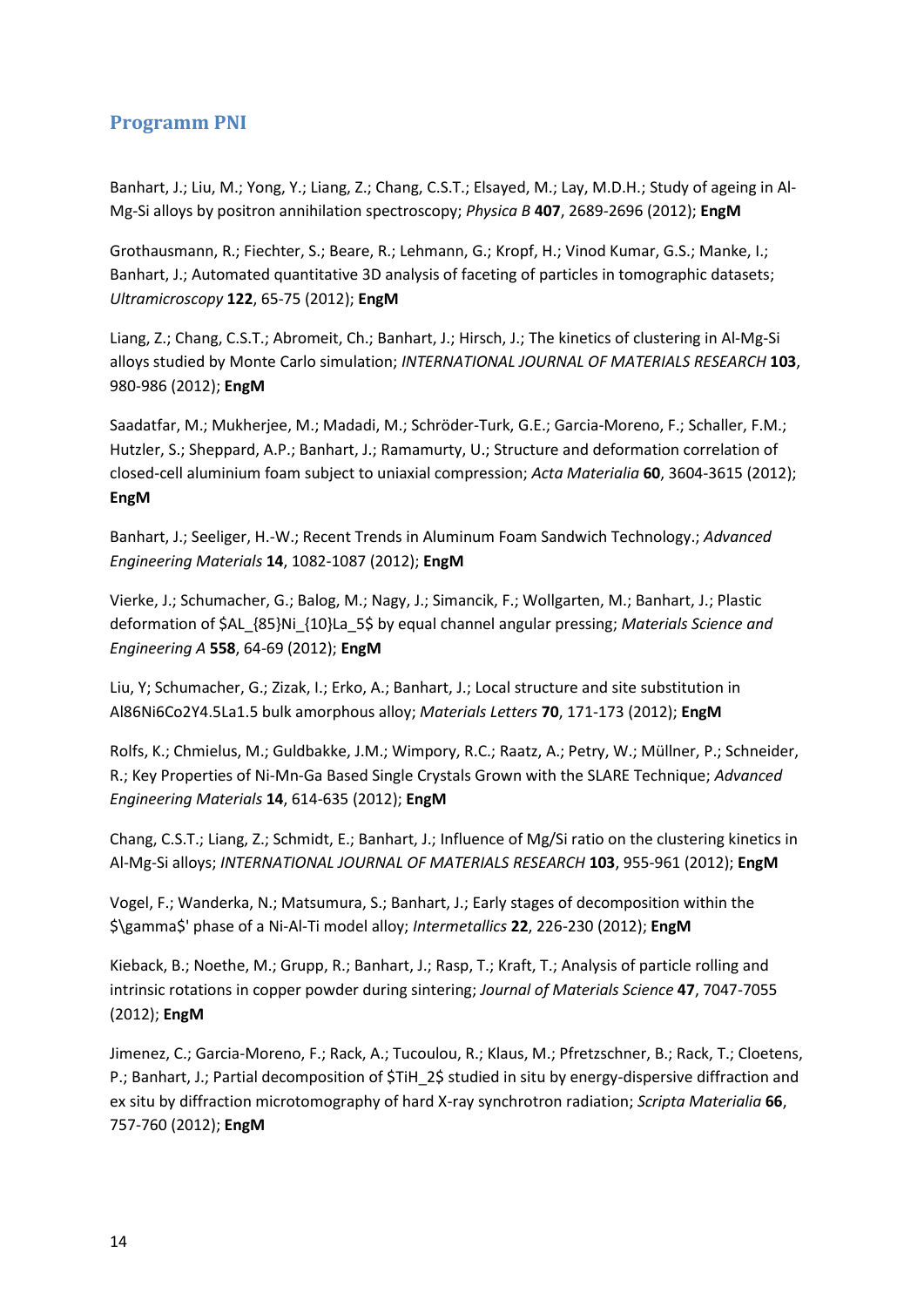## Programm PNI

Banhart, J.; Liu, M.; Yong, Y.; Liang, Z.; Chang, C.S.T.; Elsayed, M.; Lay, M.D.H.; Study of ageing in Al-Mg-Si alloys by positron annihilation spectroscopy; *Physica B* **407**, 2689-2696 (2012); **EngM**

Grothausmann, R.; Fiechter, S.; Beare, R.; Lehmann, G.; Kropf, H.; Vinod Kumar, G.S.; Manke, I.; Banhart, J.; Automated quantitative 3D analysis of faceting of particles in tomographic datasets; *Ultramicroscopy* **122**, 65-75 (2012); **EngM**

Liang, Z.; Chang, C.S.T.; Abromeit, Ch.; Banhart, J.; Hirsch, J.; The kinetics of clustering in Al-Mg-Si alloys studied by Monte Carlo simulation; *INTERNATIONAL JOURNAL OF MATERIALS RESEARCH* **103**, 980-986 (2012); **EngM**

Saadatfar, M.; Mukherjee, M.; Madadi, M.; Schröder-Turk, G.E.; Garcia-Moreno, F.; Schaller, F.M.; Hutzler, S.; Sheppard, A.P.; Banhart, J.; Ramamurty, U.; Structure and deformation correlation of closed-cell aluminium foam subject to uniaxial compression; *Acta Materialia* **60**, 3604-3615 (2012); **EngM**

Banhart, J.; Seeliger, H.-W.; Recent Trends in Aluminum Foam Sandwich Technology.; *Advanced Engineering Materials* **14**, 1082-1087 (2012); **EngM**

Vierke, J.; Schumacher, G.; Balog, M.; Nagy, J.; Simancik, F.; Wollgarten, M.; Banhart, J.; Plastic deformation of $AL_{85}Ni_{10}La_5$ by equal channel angular pressing; *Materials Science and Engineering A* **558**, 64-69 (2012); **EngM**

Liu, Y; Schumacher, G.; Zizak, I.; Erko, A.; Banhart, J.; Local structure and site substitution in Al86Ni6Co2Y4.5La1.5 bulk amorphous alloy; *Materials Letters* **70**, 171-173 (2012); **EngM**

Rolfs, K.; Chmielus, M.; Guldbakke, J.M.; Wimpory, R.C.; Raatz, A.; Petry, W.; Müllner, P.; Schneider, R.; Key Properties of Ni-Mn-Ga Based Single Crystals Grown with the SLARE Technique; *Advanced Engineering Materials* **14**, 614-635 (2012); **EngM**

Chang, C.S.T.; Liang, Z.; Schmidt, E.; Banhart, J.; Influence of Mg/Si ratio on the clustering kinetics in Al-Mg-Si alloys; *INTERNATIONAL JOURNAL OF MATERIALS RESEARCH* **103**, 955-961 (2012); **EngM**

Vogel, F.; Wanderka, N.; Matsumura, S.; Banhart, J.; Early stages of decomposition within the $\gamma$' phase of a Ni-Al-Ti model alloy; *Intermetallics* **22**, 226-230 (2012); **EngM**

Kieback, B.; Noethe, M.; Grupp, R.; Banhart, J.; Rasp, T.; Kraft, T.; Analysis of particle rolling and intrinsic rotations in copper powder during sintering; *Journal of Materials Science* **47**, 7047-7055 (2012); **EngM**

Jimenez, C.; Garcia-Moreno, F.; Rack, A.; Tucoulou, R.; Klaus, M.; Pfretzschner, B.; Rack, T.; Cloetens, P.; Banhart, J.; Partial decomposition of $TiH_2$ studied in situ by energy-dispersive diffraction and ex situ by diffraction microtomography of hard X-ray synchrotron radiation; *Scripta Materialia* **66**, 757-760 (2012); **EngM**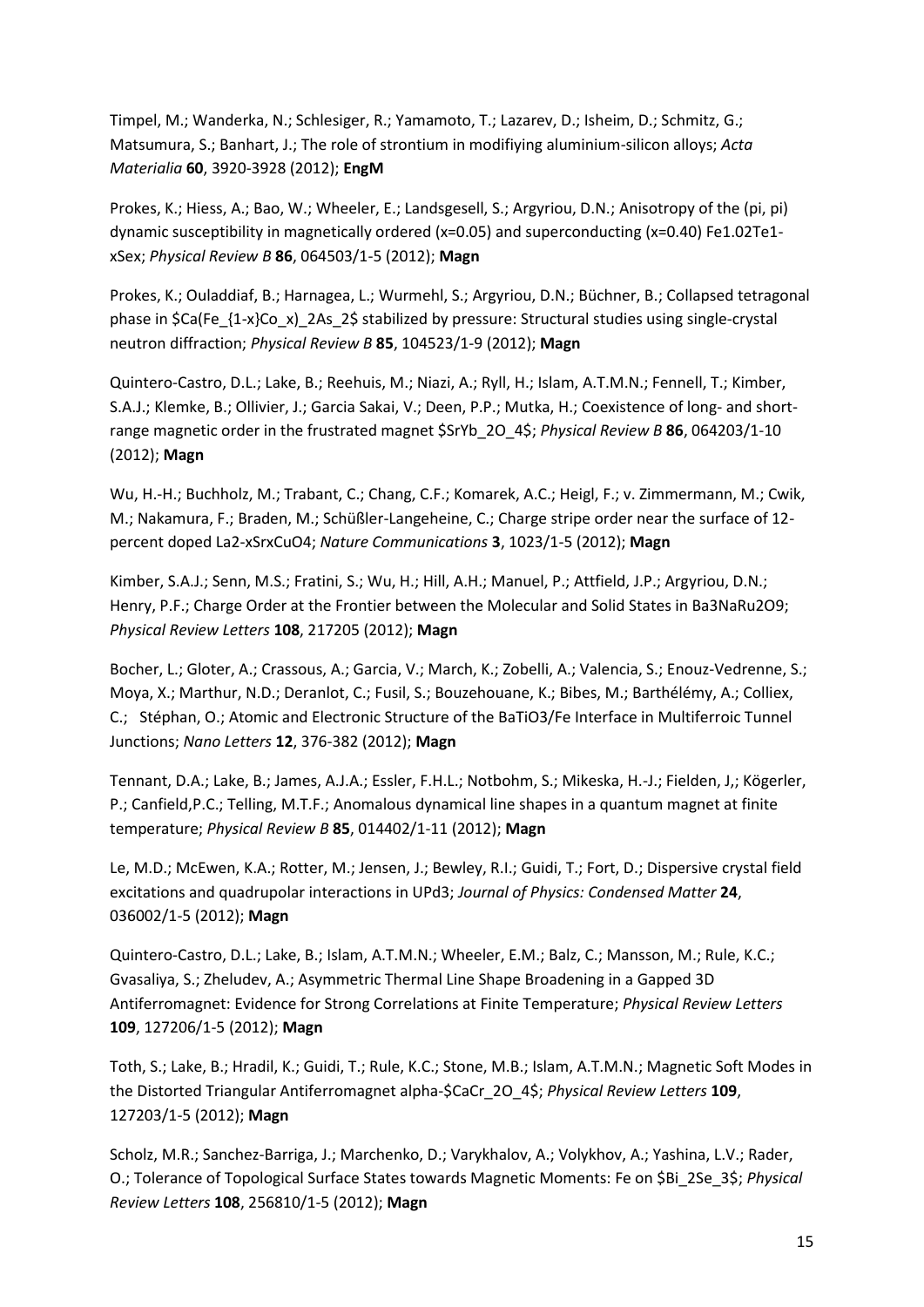Timpel, M.; Wanderka, N.; Schlesiger, R.; Yamamoto, T.; Lazarev, D.; Isheim, D.; Schmitz, G.; Matsumura, S.; Banhart, J.; The role of strontium in modifiying aluminium-silicon alloys; *Acta Materialia* **60**, 3920-3928 (2012); **EngM**

Prokes, K.; Hiess, A.; Bao, W.; Wheeler, E.; Landsgesell, S.; Argyriou, D.N.; Anisotropy of the (pi, pi) dynamic susceptibility in magnetically ordered (x=0.05) and superconducting (x=0.40) Fe1.02Te1-xSex; *Physical Review B* **86**, 064503/1-5 (2012); **Magn**

Prokes, K.; Ouladdiaf, B.; Harnagea, L.; Wurmehl, S.; Argyriou, D.N.; Büchner, B.; Collapsed tetragonal phase in $Ca(Fe_{1-x}Co_x)_2As_2$ stabilized by pressure: Structural studies using single-crystal neutron diffraction; *Physical Review B* **85**, 104523/1-9 (2012); **Magn**

Quintero-Castro, D.L.; Lake, B.; Reehuis, M.; Niazi, A.; Ryll, H.; Islam, A.T.M.N.; Fennell, T.; Kimber, S.A.J.; Klemke, B.; Ollivier, J.; Garcia Sakai, V.; Deen, P.P.; Mutka, H.; Coexistence of long- and short-range magnetic order in the frustrated magnet $SrYb_2O_4$; *Physical Review B* **86**, 064203/1-10 (2012); **Magn**

Wu, H.-H.; Buchholz, M.; Trabant, C.; Chang, C.F.; Komarek, A.C.; Heigl, F.; v. Zimmermann, M.; Cwik, M.; Nakamura, F.; Braden, M.; Schüßler-Langeheine, C.; Charge stripe order near the surface of 12-percent doped La2-xSrxCuO4; *Nature Communications* **3**, 1023/1-5 (2012); **Magn**

Kimber, S.A.J.; Senn, M.S.; Fratini, S.; Wu, H.; Hill, A.H.; Manuel, P.; Attfield, J.P.; Argyriou, D.N.; Henry, P.F.; Charge Order at the Frontier between the Molecular and Solid States in Ba3NaRu2O9; *Physical Review Letters* **108**, 217205 (2012); **Magn**

Bocher, L.; Gloter, A.; Crassous, A.; Garcia, V.; March, K.; Zobelli, A.; Valencia, S.; Enouz-Vedrenne, S.; Moya, X.; Marthur, N.D.; Deranlot, C.; Fusil, S.; Bouzehouane, K.; Bibes, M.; Barthélémy, A.; Colliex, C.; Stéphan, O.; Atomic and Electronic Structure of the BaTiO3/Fe Interface in Multiferroic Tunnel Junctions; *Nano Letters* **12**, 376-382 (2012); **Magn**

Tennant, D.A.; Lake, B.; James, A.J.A.; Essler, F.H.L.; Notbohm, S.; Mikeska, H.-J.; Fielden, J,; Kögerler, P.; Canfield,P.C.; Telling, M.T.F.; Anomalous dynamical line shapes in a quantum magnet at finite temperature; *Physical Review B* **85**, 014402/1-11 (2012); **Magn**

Le, M.D.; McEwen, K.A.; Rotter, M.; Jensen, J.; Bewley, R.I.; Guidi, T.; Fort, D.; Dispersive crystal field excitations and quadrupolar interactions in UPd3; *Journal of Physics: Condensed Matter* **24**, 036002/1-5 (2012); **Magn**

Quintero-Castro, D.L.; Lake, B.; Islam, A.T.M.N.; Wheeler, E.M.; Balz, C.; Mansson, M.; Rule, K.C.; Gvasaliya, S.; Zheludev, A.; Asymmetric Thermal Line Shape Broadening in a Gapped 3D Antiferromagnet: Evidence for Strong Correlations at Finite Temperature; *Physical Review Letters* **109**, 127206/1-5 (2012); **Magn**

Toth, S.; Lake, B.; Hradil, K.; Guidi, T.; Rule, K.C.; Stone, M.B.; Islam, A.T.M.N.; Magnetic Soft Modes in the Distorted Triangular Antiferromagnet alpha-$CaCr_2O_4$; *Physical Review Letters* **109**, 127203/1-5 (2012); **Magn**

Scholz, M.R.; Sanchez-Barriga, J.; Marchenko, D.; Varykhalov, A.; Volykhov, A.; Yashina, L.V.; Rader, O.; Tolerance of Topological Surface States towards Magnetic Moments: Fe on $Bi_2Se_3$; *Physical Review Letters* **108**, 256810/1-5 (2012); **Magn**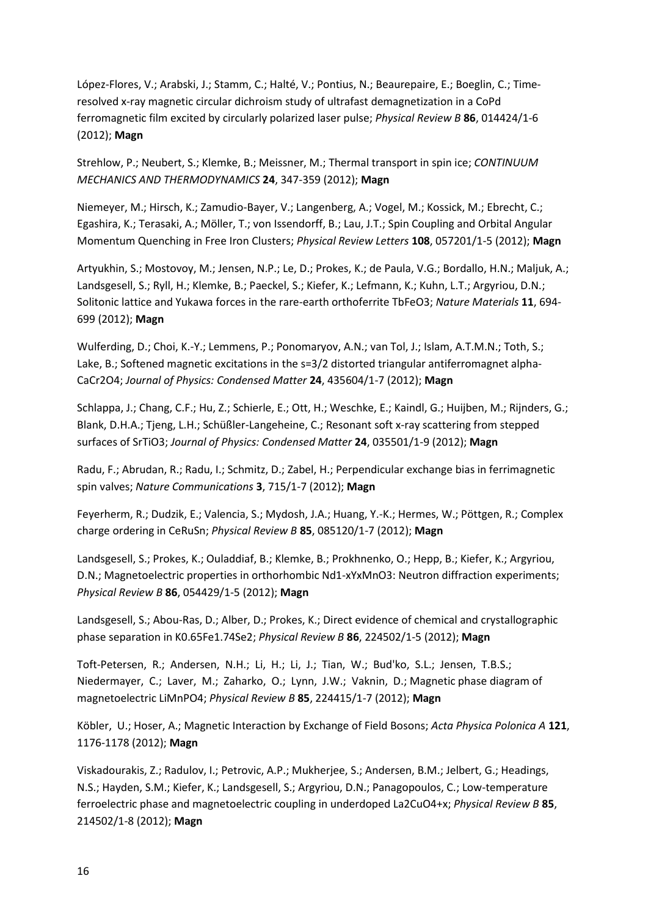López-Flores, V.; Arabski, J.; Stamm, C.; Halté, V.; Pontius, N.; Beaurepaire, E.; Boeglin, C.; Time-resolved x-ray magnetic circular dichroism study of ultrafast demagnetization in a CoPd ferromagnetic film excited by circularly polarized laser pulse; *Physical Review B* **86**, 014424/1-6 (2012); **Magn**

Strehlow, P.; Neubert, S.; Klemke, B.; Meissner, M.; Thermal transport in spin ice; *CONTINUUM MECHANICS AND THERMODYNAMICS* **24**, 347-359 (2012); **Magn**

Niemeyer, M.; Hirsch, K.; Zamudio-Bayer, V.; Langenberg, A.; Vogel, M.; Kossick, M.; Ebrecht, C.; Egashira, K.; Terasaki, A.; Möller, T.; von Issendorff, B.; Lau, J.T.; Spin Coupling and Orbital Angular Momentum Quenching in Free Iron Clusters; *Physical Review Letters* **108**, 057201/1-5 (2012); **Magn**

Artyukhin, S.; Mostovoy, M.; Jensen, N.P.; Le, D.; Prokes, K.; de Paula, V.G.; Bordallo, H.N.; Maljuk, A.; Landsgesell, S.; Ryll, H.; Klemke, B.; Paeckel, S.; Kiefer, K.; Lefmann, K.; Kuhn, L.T.; Argyriou, D.N.; Solitonic lattice and Yukawa forces in the rare-earth orthoferrite $TbFeO_3$; *Nature Materials* **11**, 694-699 (2012); **Magn**

Wulferding, D.; Choi, K.-Y.; Lemmens, P.; Ponomaryov, A.N.; van Tol, J.; Islam, A.T.M.N.; Toth, S.; Lake, B.; Softened magnetic excitations in the s=3/2 distorted triangular antiferromagnet alpha-$CaCr_2O_4$; *Journal of Physics: Condensed Matter* **24**, 435604/1-7 (2012); **Magn**

Schlappa, J.; Chang, C.F.; Hu, Z.; Schierle, E.; Ott, H.; Weschke, E.; Kaindl, G.; Huijben, M.; Rijnders, G.; Blank, D.H.A.; Tjeng, L.H.; Schüßler-Langeheine, C.; Resonant soft x-ray scattering from stepped surfaces of $SrTiO_3$; *Journal of Physics: Condensed Matter* **24**, 035501/1-9 (2012); **Magn**

Radu, F.; Abrudan, R.; Radu, I.; Schmitz, D.; Zabel, H.; Perpendicular exchange bias in ferrimagnetic spin valves; *Nature Communications* **3**, 715/1-7 (2012); **Magn**

Feyerherm, R.; Dudzik, E.; Valencia, S.; Mydosh, J.A.; Huang, Y.-K.; Hermes, W.; Pöttgen, R.; Complex charge ordering in CeRuSn; *Physical Review B* **85**, 085120/1-7 (2012); **Magn**

Landsgesell, S.; Prokes, K.; Ouladdiaf, B.; Klemke, B.; Prokhnenko, O.; Hepp, B.; Kiefer, K.; Argyriou, D.N.; Magnetoelectric properties in orthorhombic $Nd_{1-x}Y_xMnO_3$: Neutron diffraction experiments; *Physical Review B* **86**, 054429/1-5 (2012); **Magn**

Landsgesell, S.; Abou-Ras, D.; Alber, D.; Prokes, K.; Direct evidence of chemical and crystallographic phase separation in $K_{0.65}Fe_{1.74}Se_2$; *Physical Review B* **86**, 224502/1-5 (2012); **Magn**

Toft-Petersen, R.; Andersen, N.H.; Li, H.; Li, J.; Tian, W.; Bud'ko, S.L.; Jensen, T.B.S.; Niedermayer, C.; Laver, M.; Zaharko, O.; Lynn, J.W.; Vaknin, D.; Magnetic phase diagram of magnetoelectric $LiMnPO_4$; *Physical Review B* **85**, 224415/1-7 (2012); **Magn**

Köbler, U.; Hoser, A.; Magnetic Interaction by Exchange of Field Bosons; *Acta Physica Polonica A* **121**, 1176-1178 (2012); **Magn**

Viskadourakis, Z.; Radulov, I.; Petrovic, A.P.; Mukherjee, S.; Andersen, B.M.; Jelbert, G.; Headings, N.S.; Hayden, S.M.; Kiefer, K.; Landsgesell, S.; Argyriou, D.N.; Panagopoulos, C.; Low-temperature ferroelectric phase and magnetoelectric coupling in underdoped $La_2CuO_{4+x}$; *Physical Review B* **85**, 214502/1-8 (2012); **Magn**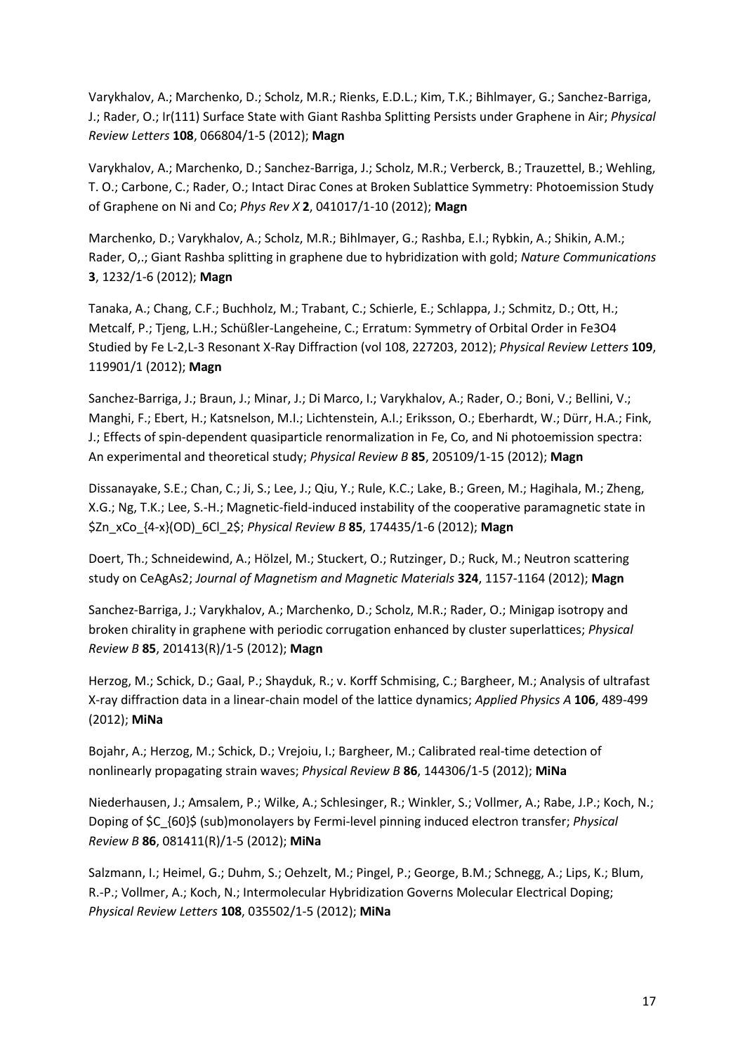Varykhalov, A.; Marchenko, D.; Scholz, M.R.; Rienks, E.D.L.; Kim, T.K.; Bihlmayer, G.; Sanchez-Barriga, J.; Rader, O.; Ir(111) Surface State with Giant Rashba Splitting Persists under Graphene in Air; *Physical Review Letters* **108**, 066804/1-5 (2012); **Magn**

Varykhalov, A.; Marchenko, D.; Sanchez-Barriga, J.; Scholz, M.R.; Verberck, B.; Trauzettel, B.; Wehling, T. O.; Carbone, C.; Rader, O.; Intact Dirac Cones at Broken Sublattice Symmetry: Photoemission Study of Graphene on Ni and Co; *Phys Rev X* **2**, 041017/1-10 (2012); **Magn**

Marchenko, D.; Varykhalov, A.; Scholz, M.R.; Bihlmayer, G.; Rashba, E.I.; Rybkin, A.; Shikin, A.M.; Rader, O,.; Giant Rashba splitting in graphene due to hybridization with gold; *Nature Communications* **3**, 1232/1-6 (2012); **Magn**

Tanaka, A.; Chang, C.F.; Buchholz, M.; Trabant, C.; Schierle, E.; Schlappa, J.; Schmitz, D.; Ott, H.; Metcalf, P.; Tjeng, L.H.; Schüßler-Langeheine, C.; Erratum: Symmetry of Orbital Order in $Fe_3O_4$ Studied by Fe L-2,L-3 Resonant X-Ray Diffraction (vol 108, 227203, 2012); *Physical Review Letters* **109**, 119901/1 (2012); **Magn**

Sanchez-Barriga, J.; Braun, J.; Minar, J.; Di Marco, I.; Varykhalov, A.; Rader, O.; Boni, V.; Bellini, V.; Manghi, F.; Ebert, H.; Katsnelson, M.I.; Lichtenstein, A.I.; Eriksson, O.; Eberhardt, W.; Dürr, H.A.; Fink, J.; Effects of spin-dependent quasiparticle renormalization in Fe, Co, and Ni photoemission spectra: An experimental and theoretical study; *Physical Review B* **85**, 205109/1-15 (2012); **Magn**

Dissanayake, S.E.; Chan, C.; Ji, S.; Lee, J.; Qiu, Y.; Rule, K.C.; Lake, B.; Green, M.; Hagihala, M.; Zheng, X.G.; Ng, T.K.; Lee, S.-H.; Magnetic-field-induced instability of the cooperative paramagnetic state in $Zn_xCo_{4-x}(OD)_6Cl_2$; *Physical Review B* **85**, 174435/1-6 (2012); **Magn**

Doert, Th.; Schneidewind, A.; Hölzel, M.; Stuckert, O.; Rutzinger, D.; Ruck, M.; Neutron scattering study on $CeAgAs_2$; *Journal of Magnetism and Magnetic Materials* **324**, 1157-1164 (2012); **Magn**

Sanchez-Barriga, J.; Varykhalov, A.; Marchenko, D.; Scholz, M.R.; Rader, O.; Minigap isotropy and broken chirality in graphene with periodic corrugation enhanced by cluster superlattices; *Physical Review B* **85**, 201413(R)/1-5 (2012); **Magn**

Herzog, M.; Schick, D.; Gaal, P.; Shayduk, R.; v. Korff Schmising, C.; Bargheer, M.; Analysis of ultrafast X-ray diffraction data in a linear-chain model of the lattice dynamics; *Applied Physics A* **106**, 489-499 (2012); **MiNa**

Bojahr, A.; Herzog, M.; Schick, D.; Vrejoiu, I.; Bargheer, M.; Calibrated real-time detection of nonlinearly propagating strain waves; *Physical Review B* **86**, 144306/1-5 (2012); **MiNa**

Niederhausen, J.; Amsalem, P.; Wilke, A.; Schlesinger, R.; Winkler, S.; Vollmer, A.; Rabe, J.P.; Koch, N.; Doping of $C_{60}$ (sub)monolayers by Fermi-level pinning induced electron transfer; *Physical Review B* **86**, 081411(R)/1-5 (2012); **MiNa**

Salzmann, I.; Heimel, G.; Duhm, S.; Oehzelt, M.; Pingel, P.; George, B.M.; Schnegg, A.; Lips, K.; Blum, R.-P.; Vollmer, A.; Koch, N.; Intermolecular Hybridization Governs Molecular Electrical Doping; *Physical Review Letters* **108**, 035502/1-5 (2012); **MiNa**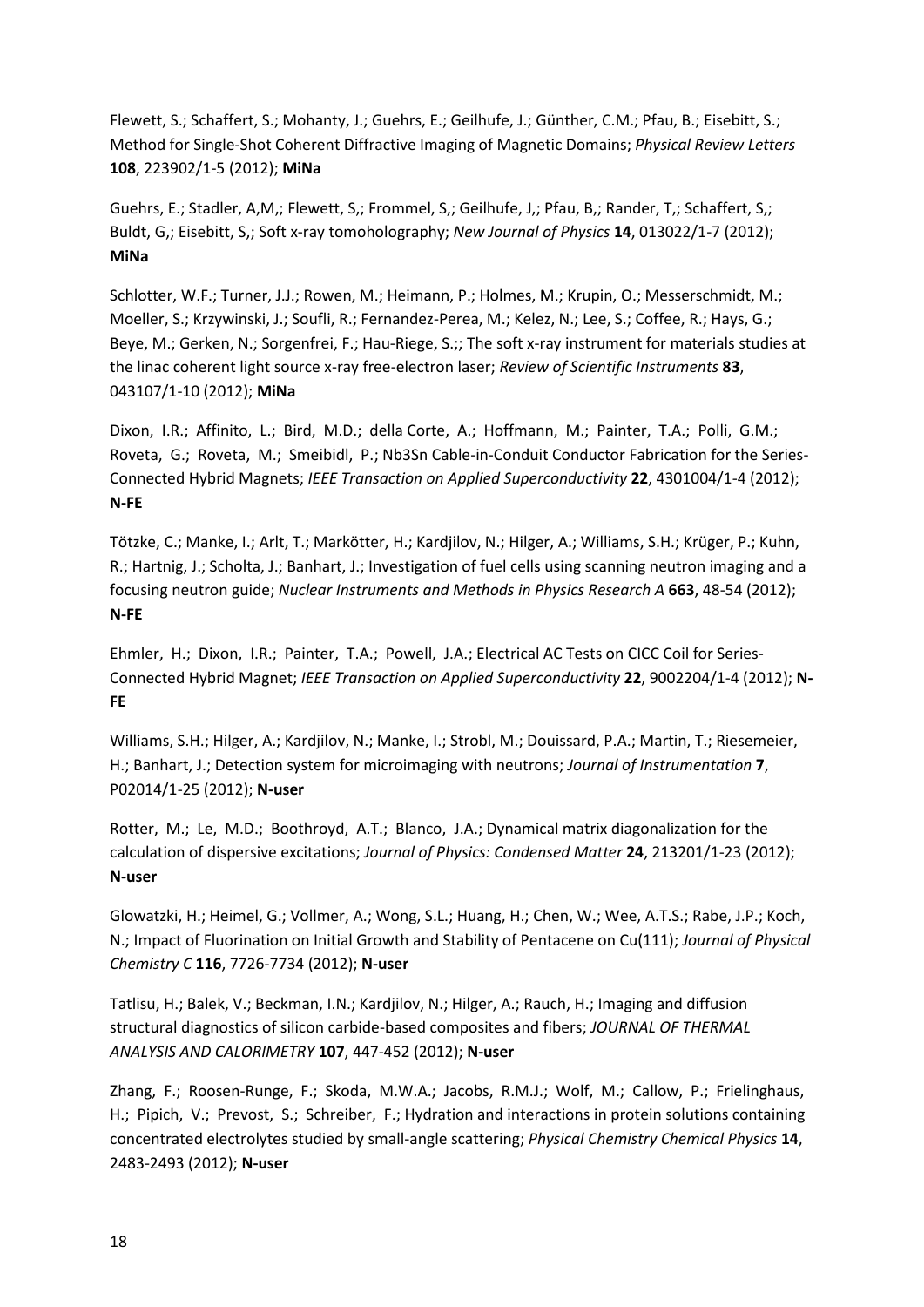Flewett, S.; Schaffert, S.; Mohanty, J.; Guehrs, E.; Geilhufe, J.; Günther, C.M.; Pfau, B.; Eisebitt, S.; Method for Single-Shot Coherent Diffractive Imaging of Magnetic Domains; *Physical Review Letters* **108**, 223902/1-5 (2012); **MiNa**

Guehrs, E.; Stadler, A,M,; Flewett, S,; Frommel, S,; Geilhufe, J,; Pfau, B,; Rander, T,; Schaffert, S,; Buldt, G,; Eisebitt, S,; Soft x-ray tomoholography; *New Journal of Physics* **14**, 013022/1-7 (2012); **MiNa**

Schlotter, W.F.; Turner, J.J.; Rowen, M.; Heimann, P.; Holmes, M.; Krupin, O.; Messerschmidt, M.; Moeller, S.; Krzywinski, J.; Soufli, R.; Fernandez-Perea, M.; Kelez, N.; Lee, S.; Coffee, R.; Hays, G.; Beye, M.; Gerken, N.; Sorgenfrei, F.; Hau-Riege, S.;; The soft x-ray instrument for materials studies at the linac coherent light source x-ray free-electron laser; *Review of Scientific Instruments* **83**, 043107/1-10 (2012); **MiNa**

Dixon, I.R.; Affinito, L.; Bird, M.D.; della Corte, A.; Hoffmann, M.; Painter, T.A.; Polli, G.M.; Roveta, G.; Roveta, M.; Smeibidl, P.; Nb3Sn Cable-in-Conduit Conductor Fabrication for the Series-Connected Hybrid Magnets; *IEEE Transaction on Applied Superconductivity* **22**, 4301004/1-4 (2012); **N-FE**

Tötzke, C.; Manke, I.; Arlt, T.; Markötter, H.; Kardjilov, N.; Hilger, A.; Williams, S.H.; Krüger, P.; Kuhn, R.; Hartnig, J.; Scholta, J.; Banhart, J.; Investigation of fuel cells using scanning neutron imaging and a focusing neutron guide; *Nuclear Instruments and Methods in Physics Research A* **663**, 48-54 (2012); **N-FE**

Ehmler, H.; Dixon, I.R.; Painter, T.A.; Powell, J.A.; Electrical AC Tests on CICC Coil for Series-Connected Hybrid Magnet; *IEEE Transaction on Applied Superconductivity* **22**, 9002204/1-4 (2012); **N-FE**

Williams, S.H.; Hilger, A.; Kardjilov, N.; Manke, I.; Strobl, M.; Douissard, P.A.; Martin, T.; Riesemeier, H.; Banhart, J.; Detection system for microimaging with neutrons; *Journal of Instrumentation* **7**, P02014/1-25 (2012); **N-user**

Rotter, M.; Le, M.D.; Boothroyd, A.T.; Blanco, J.A.; Dynamical matrix diagonalization for the calculation of dispersive excitations; *Journal of Physics: Condensed Matter* **24**, 213201/1-23 (2012); **N-user**

Glowatzki, H.; Heimel, G.; Vollmer, A.; Wong, S.L.; Huang, H.; Chen, W.; Wee, A.T.S.; Rabe, J.P.; Koch, N.; Impact of Fluorination on Initial Growth and Stability of Pentacene on Cu(111); *Journal of Physical Chemistry C* **116**, 7726-7734 (2012); **N-user**

Tatlisu, H.; Balek, V.; Beckman, I.N.; Kardjilov, N.; Hilger, A.; Rauch, H.; Imaging and diffusion structural diagnostics of silicon carbide-based composites and fibers; *JOURNAL OF THERMAL ANALYSIS AND CALORIMETRY* **107**, 447-452 (2012); **N-user**

Zhang, F.; Roosen-Runge, F.; Skoda, M.W.A.; Jacobs, R.M.J.; Wolf, M.; Callow, P.; Frielinghaus, H.; Pipich, V.; Prevost, S.; Schreiber, F.; Hydration and interactions in protein solutions containing concentrated electrolytes studied by small-angle scattering; *Physical Chemistry Chemical Physics* **14**, 2483-2493 (2012); **N-user**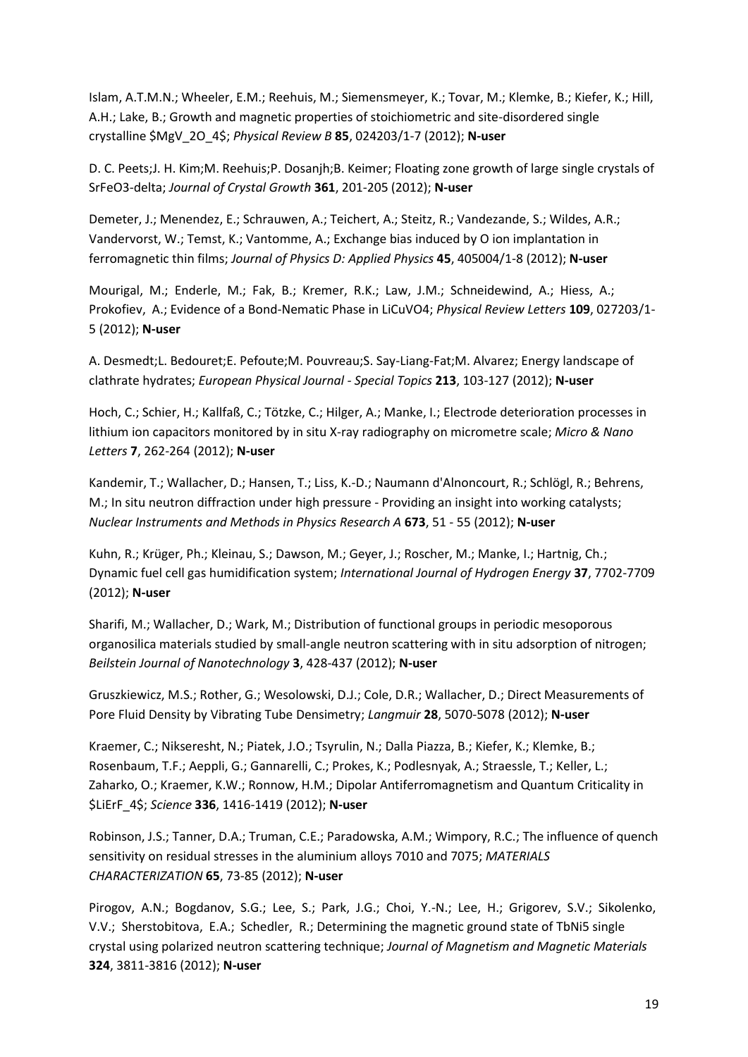Islam, A.T.M.N.; Wheeler, E.M.; Reehuis, M.; Siemensmeyer, K.; Tovar, M.; Klemke, B.; Kiefer, K.; Hill, A.H.; Lake, B.; Growth and magnetic properties of stoichiometric and site-disordered single crystalline $MgV_2O_4$; *Physical Review B* **85**, 024203/1-7 (2012); **N-user**

D. C. Peets;J. H. Kim;M. Reehuis;P. Dosanjh;B. Keimer; Floating zone growth of large single crystals of SrFeO3-delta; *Journal of Crystal Growth* **361**, 201-205 (2012); **N-user**

Demeter, J.; Menendez, E.; Schrauwen, A.; Teichert, A.; Steitz, R.; Vandezande, S.; Wildes, A.R.; Vandervorst, W.; Temst, K.; Vantomme, A.; Exchange bias induced by O ion implantation in ferromagnetic thin films; *Journal of Physics D: Applied Physics* **45**, 405004/1-8 (2012); **N-user**

Mourigal, M.; Enderle, M.; Fak, B.; Kremer, R.K.; Law, J.M.; Schneidewind, A.; Hiess, A.; Prokofiev, A.; Evidence of a Bond-Nematic Phase in LiCuVO4; *Physical Review Letters* **109**, 027203/1-5 (2012); **N-user**

A. Desmedt;L. Bedouret;E. Pefoute;M. Pouvreau;S. Say-Liang-Fat;M. Alvarez; Energy landscape of clathrate hydrates; *European Physical Journal - Special Topics* **213**, 103-127 (2012); **N-user**

Hoch, C.; Schier, H.; Kallfaß, C.; Tötzke, C.; Hilger, A.; Manke, I.; Electrode deterioration processes in lithium ion capacitors monitored by in situ X-ray radiography on micrometre scale; *Micro & Nano Letters* **7**, 262-264 (2012); **N-user**

Kandemir, T.; Wallacher, D.; Hansen, T.; Liss, K.-D.; Naumann d'Alnoncourt, R.; Schlögl, R.; Behrens, M.; In situ neutron diffraction under high pressure - Providing an insight into working catalysts; *Nuclear Instruments and Methods in Physics Research A* **673**, 51 - 55 (2012); **N-user**

Kuhn, R.; Krüger, Ph.; Kleinau, S.; Dawson, M.; Geyer, J.; Roscher, M.; Manke, I.; Hartnig, Ch.; Dynamic fuel cell gas humidification system; *International Journal of Hydrogen Energy* **37**, 7702-7709 (2012); **N-user**

Sharifi, M.; Wallacher, D.; Wark, M.; Distribution of functional groups in periodic mesoporous organosilica materials studied by small-angle neutron scattering with in situ adsorption of nitrogen; *Beilstein Journal of Nanotechnology* **3**, 428-437 (2012); **N-user**

Gruszkiewicz, M.S.; Rother, G.; Wesolowski, D.J.; Cole, D.R.; Wallacher, D.; Direct Measurements of Pore Fluid Density by Vibrating Tube Densimetry; *Langmuir* **28**, 5070-5078 (2012); **N-user**

Kraemer, C.; Nikseresht, N.; Piatek, J.O.; Tsyrulin, N.; Dalla Piazza, B.; Kiefer, K.; Klemke, B.; Rosenbaum, T.F.; Aeppli, G.; Gannarelli, C.; Prokes, K.; Podlesnyak, A.; Straessle, T.; Keller, L.; Zaharko, O.; Kraemer, K.W.; Ronnow, H.M.; Dipolar Antiferromagnetism and Quantum Criticality in $LiErF_4$; *Science* **336**, 1416-1419 (2012); **N-user**

Robinson, J.S.; Tanner, D.A.; Truman, C.E.; Paradowska, A.M.; Wimpory, R.C.; The influence of quench sensitivity on residual stresses in the aluminium alloys 7010 and 7075; *MATERIALS CHARACTERIZATION* **65**, 73-85 (2012); **N-user**

Pirogov, A.N.; Bogdanov, S.G.; Lee, S.; Park, J.G.; Choi, Y.-N.; Lee, H.; Grigorev, S.V.; Sikolenko, V.V.; Sherstobitova, E.A.; Schedler, R.; Determining the magnetic ground state of TbNi5 single crystal using polarized neutron scattering technique; *Journal of Magnetism and Magnetic Materials* **324**, 3811-3816 (2012); **N-user**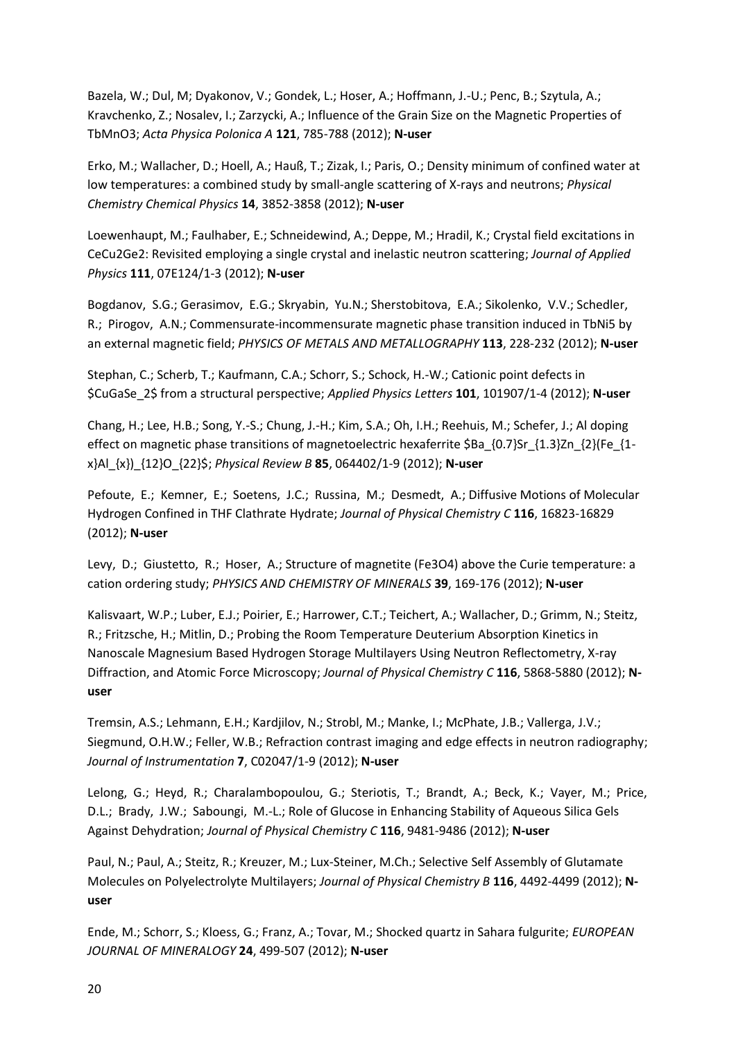Bazela, W.; Dul, M; Dyakonov, V.; Gondek, L.; Hoser, A.; Hoffmann, J.-U.; Penc, B.; Szytula, A.; Kravchenko, Z.; Nosalev, I.; Zarzycki, A.; Influence of the Grain Size on the Magnetic Properties of $TbMnO_3$; *Acta Physica Polonica A* **121**, 785-788 (2012); **N-user**

Erko, M.; Wallacher, D.; Hoell, A.; Hauß, T.; Zizak, I.; Paris, O.; Density minimum of confined water at low temperatures: a combined study by small-angle scattering of X-rays and neutrons; *Physical Chemistry Chemical Physics* **14**, 3852-3858 (2012); **N-user**

Loewenhaupt, M.; Faulhaber, E.; Schneidewind, A.; Deppe, M.; Hradil, K.; Crystal field excitations in $CeCu_2Ge_2$: Revisited employing a single crystal and inelastic neutron scattering; *Journal of Applied Physics* **111**, 07E124/1-3 (2012); **N-user**

Bogdanov, S.G.; Gerasimov, E.G.; Skryabin, Yu.N.; Sherstobitova, E.A.; Sikolenko, V.V.; Schedler, R.; Pirogov, A.N.; Commensurate-incommensurate magnetic phase transition induced in $TbNi_5$ by an external magnetic field; *PHYSICS OF METALS AND METALLOGRAPHY* **113**, 228-232 (2012); **N-user**

Stephan, C.; Scherb, T.; Kaufmann, C.A.; Schorr, S.; Schock, H.-W.; Cationic point defects in $CuGaSe_2$ from a structural perspective; *Applied Physics Letters* **101**, 101907/1-4 (2012); **N-user**

Chang, H.; Lee, H.B.; Song, Y.-S.; Chung, J.-H.; Kim, S.A.; Oh, I.H.; Reehuis, M.; Schefer, J.; Al doping effect on magnetic phase transitions of magnetoelectric hexaferrite $Ba_{0.7}Sr_{1.3}Zn_{2}(Fe_{1-x}Al_{x})_{12}O_{22}$; *Physical Review B* **85**, 064402/1-9 (2012); **N-user**

Pefoute, E.; Kemner, E.; Soetens, J.C.; Russina, M.; Desmedt, A.; Diffusive Motions of Molecular Hydrogen Confined in THF Clathrate Hydrate; *Journal of Physical Chemistry C* **116**, 16823-16829 (2012); **N-user**

Levy, D.; Giustetto, R.; Hoser, A.; Structure of magnetite ($Fe_3O_4$) above the Curie temperature: a cation ordering study; *PHYSICS AND CHEMISTRY OF MINERALS* **39**, 169-176 (2012); **N-user**

Kalisvaart, W.P.; Luber, E.J.; Poirier, E.; Harrower, C.T.; Teichert, A.; Wallacher, D.; Grimm, N.; Steitz, R.; Fritzsche, H.; Mitlin, D.; Probing the Room Temperature Deuterium Absorption Kinetics in Nanoscale Magnesium Based Hydrogen Storage Multilayers Using Neutron Reflectometry, X-ray Diffraction, and Atomic Force Microscopy; *Journal of Physical Chemistry C* **116**, 5868-5880 (2012); **N-user**

Tremsin, A.S.; Lehmann, E.H.; Kardjilov, N.; Strobl, M.; Manke, I.; McPhate, J.B.; Vallerga, J.V.; Siegmund, O.H.W.; Feller, W.B.; Refraction contrast imaging and edge effects in neutron radiography; *Journal of Instrumentation* **7**, C02047/1-9 (2012); **N-user**

Lelong, G.; Heyd, R.; Charalambopoulou, G.; Steriotis, T.; Brandt, A.; Beck, K.; Vayer, M.; Price, D.L.; Brady, J.W.; Saboungi, M.-L.; Role of Glucose in Enhancing Stability of Aqueous Silica Gels Against Dehydration; *Journal of Physical Chemistry C* **116**, 9481-9486 (2012); **N-user**

Paul, N.; Paul, A.; Steitz, R.; Kreuzer, M.; Lux-Steiner, M.Ch.; Selective Self Assembly of Glutamate Molecules on Polyelectrolyte Multilayers; *Journal of Physical Chemistry B* **116**, 4492-4499 (2012); **N-user**

Ende, M.; Schorr, S.; Kloess, G.; Franz, A.; Tovar, M.; Shocked quartz in Sahara fulgurite; *EUROPEAN JOURNAL OF MINERALOGY* **24**, 499-507 (2012); **N-user**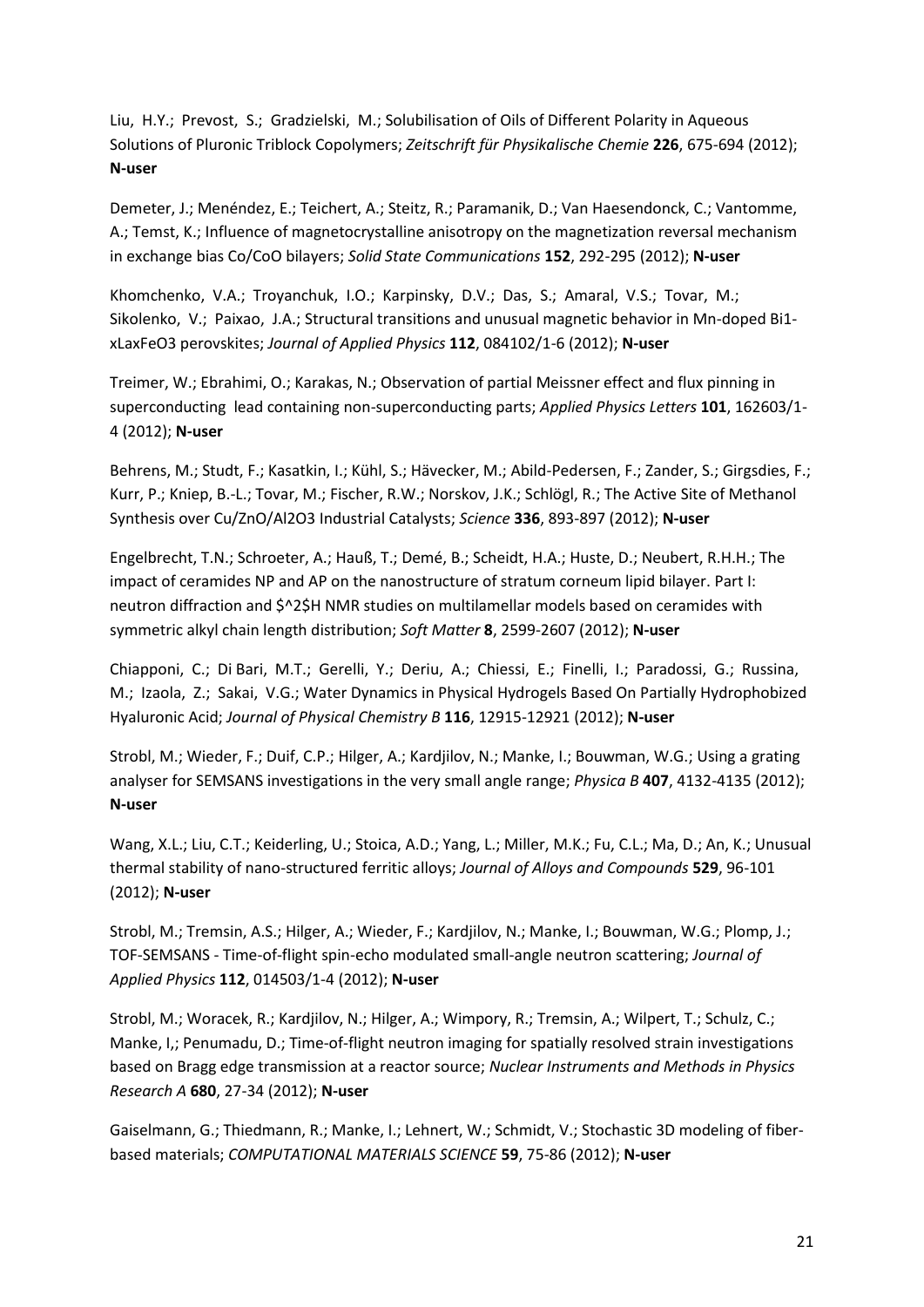Liu, H.Y.; Prevost, S.; Gradzielski, M.; Solubilisation of Oils of Different Polarity in Aqueous Solutions of Pluronic Triblock Copolymers; *Zeitschrift für Physikalische Chemie* **226**, 675-694 (2012); **N-user**

Demeter, J.; Menéndez, E.; Teichert, A.; Steitz, R.; Paramanik, D.; Van Haesendonck, C.; Vantomme, A.; Temst, K.; Influence of magnetocrystalline anisotropy on the magnetization reversal mechanism in exchange bias Co/CoO bilayers; *Solid State Communications* **152**, 292-295 (2012); **N-user**

Khomchenko, V.A.; Troyanchuk, I.O.; Karpinsky, D.V.; Das, S.; Amaral, V.S.; Tovar, M.; Sikolenko, V.; Paixao, J.A.; Structural transitions and unusual magnetic behavior in Mn-doped Bi1-xLaxFeO3 perovskites; *Journal of Applied Physics* **112**, 084102/1-6 (2012); **N-user**

Treimer, W.; Ebrahimi, O.; Karakas, N.; Observation of partial Meissner effect and flux pinning in superconducting lead containing non-superconducting parts; *Applied Physics Letters* **101**, 162603/1-4 (2012); **N-user**

Behrens, M.; Studt, F.; Kasatkin, I.; Kühl, S.; Hävecker, M.; Abild-Pedersen, F.; Zander, S.; Girgsdies, F.; Kurr, P.; Kniep, B.-L.; Tovar, M.; Fischer, R.W.; Norskov, J.K.; Schlögl, R.; The Active Site of Methanol Synthesis over Cu/ZnO/Al2O3 Industrial Catalysts; *Science* **336**, 893-897 (2012); **N-user**

Engelbrecht, T.N.; Schroeter, A.; Hauß, T.; Demé, B.; Scheidt, H.A.; Huste, D.; Neubert, R.H.H.; The impact of ceramides NP and AP on the nanostructure of stratum corneum lipid bilayer. Part I: neutron diffraction and $^2$H NMR studies on multilamellar models based on ceramides with symmetric alkyl chain length distribution; *Soft Matter* **8**, 2599-2607 (2012); **N-user**

Chiapponi, C.; Di Bari, M.T.; Gerelli, Y.; Deriu, A.; Chiessi, E.; Finelli, I.; Paradossi, G.; Russina, M.; Izaola, Z.; Sakai, V.G.; Water Dynamics in Physical Hydrogels Based On Partially Hydrophobized Hyaluronic Acid; *Journal of Physical Chemistry B* **116**, 12915-12921 (2012); **N-user**

Strobl, M.; Wieder, F.; Duif, C.P.; Hilger, A.; Kardjilov, N.; Manke, I.; Bouwman, W.G.; Using a grating analyser for SEMSANS investigations in the very small angle range; *Physica B* **407**, 4132-4135 (2012); **N-user**

Wang, X.L.; Liu, C.T.; Keiderling, U.; Stoica, A.D.; Yang, L.; Miller, M.K.; Fu, C.L.; Ma, D.; An, K.; Unusual thermal stability of nano-structured ferritic alloys; *Journal of Alloys and Compounds* **529**, 96-101 (2012); **N-user**

Strobl, M.; Tremsin, A.S.; Hilger, A.; Wieder, F.; Kardjilov, N.; Manke, I.; Bouwman, W.G.; Plomp, J.; TOF-SEMSANS - Time-of-flight spin-echo modulated small-angle neutron scattering; *Journal of Applied Physics* **112**, 014503/1-4 (2012); **N-user**

Strobl, M.; Woracek, R.; Kardjilov, N.; Hilger, A.; Wimpory, R.; Tremsin, A.; Wilpert, T.; Schulz, C.; Manke, I,; Penumadu, D.; Time-of-flight neutron imaging for spatially resolved strain investigations based on Bragg edge transmission at a reactor source; *Nuclear Instruments and Methods in Physics Research A* **680**, 27-34 (2012); **N-user**

Gaiselmann, G.; Thiedmann, R.; Manke, I.; Lehnert, W.; Schmidt, V.; Stochastic 3D modeling of fiber-based materials; *COMPUTATIONAL MATERIALS SCIENCE* **59**, 75-86 (2012); **N-user**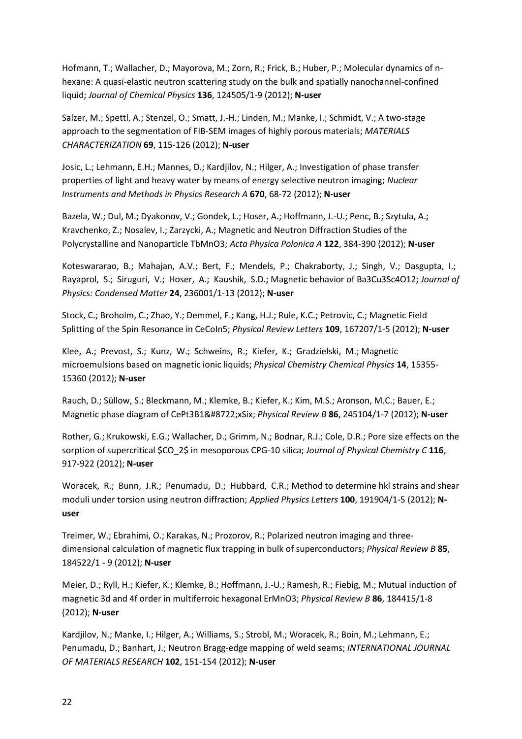Hofmann, T.; Wallacher, D.; Mayorova, M.; Zorn, R.; Frick, B.; Huber, P.; Molecular dynamics of n-hexane: A quasi-elastic neutron scattering study on the bulk and spatially nanochannel-confined liquid; *Journal of Chemical Physics* **136**, 124505/1-9 (2012); **N-user**

Salzer, M.; Spettl, A.; Stenzel, O.; Smatt, J.-H.; Linden, M.; Manke, I.; Schmidt, V.; A two-stage approach to the segmentation of FIB-SEM images of highly porous materials; *MATERIALS CHARACTERIZATION* **69**, 115-126 (2012); **N-user**

Josic, L.; Lehmann, E.H.; Mannes, D.; Kardjilov, N.; Hilger, A.; Investigation of phase transfer properties of light and heavy water by means of energy selective neutron imaging; *Nuclear Instruments and Methods in Physics Research A* **670**, 68-72 (2012); **N-user**

Bazela, W.; Dul, M.; Dyakonov, V.; Gondek, L.; Hoser, A.; Hoffmann, J.-U.; Penc, B.; Szytula, A.; Kravchenko, Z.; Nosalev, I.; Zarzycki, A.; Magnetic and Neutron Diffraction Studies of the Polycrystalline and Nanoparticle TbMnO3; *Acta Physica Polonica A* **122**, 384-390 (2012); **N-user**

Koteswararao, B.; Mahajan, A.V.; Bert, F.; Mendels, P.; Chakraborty, J.; Singh, V.; Dasgupta, I.; Rayaprol, S.; Siruguri, V.; Hoser, A.; Kaushik, S.D.; Magnetic behavior of Ba3Cu3Sc4O12; *Journal of Physics: Condensed Matter* **24**, 236001/1-13 (2012); **N-user**

Stock, C.; Broholm, C.; Zhao, Y.; Demmel, F.; Kang, H.J.; Rule, K.C.; Petrovic, C.; Magnetic Field Splitting of the Spin Resonance in CeCoIn5; *Physical Review Letters* **109**, 167207/1-5 (2012); **N-user**

Klee, A.; Prevost, S.; Kunz, W.; Schweins, R.; Kiefer, K.; Gradzielski, M.; Magnetic microemulsions based on magnetic ionic liquids; *Physical Chemistry Chemical Physics* **14**, 15355-15360 (2012); **N-user**

Rauch, D.; Süllow, S.; Bleckmann, M.; Klemke, B.; Kiefer, K.; Kim, M.S.; Aronson, M.C.; Bauer, E.; Magnetic phase diagram of CePt3B1&#8722;xSix; *Physical Review B* **86**, 245104/1-7 (2012); **N-user**

Rother, G.; Krukowski, E.G.; Wallacher, D.; Grimm, N.; Bodnar, R.J.; Cole, D.R.; Pore size effects on the sorption of supercritical $CO_2$ in mesoporous CPG-10 silica; *Journal of Physical Chemistry C* **116**, 917-922 (2012); **N-user**

Woracek, R.; Bunn, J.R.; Penumadu, D.; Hubbard, C.R.; Method to determine hkl strains and shear moduli under torsion using neutron diffraction; *Applied Physics Letters* **100**, 191904/1-5 (2012); **N-user**

Treimer, W.; Ebrahimi, O.; Karakas, N.; Prozorov, R.; Polarized neutron imaging and three-dimensional calculation of magnetic flux trapping in bulk of superconductors; *Physical Review B* **85**, 184522/1 - 9 (2012); **N-user**

Meier, D.; Ryll, H.; Kiefer, K.; Klemke, B.; Hoffmann, J.-U.; Ramesh, R.; Fiebig, M.; Mutual induction of magnetic 3d and 4f order in multiferroic hexagonal ErMnO3; *Physical Review B* **86**, 184415/1-8 (2012); **N-user**

Kardjilov, N.; Manke, I.; Hilger, A.; Williams, S.; Strobl, M.; Woracek, R.; Boin, M.; Lehmann, E.; Penumadu, D.; Banhart, J.; Neutron Bragg-edge mapping of weld seams; *INTERNATIONAL JOURNAL OF MATERIALS RESEARCH* **102**, 151-154 (2012); **N-user**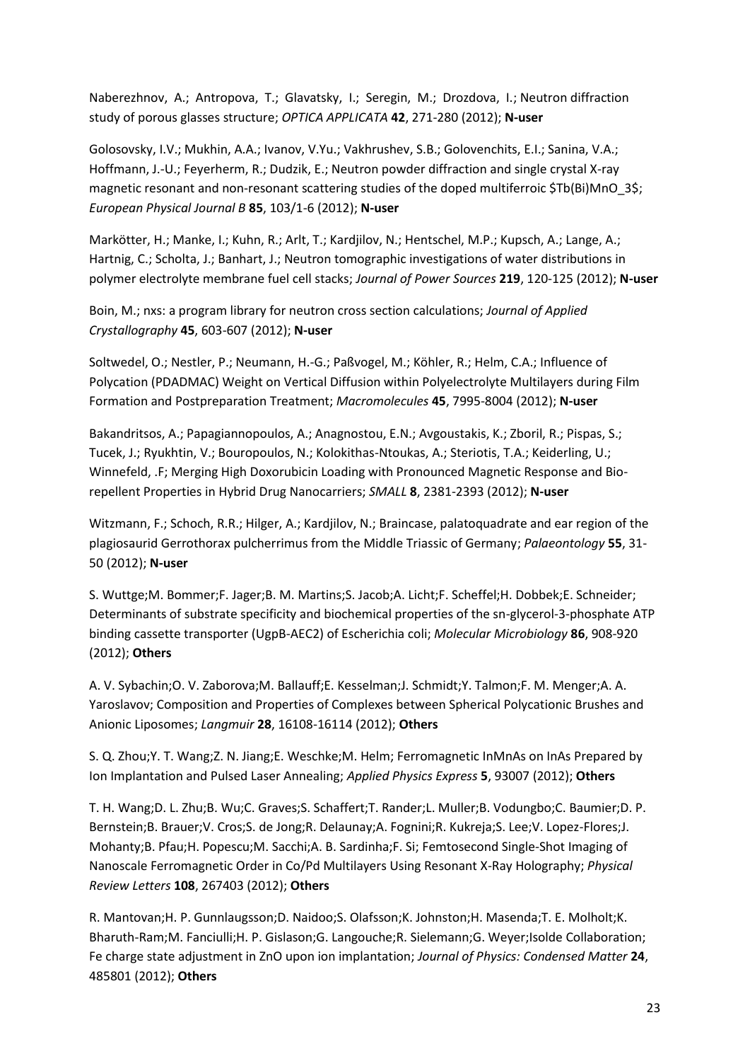Naberezhnov, A.; Antropova, T.; Glavatsky, I.; Seregin, M.; Drozdova, I.; Neutron diffraction study of porous glasses structure; *OPTICA APPLICATA* **42**, 271-280 (2012); **N-user**

Golosovsky, I.V.; Mukhin, A.A.; Ivanov, V.Yu.; Vakhrushev, S.B.; Golovenchits, E.I.; Sanina, V.A.; Hoffmann, J.-U.; Feyerherm, R.; Dudzik, E.; Neutron powder diffraction and single crystal X-ray magnetic resonant and non-resonant scattering studies of the doped multiferroic $Tb(Bi)MnO_3$; *European Physical Journal B* **85**, 103/1-6 (2012); **N-user**

Markötter, H.; Manke, I.; Kuhn, R.; Arlt, T.; Kardjilov, N.; Hentschel, M.P.; Kupsch, A.; Lange, A.; Hartnig, C.; Scholta, J.; Banhart, J.; Neutron tomographic investigations of water distributions in polymer electrolyte membrane fuel cell stacks; *Journal of Power Sources* **219**, 120-125 (2012); **N-user**

Boin, M.; nxs: a program library for neutron cross section calculations; *Journal of Applied Crystallography* **45**, 603-607 (2012); **N-user**

Soltwedel, O.; Nestler, P.; Neumann, H.-G.; Paßvogel, M.; Köhler, R.; Helm, C.A.; Influence of Polycation (PDADMAC) Weight on Vertical Diffusion within Polyelectrolyte Multilayers during Film Formation and Postpreparation Treatment; *Macromolecules* **45**, 7995-8004 (2012); **N-user**

Bakandritsos, A.; Papagiannopoulos, A.; Anagnostou, E.N.; Avgoustakis, K.; Zboril, R.; Pispas, S.; Tucek, J.; Ryukhtin, V.; Bouropoulos, N.; Kolokithas-Ntoukas, A.; Steriotis, T.A.; Keiderling, U.; Winnefeld, .F; Merging High Doxorubicin Loading with Pronounced Magnetic Response and Bio-repellent Properties in Hybrid Drug Nanocarriers; *SMALL* **8**, 2381-2393 (2012); **N-user**

Witzmann, F.; Schoch, R.R.; Hilger, A.; Kardjilov, N.; Braincase, palatoquadrate and ear region of the plagiosaurid Gerrothorax pulcherrimus from the Middle Triassic of Germany; *Palaeontology* **55**, 31-50 (2012); **N-user**

S. Wuttge;M. Bommer;F. Jager;B. M. Martins;S. Jacob;A. Licht;F. Scheffel;H. Dobbek;E. Schneider; Determinants of substrate specificity and biochemical properties of the sn-glycerol-3-phosphate ATP binding cassette transporter (UgpB-AEC2) of Escherichia coli; *Molecular Microbiology* **86**, 908-920 (2012); **Others**

A. V. Sybachin;O. V. Zaborova;M. Ballauff;E. Kesselman;J. Schmidt;Y. Talmon;F. M. Menger;A. A. Yaroslavov; Composition and Properties of Complexes between Spherical Polycationic Brushes and Anionic Liposomes; *Langmuir* **28**, 16108-16114 (2012); **Others**

S. Q. Zhou;Y. T. Wang;Z. N. Jiang;E. Weschke;M. Helm; Ferromagnetic InMnAs on InAs Prepared by Ion Implantation and Pulsed Laser Annealing; *Applied Physics Express* **5**, 93007 (2012); **Others**

T. H. Wang;D. L. Zhu;B. Wu;C. Graves;S. Schaffert;T. Rander;L. Muller;B. Vodungbo;C. Baumier;D. P. Bernstein;B. Brauer;V. Cros;S. de Jong;R. Delaunay;A. Fognini;R. Kukreja;S. Lee;V. Lopez-Flores;J. Mohanty;B. Pfau;H. Popescu;M. Sacchi;A. B. Sardinha;F. Si; Femtosecond Single-Shot Imaging of Nanoscale Ferromagnetic Order in Co/Pd Multilayers Using Resonant X-Ray Holography; *Physical Review Letters* **108**, 267403 (2012); **Others**

R. Mantovan;H. P. Gunnlaugsson;D. Naidoo;S. Olafsson;K. Johnston;H. Masenda;T. E. Molholt;K. Bharuth-Ram;M. Fanciulli;H. P. Gislason;G. Langouche;R. Sielemann;G. Weyer;Isolde Collaboration; Fe charge state adjustment in ZnO upon ion implantation; *Journal of Physics: Condensed Matter* **24**, 485801 (2012); **Others**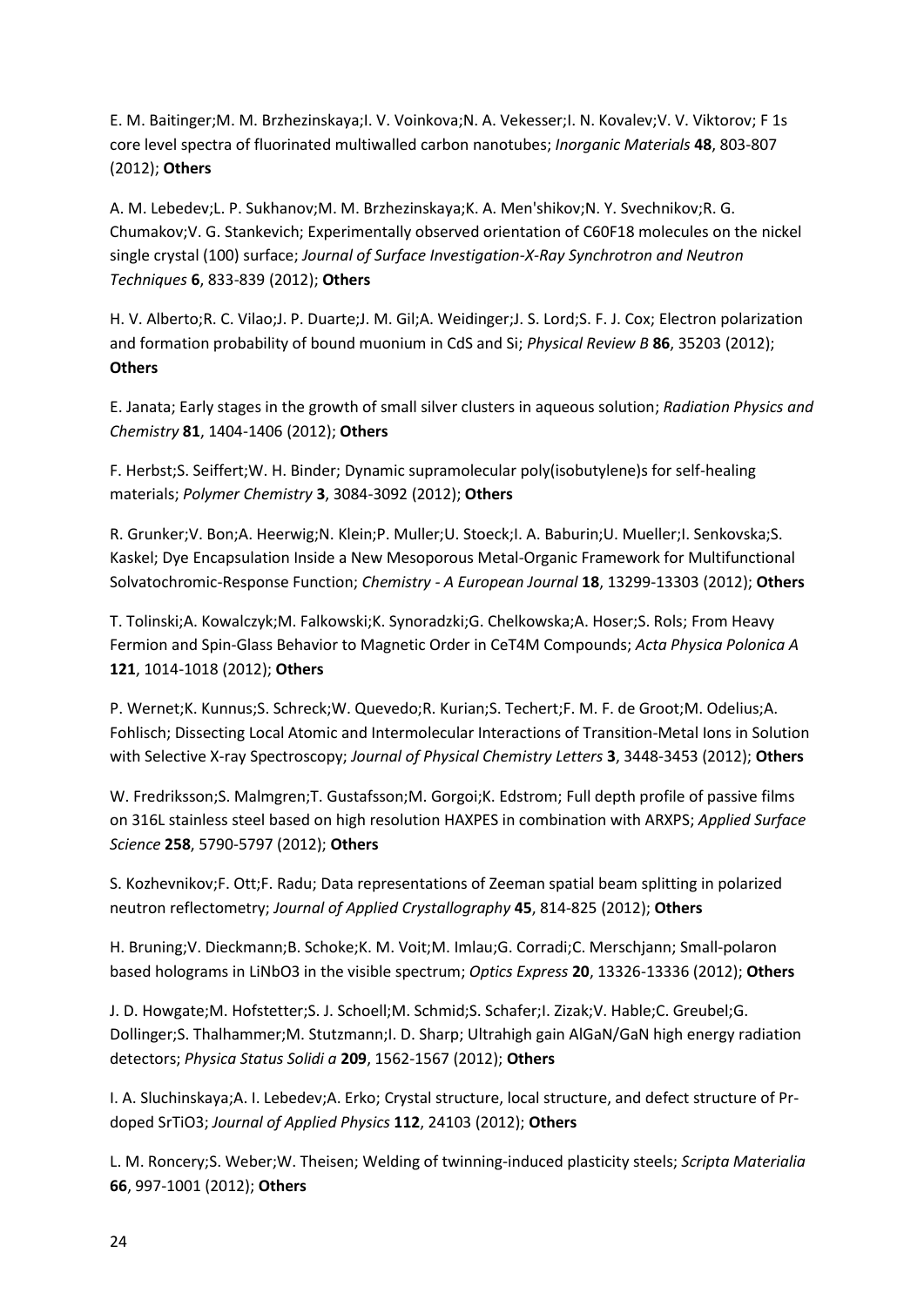E. M. Baitinger;M. M. Brzhezinskaya;I. V. Voinkova;N. A. Vekesser;I. N. Kovalev;V. V. Viktorov; F 1s core level spectra of fluorinated multiwalled carbon nanotubes; *Inorganic Materials* **48**, 803-807 (2012); **Others**

A. M. Lebedev;L. P. Sukhanov;M. M. Brzhezinskaya;K. A. Men'shikov;N. Y. Svechnikov;R. G. Chumakov;V. G. Stankevich; Experimentally observed orientation of C60F18 molecules on the nickel single crystal (100) surface; *Journal of Surface Investigation-X-Ray Synchrotron and Neutron Techniques* **6**, 833-839 (2012); **Others**

H. V. Alberto;R. C. Vilao;J. P. Duarte;J. M. Gil;A. Weidinger;J. S. Lord;S. F. J. Cox; Electron polarization and formation probability of bound muonium in CdS and Si; *Physical Review B* **86**, 35203 (2012); **Others**

E. Janata; Early stages in the growth of small silver clusters in aqueous solution; *Radiation Physics and Chemistry* **81**, 1404-1406 (2012); **Others**

F. Herbst;S. Seiffert;W. H. Binder; Dynamic supramolecular poly(isobutylene)s for self-healing materials; *Polymer Chemistry* **3**, 3084-3092 (2012); **Others**

R. Grunker;V. Bon;A. Heerwig;N. Klein;P. Muller;U. Stoeck;I. A. Baburin;U. Mueller;I. Senkovska;S. Kaskel; Dye Encapsulation Inside a New Mesoporous Metal-Organic Framework for Multifunctional Solvatochromic-Response Function; *Chemistry - A European Journal* **18**, 13299-13303 (2012); **Others**

T. Tolinski;A. Kowalczyk;M. Falkowski;K. Synoradzki;G. Chelkowska;A. Hoser;S. Rols; From Heavy Fermion and Spin-Glass Behavior to Magnetic Order in CeT4M Compounds; *Acta Physica Polonica A* **121**, 1014-1018 (2012); **Others**

P. Wernet;K. Kunnus;S. Schreck;W. Quevedo;R. Kurian;S. Techert;F. M. F. de Groot;M. Odelius;A. Fohlisch; Dissecting Local Atomic and Intermolecular Interactions of Transition-Metal Ions in Solution with Selective X-ray Spectroscopy; *Journal of Physical Chemistry Letters* **3**, 3448-3453 (2012); **Others**

W. Fredriksson;S. Malmgren;T. Gustafsson;M. Gorgoi;K. Edstrom; Full depth profile of passive films on 316L stainless steel based on high resolution HAXPES in combination with ARXPS; *Applied Surface Science* **258**, 5790-5797 (2012); **Others**

S. Kozhevnikov;F. Ott;F. Radu; Data representations of Zeeman spatial beam splitting in polarized neutron reflectometry; *Journal of Applied Crystallography* **45**, 814-825 (2012); **Others**

H. Bruning;V. Dieckmann;B. Schoke;K. M. Voit;M. Imlau;G. Corradi;C. Merschjann; Small-polaron based holograms in LiNbO3 in the visible spectrum; *Optics Express* **20**, 13326-13336 (2012); **Others**

J. D. Howgate;M. Hofstetter;S. J. Schoell;M. Schmid;S. Schafer;I. Zizak;V. Hable;C. Greubel;G. Dollinger;S. Thalhammer;M. Stutzmann;I. D. Sharp; Ultrahigh gain AlGaN/GaN high energy radiation detectors; *Physica Status Solidi a* **209**, 1562-1567 (2012); **Others**

I. A. Sluchinskaya;A. I. Lebedev;A. Erko; Crystal structure, local structure, and defect structure of Pr-doped SrTiO3; *Journal of Applied Physics* **112**, 24103 (2012); **Others**

L. M. Roncery;S. Weber;W. Theisen; Welding of twinning-induced plasticity steels; *Scripta Materialia* **66**, 997-1001 (2012); **Others**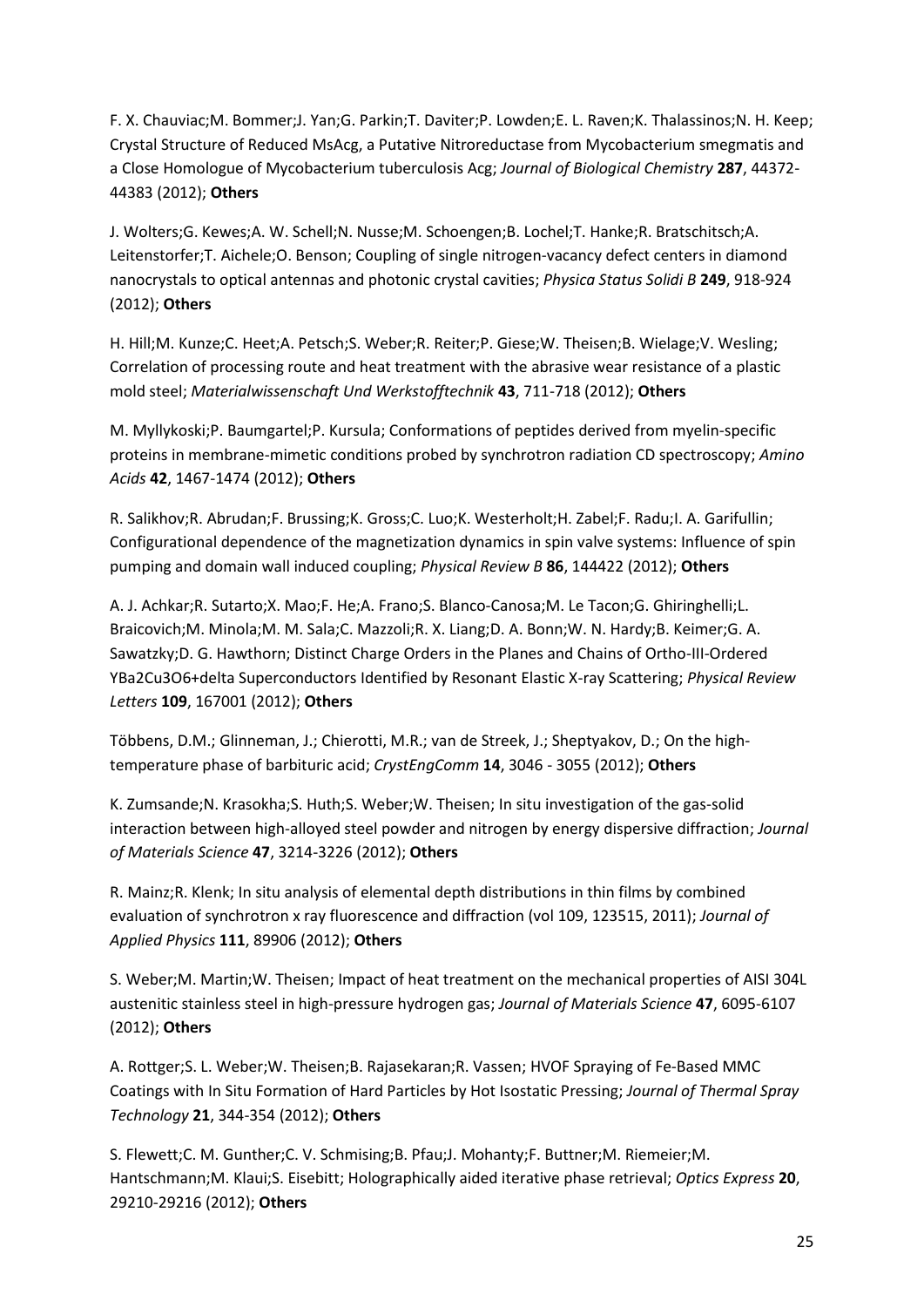F. X. Chauviac;M. Bommer;J. Yan;G. Parkin;T. Daviter;P. Lowden;E. L. Raven;K. Thalassinos;N. H. Keep; Crystal Structure of Reduced MsAcg, a Putative Nitroreductase from Mycobacterium smegmatis and a Close Homologue of Mycobacterium tuberculosis Acg; *Journal of Biological Chemistry* **287**, 44372-44383 (2012); **Others**

J. Wolters;G. Kewes;A. W. Schell;N. Nusse;M. Schoengen;B. Lochel;T. Hanke;R. Bratschitsch;A. Leitenstorfer;T. Aichele;O. Benson; Coupling of single nitrogen-vacancy defect centers in diamond nanocrystals to optical antennas and photonic crystal cavities; *Physica Status Solidi B* **249**, 918-924 (2012); **Others**

H. Hill;M. Kunze;C. Heet;A. Petsch;S. Weber;R. Reiter;P. Giese;W. Theisen;B. Wielage;V. Wesling; Correlation of processing route and heat treatment with the abrasive wear resistance of a plastic mold steel; *Materialwissenschaft Und Werkstofftechnik* **43**, 711-718 (2012); **Others**

M. Myllykoski;P. Baumgartel;P. Kursula; Conformations of peptides derived from myelin-specific proteins in membrane-mimetic conditions probed by synchrotron radiation CD spectroscopy; *Amino Acids* **42**, 1467-1474 (2012); **Others**

R. Salikhov;R. Abrudan;F. Brussing;K. Gross;C. Luo;K. Westerholt;H. Zabel;F. Radu;I. A. Garifullin; Configurational dependence of the magnetization dynamics in spin valve systems: Influence of spin pumping and domain wall induced coupling; *Physical Review B* **86**, 144422 (2012); **Others**

A. J. Achkar;R. Sutarto;X. Mao;F. He;A. Frano;S. Blanco-Canosa;M. Le Tacon;G. Ghiringhelli;L. Braicovich;M. Minola;M. M. Sala;C. Mazzoli;R. X. Liang;D. A. Bonn;W. N. Hardy;B. Keimer;G. A. Sawatzky;D. G. Hawthorn; Distinct Charge Orders in the Planes and Chains of Ortho-III-Ordered YBa2Cu3O6+delta Superconductors Identified by Resonant Elastic X-ray Scattering; *Physical Review Letters* **109**, 167001 (2012); **Others**

Többens, D.M.; Glinneman, J.; Chierotti, M.R.; van de Streek, J.; Sheptyakov, D.; On the high-temperature phase of barbituric acid; *CrystEngComm* **14**, 3046 - 3055 (2012); **Others**

K. Zumsande;N. Krasokha;S. Huth;S. Weber;W. Theisen; In situ investigation of the gas-solid interaction between high-alloyed steel powder and nitrogen by energy dispersive diffraction; *Journal of Materials Science* **47**, 3214-3226 (2012); **Others**

R. Mainz;R. Klenk; In situ analysis of elemental depth distributions in thin films by combined evaluation of synchrotron x ray fluorescence and diffraction (vol 109, 123515, 2011); *Journal of Applied Physics* **111**, 89906 (2012); **Others**

S. Weber;M. Martin;W. Theisen; Impact of heat treatment on the mechanical properties of AISI 304L austenitic stainless steel in high-pressure hydrogen gas; *Journal of Materials Science* **47**, 6095-6107 (2012); **Others**

A. Rottger;S. L. Weber;W. Theisen;B. Rajasekaran;R. Vassen; HVOF Spraying of Fe-Based MMC Coatings with In Situ Formation of Hard Particles by Hot Isostatic Pressing; *Journal of Thermal Spray Technology* **21**, 344-354 (2012); **Others**

S. Flewett;C. M. Gunther;C. V. Schmising;B. Pfau;J. Mohanty;F. Buttner;M. Riemeier;M. Hantschmann;M. Klaui;S. Eisebitt; Holographically aided iterative phase retrieval; *Optics Express* **20**, 29210-29216 (2012); **Others**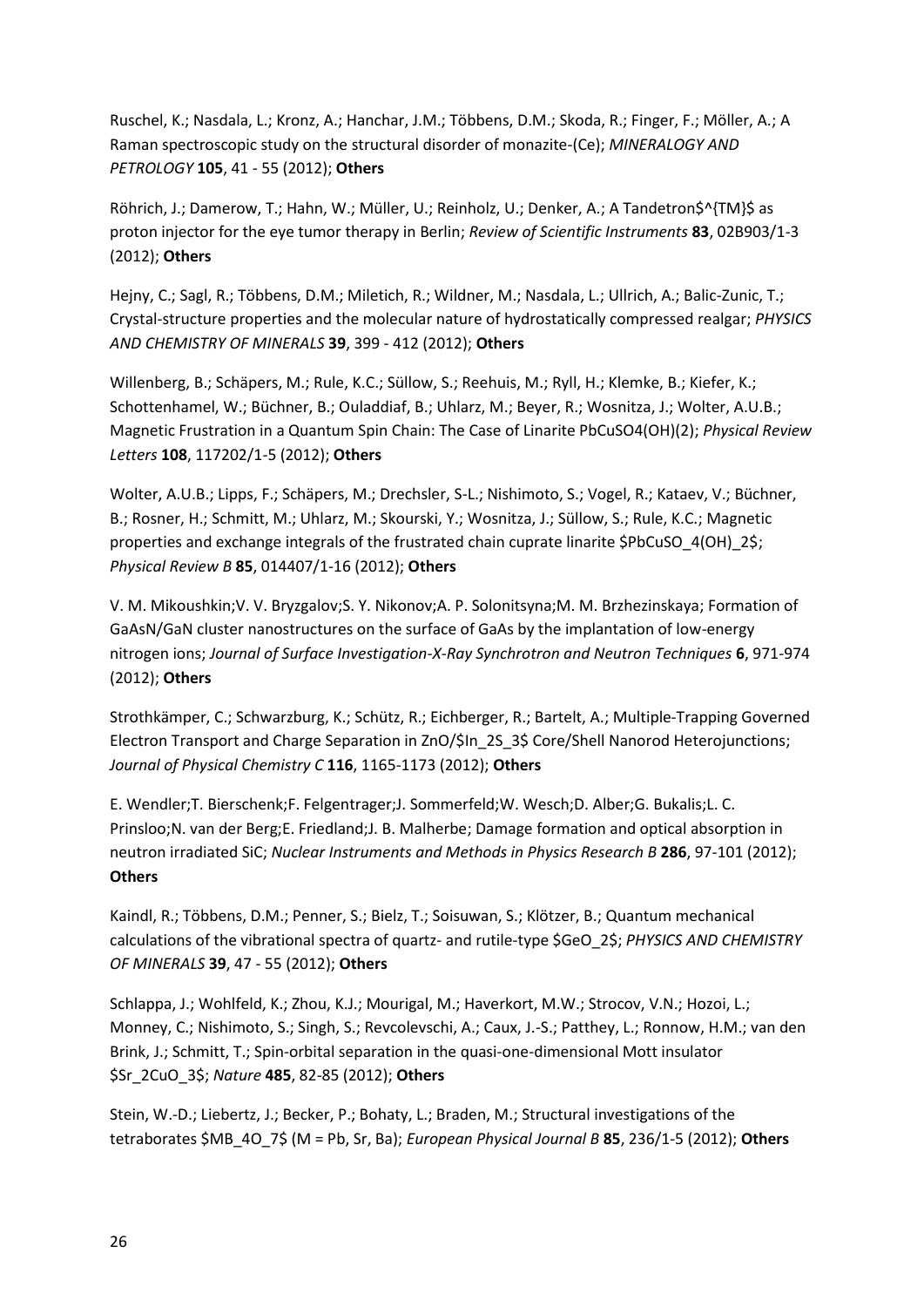Ruschel, K.; Nasdala, L.; Kronz, A.; Hanchar, J.M.; Többens, D.M.; Skoda, R.; Finger, F.; Möller, A.; A Raman spectroscopic study on the structural disorder of monazite-(Ce); *MINERALOGY AND PETROLOGY* **105**, 41 - 55 (2012); **Others**

Röhrich, J.; Damerow, T.; Hahn, W.; Müller, U.; Reinholz, U.; Denker, A.; A Tandetron$^{TM}$ as proton injector for the eye tumor therapy in Berlin; *Review of Scientific Instruments* **83**, 02B903/1-3 (2012); **Others**

Hejny, C.; Sagl, R.; Többens, D.M.; Miletich, R.; Wildner, M.; Nasdala, L.; Ullrich, A.; Balic-Zunic, T.; Crystal-structure properties and the molecular nature of hydrostatically compressed realgar; *PHYSICS AND CHEMISTRY OF MINERALS* **39**, 399 - 412 (2012); **Others**

Willenberg, B.; Schäpers, M.; Rule, K.C.; Süllow, S.; Reehuis, M.; Ryll, H.; Klemke, B.; Kiefer, K.; Schottenhamel, W.; Büchner, B.; Ouladdiaf, B.; Uhlarz, M.; Beyer, R.; Wosnitza, J.; Wolter, A.U.B.; Magnetic Frustration in a Quantum Spin Chain: The Case of Linarite PbCuSO4(OH)(2); *Physical Review Letters* **108**, 117202/1-5 (2012); **Others**

Wolter, A.U.B.; Lipps, F.; Schäpers, M.; Drechsler, S-L.; Nishimoto, S.; Vogel, R.; Kataev, V.; Büchner, B.; Rosner, H.; Schmitt, M.; Uhlarz, M.; Skourski, Y.; Wosnitza, J.; Süllow, S.; Rule, K.C.; Magnetic properties and exchange integrals of the frustrated chain cuprate linarite $PbCuSO_4(OH)_2$; *Physical Review B* **85**, 014407/1-16 (2012); **Others**

V. M. Mikoushkin;V. V. Bryzgalov;S. Y. Nikonov;A. P. Solonitsyna;M. M. Brzhezinskaya; Formation of GaAsN/GaN cluster nanostructures on the surface of GaAs by the implantation of low-energy nitrogen ions; *Journal of Surface Investigation-X-Ray Synchrotron and Neutron Techniques* **6**, 971-974 (2012); **Others**

Strothkämper, C.; Schwarzburg, K.; Schütz, R.; Eichberger, R.; Bartelt, A.; Multiple-Trapping Governed Electron Transport and Charge Separation in ZnO/$In_2S_3$ Core/Shell Nanorod Heterojunctions; *Journal of Physical Chemistry C* **116**, 1165-1173 (2012); **Others**

E. Wendler;T. Bierschenk;F. Felgentrager;J. Sommerfeld;W. Wesch;D. Alber;G. Bukalis;L. C. Prinsloo;N. van der Berg;E. Friedland;J. B. Malherbe; Damage formation and optical absorption in neutron irradiated SiC; *Nuclear Instruments and Methods in Physics Research B* **286**, 97-101 (2012); **Others**

Kaindl, R.; Többens, D.M.; Penner, S.; Bielz, T.; Soisuwan, S.; Klötzer, B.; Quantum mechanical calculations of the vibrational spectra of quartz- and rutile-type $GeO_2$; *PHYSICS AND CHEMISTRY OF MINERALS* **39**, 47 - 55 (2012); **Others**

Schlappa, J.; Wohlfeld, K.; Zhou, K.J.; Mourigal, M.; Haverkort, M.W.; Strocov, V.N.; Hozoi, L.; Monney, C.; Nishimoto, S.; Singh, S.; Revcolevschi, A.; Caux, J.-S.; Patthey, L.; Ronnow, H.M.; van den Brink, J.; Schmitt, T.; Spin-orbital separation in the quasi-one-dimensional Mott insulator $Sr_2CuO_3$; *Nature* **485**, 82-85 (2012); **Others**

Stein, W.-D.; Liebertz, J.; Becker, P.; Bohaty, L.; Braden, M.; Structural investigations of the tetraborates $MB_4O_7$ (M = Pb, Sr, Ba); *European Physical Journal B* **85**, 236/1-5 (2012); **Others**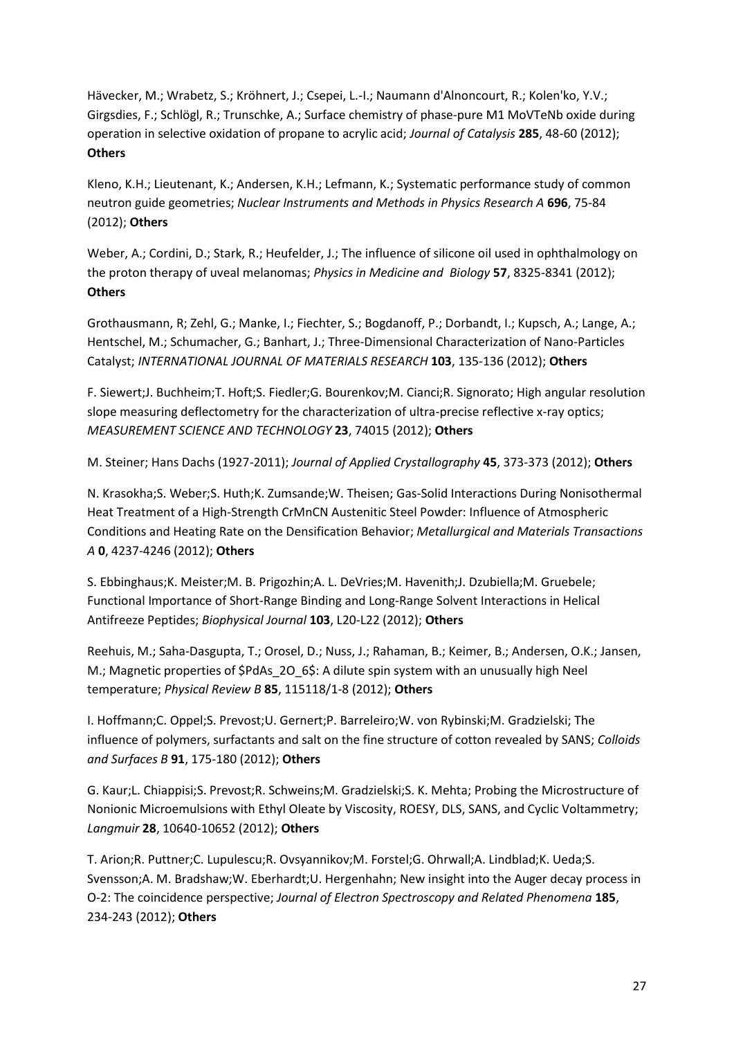Hävecker, M.; Wrabetz, S.; Kröhnert, J.; Csepei, L.-I.; Naumann d'Alnoncourt, R.; Kolen'ko, Y.V.; Girgsdies, F.; Schlögl, R.; Trunschke, A.; Surface chemistry of phase-pure M1 MoVTeNb oxide during operation in selective oxidation of propane to acrylic acid; *Journal of Catalysis* **285**, 48-60 (2012); **Others**

Kleno, K.H.; Lieutenant, K.; Andersen, K.H.; Lefmann, K.; Systematic performance study of common neutron guide geometries; *Nuclear Instruments and Methods in Physics Research A* **696**, 75-84 (2012); **Others**

Weber, A.; Cordini, D.; Stark, R.; Heufelder, J.; The influence of silicone oil used in ophthalmology on the proton therapy of uveal melanomas; *Physics in Medicine and Biology* **57**, 8325-8341 (2012); **Others**

Grothausmann, R; Zehl, G.; Manke, I.; Fiechter, S.; Bogdanoff, P.; Dorbandt, I.; Kupsch, A.; Lange, A.; Hentschel, M.; Schumacher, G.; Banhart, J.; Three-Dimensional Characterization of Nano-Particles Catalyst; *INTERNATIONAL JOURNAL OF MATERIALS RESEARCH* **103**, 135-136 (2012); **Others**

F. Siewert;J. Buchheim;T. Hoft;S. Fiedler;G. Bourenkov;M. Cianci;R. Signorato; High angular resolution slope measuring deflectometry for the characterization of ultra-precise reflective x-ray optics; *MEASUREMENT SCIENCE AND TECHNOLOGY* **23**, 74015 (2012); **Others**

M. Steiner; Hans Dachs (1927-2011); *Journal of Applied Crystallography* **45**, 373-373 (2012); **Others**

N. Krasokha;S. Weber;S. Huth;K. Zumsande;W. Theisen; Gas-Solid Interactions During Nonisothermal Heat Treatment of a High-Strength CrMnCN Austenitic Steel Powder: Influence of Atmospheric Conditions and Heating Rate on the Densification Behavior; *Metallurgical and Materials Transactions A* **0**, 4237-4246 (2012); **Others**

S. Ebbinghaus;K. Meister;M. B. Prigozhin;A. L. DeVries;M. Havenith;J. Dzubiella;M. Gruebele; Functional Importance of Short-Range Binding and Long-Range Solvent Interactions in Helical Antifreeze Peptides; *Biophysical Journal* **103**, L20-L22 (2012); **Others**

Reehuis, M.; Saha-Dasgupta, T.; Orosel, D.; Nuss, J.; Rahaman, B.; Keimer, B.; Andersen, O.K.; Jansen, M.; Magnetic properties of $PdAs_2O_6$: A dilute spin system with an unusually high Neel temperature; *Physical Review B* **85**, 115118/1-8 (2012); **Others**

I. Hoffmann;C. Oppel;S. Prevost;U. Gernert;P. Barreleiro;W. von Rybinski;M. Gradzielski; The influence of polymers, surfactants and salt on the fine structure of cotton revealed by SANS; *Colloids and Surfaces B* **91**, 175-180 (2012); **Others**

G. Kaur;L. Chiappisi;S. Prevost;R. Schweins;M. Gradzielski;S. K. Mehta; Probing the Microstructure of Nonionic Microemulsions with Ethyl Oleate by Viscosity, ROESY, DLS, SANS, and Cyclic Voltammetry; *Langmuir* **28**, 10640-10652 (2012); **Others**

T. Arion;R. Puttner;C. Lupulescu;R. Ovsyannikov;M. Forstel;G. Ohrwall;A. Lindblad;K. Ueda;S. Svensson;A. M. Bradshaw;W. Eberhardt;U. Hergenhahn; New insight into the Auger decay process in O-2: The coincidence perspective; *Journal of Electron Spectroscopy and Related Phenomena* **185**, 234-243 (2012); **Others**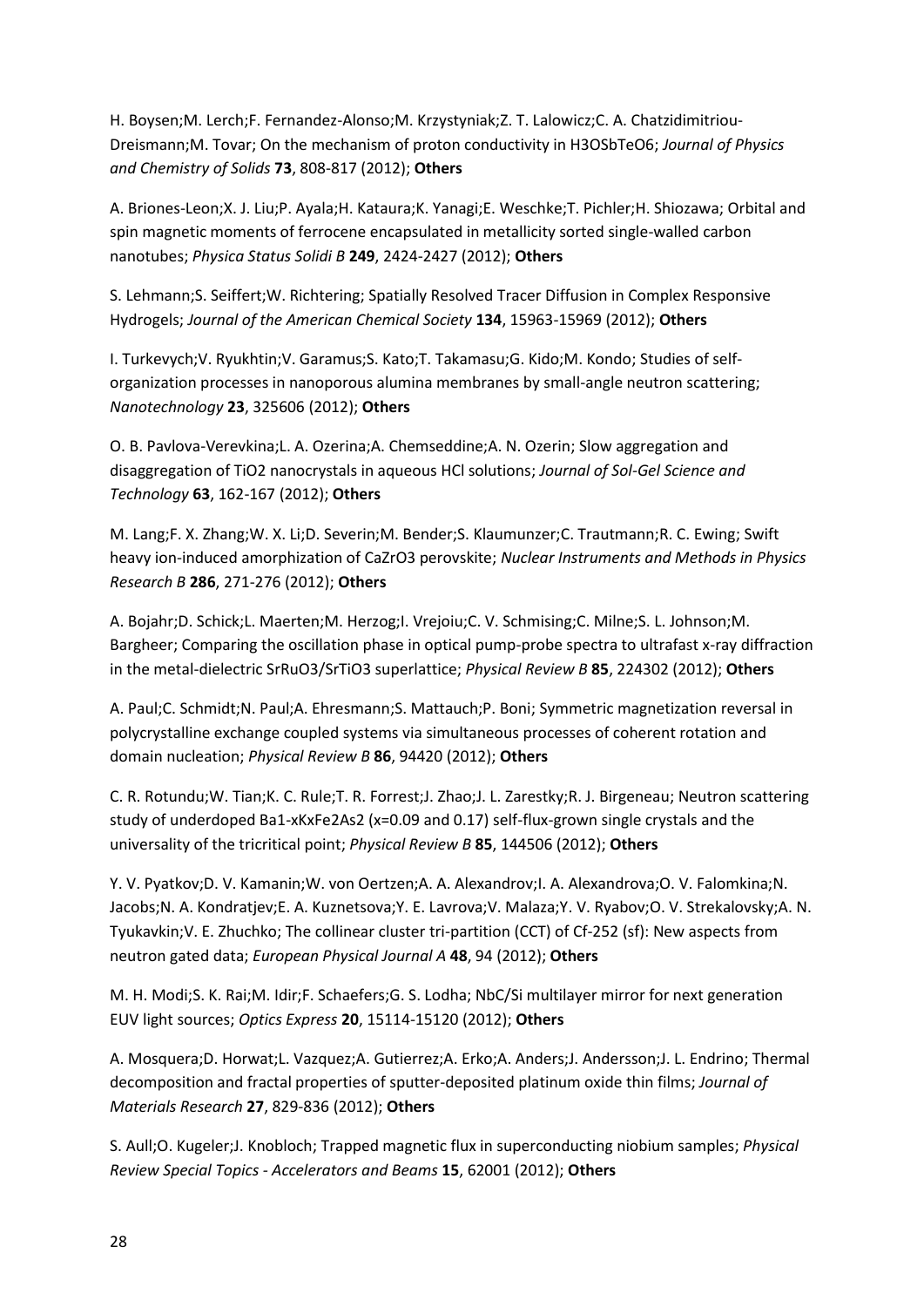H. Boysen;M. Lerch;F. Fernandez-Alonso;M. Krzystyniak;Z. T. Lalowicz;C. A. Chatzidimitriou-Dreismann;M. Tovar; On the mechanism of proton conductivity in $H_3OSbTeO_6$; *Journal of Physics and Chemistry of Solids* **73**, 808-817 (2012); **Others**

A. Briones-Leon;X. J. Liu;P. Ayala;H. Kataura;K. Yanagi;E. Weschke;T. Pichler;H. Shiozawa; Orbital and spin magnetic moments of ferrocene encapsulated in metallicity sorted single-walled carbon nanotubes; *Physica Status Solidi B* **249**, 2424-2427 (2012); **Others**

S. Lehmann;S. Seiffert;W. Richtering; Spatially Resolved Tracer Diffusion in Complex Responsive Hydrogels; *Journal of the American Chemical Society* **134**, 15963-15969 (2012); **Others**

I. Turkevych;V. Ryukhtin;V. Garamus;S. Kato;T. Takamasu;G. Kido;M. Kondo; Studies of self-organization processes in nanoporous alumina membranes by small-angle neutron scattering; *Nanotechnology* **23**, 325606 (2012); **Others**

O. B. Pavlova-Verevkina;L. A. Ozerina;A. Chemseddine;A. N. Ozerin; Slow aggregation and disaggregation of $TiO_2$ nanocrystals in aqueous HCl solutions; *Journal of Sol-Gel Science and Technology* **63**, 162-167 (2012); **Others**

M. Lang;F. X. Zhang;W. X. Li;D. Severin;M. Bender;S. Klaumunzer;C. Trautmann;R. C. Ewing; Swift heavy ion-induced amorphization of $CaZrO_3$ perovskite; *Nuclear Instruments and Methods in Physics Research B* **286**, 271-276 (2012); **Others**

A. Bojahr;D. Schick;L. Maerten;M. Herzog;I. Vrejoiu;C. V. Schmising;C. Milne;S. L. Johnson;M. Bargheer; Comparing the oscillation phase in optical pump-probe spectra to ultrafast x-ray diffraction in the metal-dielectric $SrRuO_3/SrTiO_3$ superlattice; *Physical Review B* **85**, 224302 (2012); **Others**

A. Paul;C. Schmidt;N. Paul;A. Ehresmann;S. Mattauch;P. Boni; Symmetric magnetization reversal in polycrystalline exchange coupled systems via simultaneous processes of coherent rotation and domain nucleation; *Physical Review B* **86**, 94420 (2012); **Others**

C. R. Rotundu;W. Tian;K. C. Rule;T. R. Forrest;J. Zhao;J. L. Zarestky;R. J. Birgeneau; Neutron scattering study of underdoped $Ba_{1-x}K_xFe_2As_2$ (x=0.09 and 0.17) self-flux-grown single crystals and the universality of the tricritical point; *Physical Review B* **85**, 144506 (2012); **Others**

Y. V. Pyatkov;D. V. Kamanin;W. von Oertzen;A. A. Alexandrov;I. A. Alexandrova;O. V. Falomkina;N. Jacobs;N. A. Kondratjev;E. A. Kuznetsova;Y. E. Lavrova;V. Malaza;Y. V. Ryabov;O. V. Strekalovsky;A. N. Tyukavkin;V. E. Zhuchko; The collinear cluster tri-partition (CCT) of Cf-252 (sf): New aspects from neutron gated data; *European Physical Journal A* **48**, 94 (2012); **Others**

M. H. Modi;S. K. Rai;M. Idir;F. Schaefers;G. S. Lodha; NbC/Si multilayer mirror for next generation EUV light sources; *Optics Express* **20**, 15114-15120 (2012); **Others**

A. Mosquera;D. Horwat;L. Vazquez;A. Gutierrez;A. Erko;A. Anders;J. Andersson;J. L. Endrino; Thermal decomposition and fractal properties of sputter-deposited platinum oxide thin films; *Journal of Materials Research* **27**, 829-836 (2012); **Others**

S. Aull;O. Kugeler;J. Knobloch; Trapped magnetic flux in superconducting niobium samples; *Physical Review Special Topics - Accelerators and Beams* **15**, 62001 (2012); **Others**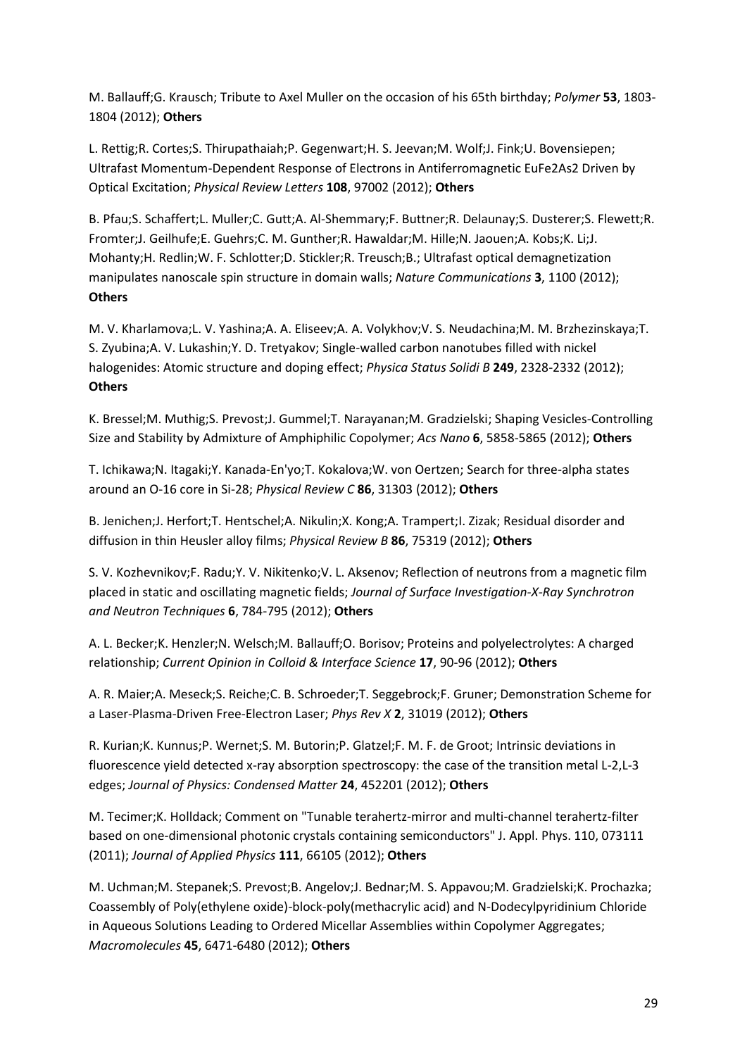M. Ballauff;G. Krausch; Tribute to Axel Muller on the occasion of his 65th birthday; *Polymer* **53**, 1803-1804 (2012); **Others**

L. Rettig;R. Cortes;S. Thirupathaiah;P. Gegenwart;H. S. Jeevan;M. Wolf;J. Fink;U. Bovensiepen; Ultrafast Momentum-Dependent Response of Electrons in Antiferromagnetic EuFe2As2 Driven by Optical Excitation; *Physical Review Letters* **108**, 97002 (2012); **Others**

B. Pfau;S. Schaffert;L. Muller;C. Gutt;A. Al-Shemmary;F. Buttner;R. Delaunay;S. Dusterer;S. Flewett;R. Fromter;J. Geilhufe;E. Guehrs;C. M. Gunther;R. Hawaldar;M. Hille;N. Jaouen;A. Kobs;K. Li;J. Mohanty;H. Redlin;W. F. Schlotter;D. Stickler;R. Treusch;B.; Ultrafast optical demagnetization manipulates nanoscale spin structure in domain walls; *Nature Communications* **3**, 1100 (2012); **Others**

M. V. Kharlamova;L. V. Yashina;A. A. Eliseev;A. A. Volykhov;V. S. Neudachina;M. M. Brzhezinskaya;T. S. Zyubina;A. V. Lukashin;Y. D. Tretyakov; Single-walled carbon nanotubes filled with nickel halogenides: Atomic structure and doping effect; *Physica Status Solidi B* **249**, 2328-2332 (2012); **Others**

K. Bressel;M. Muthig;S. Prevost;J. Gummel;T. Narayanan;M. Gradzielski; Shaping Vesicles-Controlling Size and Stability by Admixture of Amphiphilic Copolymer; *Acs Nano* **6**, 5858-5865 (2012); **Others**

T. Ichikawa;N. Itagaki;Y. Kanada-En'yo;T. Kokalova;W. von Oertzen; Search for three-alpha states around an O-16 core in Si-28; *Physical Review C* **86**, 31303 (2012); **Others**

B. Jenichen;J. Herfort;T. Hentschel;A. Nikulin;X. Kong;A. Trampert;I. Zizak; Residual disorder and diffusion in thin Heusler alloy films; *Physical Review B* **86**, 75319 (2012); **Others**

S. V. Kozhevnikov;F. Radu;Y. V. Nikitenko;V. L. Aksenov; Reflection of neutrons from a magnetic film placed in static and oscillating magnetic fields; *Journal of Surface Investigation-X-Ray Synchrotron and Neutron Techniques* **6**, 784-795 (2012); **Others**

A. L. Becker;K. Henzler;N. Welsch;M. Ballauff;O. Borisov; Proteins and polyelectrolytes: A charged relationship; *Current Opinion in Colloid & Interface Science* **17**, 90-96 (2012); **Others**

A. R. Maier;A. Meseck;S. Reiche;C. B. Schroeder;T. Seggebrock;F. Gruner; Demonstration Scheme for a Laser-Plasma-Driven Free-Electron Laser; *Phys Rev X* **2**, 31019 (2012); **Others**

R. Kurian;K. Kunnus;P. Wernet;S. M. Butorin;P. Glatzel;F. M. F. de Groot; Intrinsic deviations in fluorescence yield detected x-ray absorption spectroscopy: the case of the transition metal L-2,L-3 edges; *Journal of Physics: Condensed Matter* **24**, 452201 (2012); **Others**

M. Tecimer;K. Holldack; Comment on "Tunable terahertz-mirror and multi-channel terahertz-filter based on one-dimensional photonic crystals containing semiconductors" J. Appl. Phys. 110, 073111 (2011); *Journal of Applied Physics* **111**, 66105 (2012); **Others**

M. Uchman;M. Stepanek;S. Prevost;B. Angelov;J. Bednar;M. S. Appavou;M. Gradzielski;K. Prochazka; Coassembly of Poly(ethylene oxide)-block-poly(methacrylic acid) and N-Dodecylpyridinium Chloride in Aqueous Solutions Leading to Ordered Micellar Assemblies within Copolymer Aggregates; *Macromolecules* **45**, 6471-6480 (2012); **Others**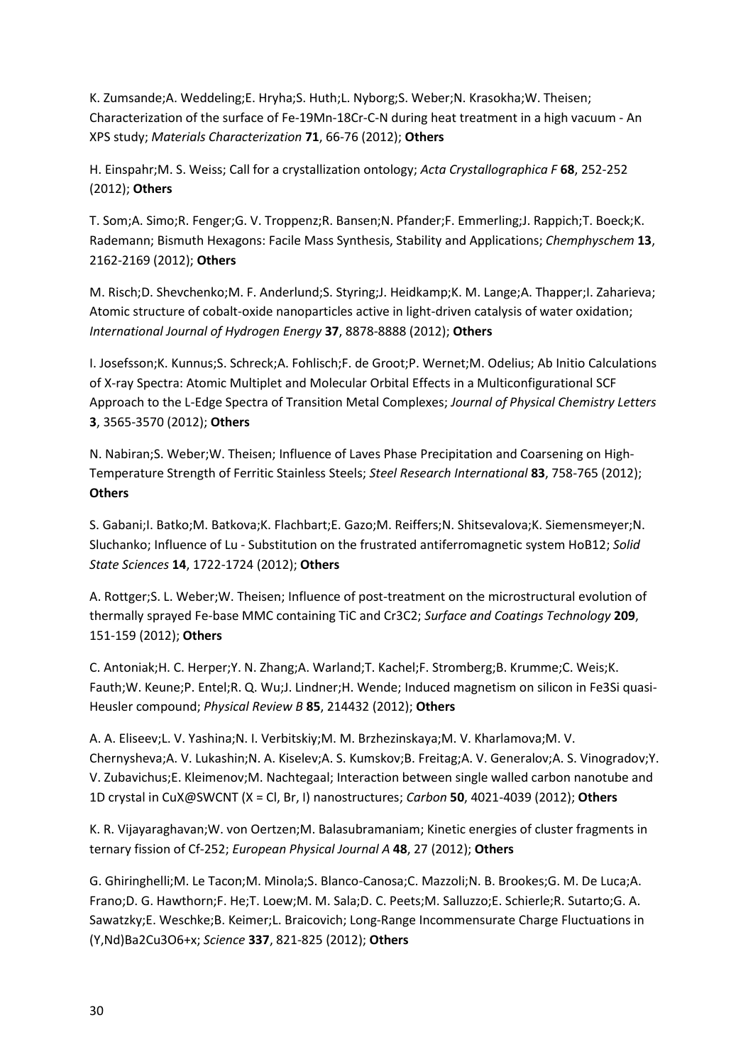K. Zumsande;A. Weddeling;E. Hryha;S. Huth;L. Nyborg;S. Weber;N. Krasokha;W. Theisen; Characterization of the surface of Fe-19Mn-18Cr-C-N during heat treatment in a high vacuum - An XPS study; *Materials Characterization* **71**, 66-76 (2012); **Others**

H. Einspahr;M. S. Weiss; Call for a crystallization ontology; *Acta Crystallographica F* **68**, 252-252 (2012); **Others**

T. Som;A. Simo;R. Fenger;G. V. Troppenz;R. Bansen;N. Pfander;F. Emmerling;J. Rappich;T. Boeck;K. Rademann; Bismuth Hexagons: Facile Mass Synthesis, Stability and Applications; *Chemphyschem* **13**, 2162-2169 (2012); **Others**

M. Risch;D. Shevchenko;M. F. Anderlund;S. Styring;J. Heidkamp;K. M. Lange;A. Thapper;I. Zaharieva; Atomic structure of cobalt-oxide nanoparticles active in light-driven catalysis of water oxidation; *International Journal of Hydrogen Energy* **37**, 8878-8888 (2012); **Others**

I. Josefsson;K. Kunnus;S. Schreck;A. Fohlisch;F. de Groot;P. Wernet;M. Odelius; Ab Initio Calculations of X-ray Spectra: Atomic Multiplet and Molecular Orbital Effects in a Multiconfigurational SCF Approach to the L-Edge Spectra of Transition Metal Complexes; *Journal of Physical Chemistry Letters* **3**, 3565-3570 (2012); **Others**

N. Nabiran;S. Weber;W. Theisen; Influence of Laves Phase Precipitation and Coarsening on High-Temperature Strength of Ferritic Stainless Steels; *Steel Research International* **83**, 758-765 (2012); **Others**

S. Gabani;I. Batko;M. Batkova;K. Flachbart;E. Gazo;M. Reiffers;N. Shitsevalova;K. Siemensmeyer;N. Sluchanko; Influence of Lu - Substitution on the frustrated antiferromagnetic system HoB12; *Solid State Sciences* **14**, 1722-1724 (2012); **Others**

A. Rottger;S. L. Weber;W. Theisen; Influence of post-treatment on the microstructural evolution of thermally sprayed Fe-base MMC containing TiC and Cr3C2; *Surface and Coatings Technology* **209**, 151-159 (2012); **Others**

C. Antoniak;H. C. Herper;Y. N. Zhang;A. Warland;T. Kachel;F. Stromberg;B. Krumme;C. Weis;K. Fauth;W. Keune;P. Entel;R. Q. Wu;J. Lindner;H. Wende; Induced magnetism on silicon in Fe3Si quasi-Heusler compound; *Physical Review B* **85**, 214432 (2012); **Others**

A. A. Eliseev;L. V. Yashina;N. I. Verbitskiy;M. M. Brzhezinskaya;M. V. Kharlamova;M. V. Chernysheva;A. V. Lukashin;N. A. Kiselev;A. S. Kumskov;B. Freitag;A. V. Generalov;A. S. Vinogradov;Y. V. Zubavichus;E. Kleimenov;M. Nachtegaal; Interaction between single walled carbon nanotube and 1D crystal in CuX@SWCNT (X = Cl, Br, I) nanostructures; *Carbon* **50**, 4021-4039 (2012); **Others**

K. R. Vijayaraghavan;W. von Oertzen;M. Balasubramaniam; Kinetic energies of cluster fragments in ternary fission of Cf-252; *European Physical Journal A* **48**, 27 (2012); **Others**

G. Ghiringhelli;M. Le Tacon;M. Minola;S. Blanco-Canosa;C. Mazzoli;N. B. Brookes;G. M. De Luca;A. Frano;D. G. Hawthorn;F. He;T. Loew;M. M. Sala;D. C. Peets;M. Salluzzo;E. Schierle;R. Sutarto;G. A. Sawatzky;E. Weschke;B. Keimer;L. Braicovich; Long-Range Incommensurate Charge Fluctuations in (Y,Nd)Ba2Cu3O6+x; *Science* **337**, 821-825 (2012); **Others**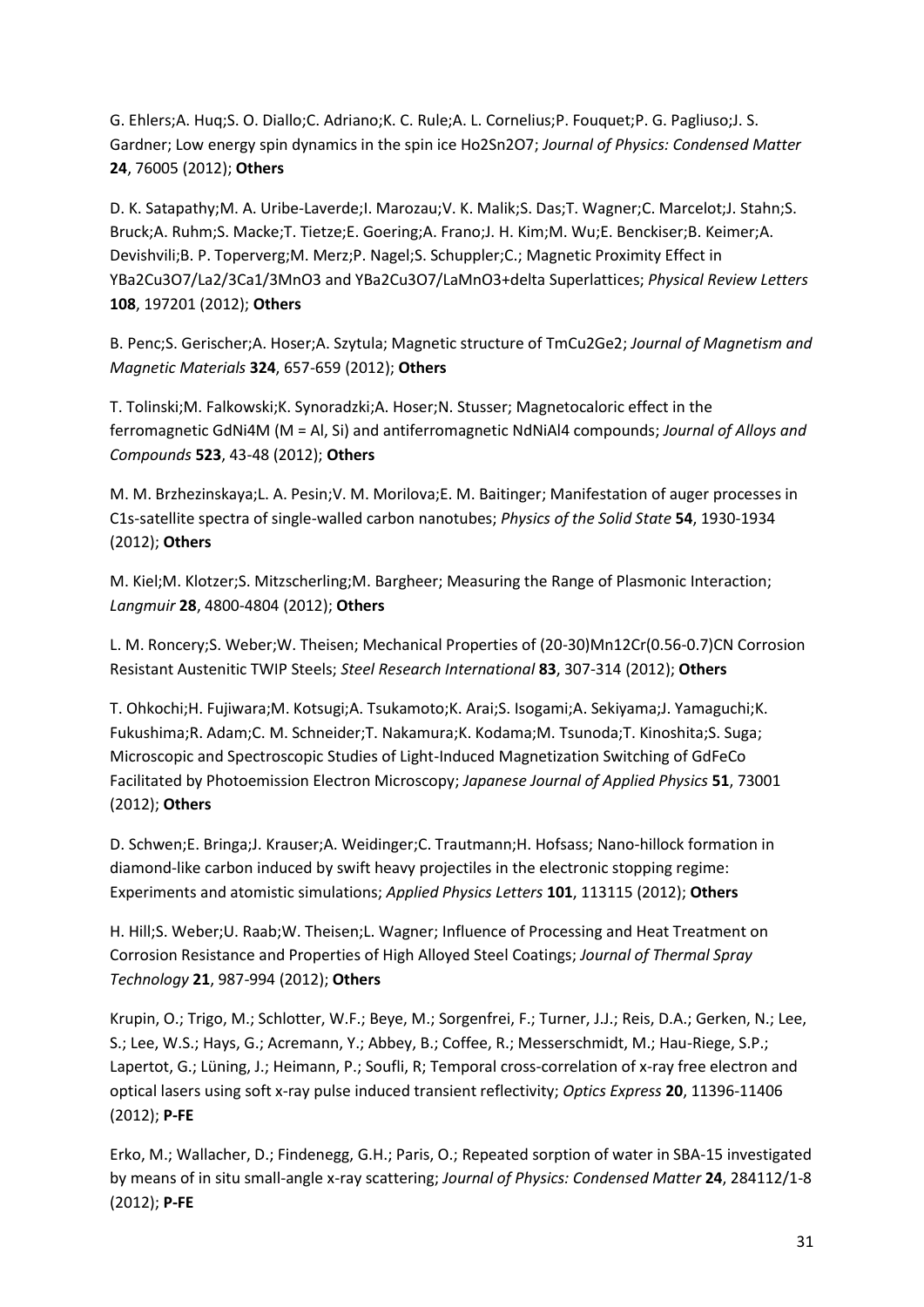G. Ehlers;A. Huq;S. O. Diallo;C. Adriano;K. C. Rule;A. L. Cornelius;P. Fouquet;P. G. Pagliuso;J. S. Gardner; Low energy spin dynamics in the spin ice $Ho_2Sn_2O_7$; *Journal of Physics: Condensed Matter* **24**, 76005 (2012); **Others**

D. K. Satapathy;M. A. Uribe-Laverde;I. Marozau;V. K. Malik;S. Das;T. Wagner;C. Marcelot;J. Stahn;S. Bruck;A. Ruhm;S. Macke;T. Tietze;E. Goering;A. Frano;J. H. Kim;M. Wu;E. Benckiser;B. Keimer;A. Devishvili;B. P. Toperverg;M. Merz;P. Nagel;S. Schuppler;C.; Magnetic Proximity Effect in $YBa_2Cu_3O_7/La_{2/3}Ca_{1/3}MnO_3$ and $YBa_2Cu_3O_7/LaMnO_{3+delta}$ Superlattices; *Physical Review Letters* **108**, 197201 (2012); **Others**

B. Penc;S. Gerischer;A. Hoser;A. Szytula; Magnetic structure of $TmCu_2Ge_2$; *Journal of Magnetism and Magnetic Materials* **324**, 657-659 (2012); **Others**

T. Tolinski;M. Falkowski;K. Synoradzki;A. Hoser;N. Stusser; Magnetocaloric effect in the ferromagnetic $GdNi_4M$ (M = Al, Si) and antiferromagnetic $NdNiAl_4$ compounds; *Journal of Alloys and Compounds* **523**, 43-48 (2012); **Others**

M. M. Brzhezinskaya;L. A. Pesin;V. M. Morilova;E. M. Baitinger; Manifestation of auger processes in C1s-satellite spectra of single-walled carbon nanotubes; *Physics of the Solid State* **54**, 1930-1934 (2012); **Others**

M. Kiel;M. Klotzer;S. Mitzscherling;M. Bargheer; Measuring the Range of Plasmonic Interaction; *Langmuir* **28**, 4800-4804 (2012); **Others**

L. M. Roncery;S. Weber;W. Theisen; Mechanical Properties of (20-30)Mn12Cr(0.56-0.7)CN Corrosion Resistant Austenitic TWIP Steels; *Steel Research International* **83**, 307-314 (2012); **Others**

T. Ohkochi;H. Fujiwara;M. Kotsugi;A. Tsukamoto;K. Arai;S. Isogami;A. Sekiyama;J. Yamaguchi;K. Fukushima;R. Adam;C. M. Schneider;T. Nakamura;K. Kodama;M. Tsunoda;T. Kinoshita;S. Suga; Microscopic and Spectroscopic Studies of Light-Induced Magnetization Switching of GdFeCo Facilitated by Photoemission Electron Microscopy; *Japanese Journal of Applied Physics* **51**, 73001 (2012); **Others**

D. Schwen;E. Bringa;J. Krauser;A. Weidinger;C. Trautmann;H. Hofsass; Nano-hillock formation in diamond-like carbon induced by swift heavy projectiles in the electronic stopping regime: Experiments and atomistic simulations; *Applied Physics Letters* **101**, 113115 (2012); **Others**

H. Hill;S. Weber;U. Raab;W. Theisen;L. Wagner; Influence of Processing and Heat Treatment on Corrosion Resistance and Properties of High Alloyed Steel Coatings; *Journal of Thermal Spray Technology* **21**, 987-994 (2012); **Others**

Krupin, O.; Trigo, M.; Schlotter, W.F.; Beye, M.; Sorgenfrei, F.; Turner, J.J.; Reis, D.A.; Gerken, N.; Lee, S.; Lee, W.S.; Hays, G.; Acremann, Y.; Abbey, B.; Coffee, R.; Messerschmidt, M.; Hau-Riege, S.P.; Lapertot, G.; Lüning, J.; Heimann, P.; Soufli, R; Temporal cross-correlation of x-ray free electron and optical lasers using soft x-ray pulse induced transient reflectivity; *Optics Express* **20**, 11396-11406 (2012); **P-FE**

Erko, M.; Wallacher, D.; Findenegg, G.H.; Paris, O.; Repeated sorption of water in SBA-15 investigated by means of in situ small-angle x-ray scattering; *Journal of Physics: Condensed Matter* **24**, 284112/1-8 (2012); **P-FE**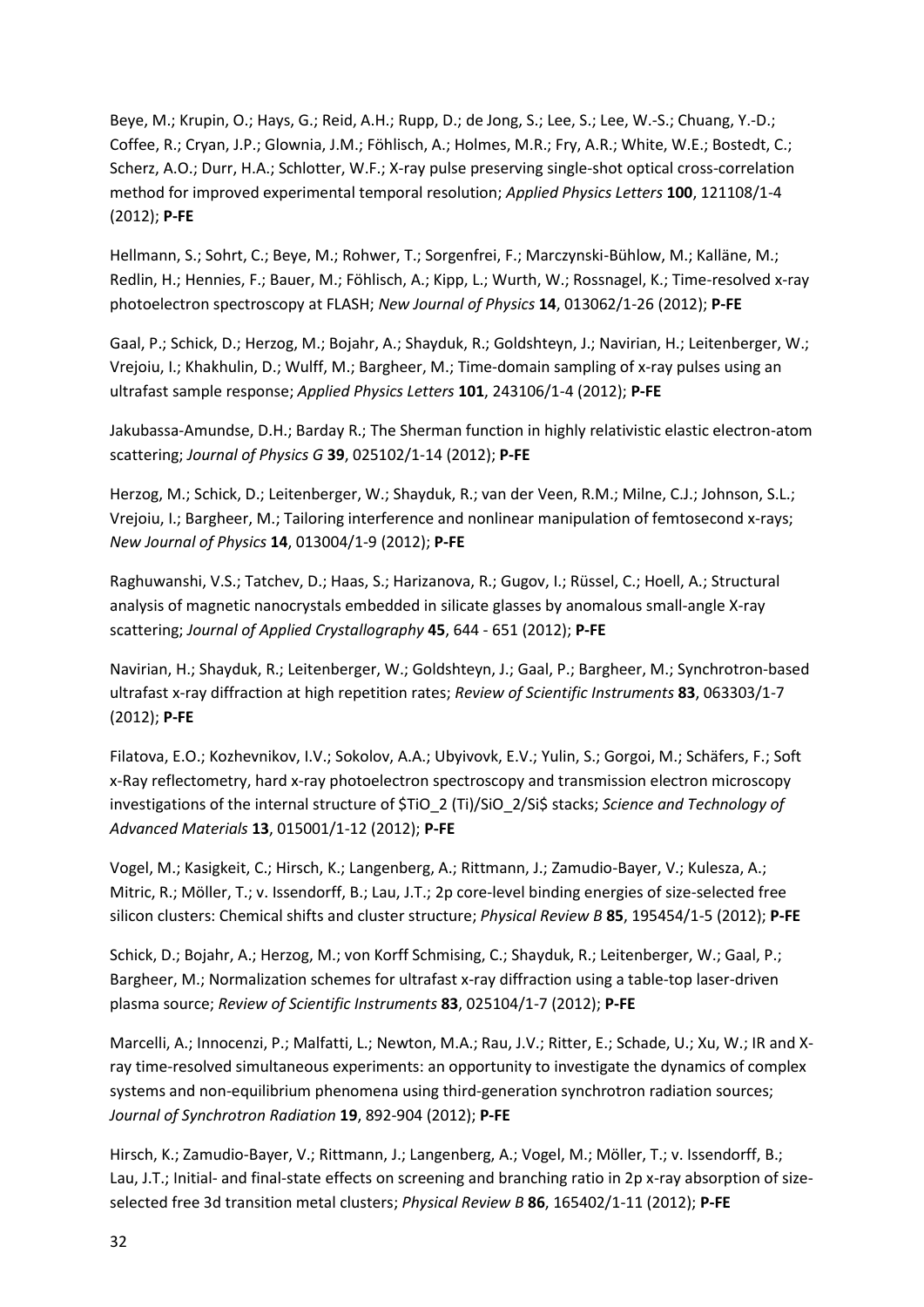Beye, M.; Krupin, O.; Hays, G.; Reid, A.H.; Rupp, D.; de Jong, S.; Lee, S.; Lee, W.-S.; Chuang, Y.-D.; Coffee, R.; Cryan, J.P.; Glownia, J.M.; Föhlisch, A.; Holmes, M.R.; Fry, A.R.; White, W.E.; Bostedt, C.; Scherz, A.O.; Durr, H.A.; Schlotter, W.F.; X-ray pulse preserving single-shot optical cross-correlation method for improved experimental temporal resolution; *Applied Physics Letters* **100**, 121108/1-4 (2012); **P-FE**

Hellmann, S.; Sohrt, C.; Beye, M.; Rohwer, T.; Sorgenfrei, F.; Marczynski-Bühlow, M.; Kalläne, M.; Redlin, H.; Hennies, F.; Bauer, M.; Föhlisch, A.; Kipp, L.; Wurth, W.; Rossnagel, K.; Time-resolved x-ray photoelectron spectroscopy at FLASH; *New Journal of Physics* **14**, 013062/1-26 (2012); **P-FE**

Gaal, P.; Schick, D.; Herzog, M.; Bojahr, A.; Shayduk, R.; Goldshteyn, J.; Navirian, H.; Leitenberger, W.; Vrejoiu, I.; Khakhulin, D.; Wulff, M.; Bargheer, M.; Time-domain sampling of x-ray pulses using an ultrafast sample response; *Applied Physics Letters* **101**, 243106/1-4 (2012); **P-FE**

Jakubassa-Amundse, D.H.; Barday R.; The Sherman function in highly relativistic elastic electron-atom scattering; *Journal of Physics G* **39**, 025102/1-14 (2012); **P-FE**

Herzog, M.; Schick, D.; Leitenberger, W.; Shayduk, R.; van der Veen, R.M.; Milne, C.J.; Johnson, S.L.; Vrejoiu, I.; Bargheer, M.; Tailoring interference and nonlinear manipulation of femtosecond x-rays; *New Journal of Physics* **14**, 013004/1-9 (2012); **P-FE**

Raghuwanshi, V.S.; Tatchev, D.; Haas, S.; Harizanova, R.; Gugov, I.; Rüssel, C.; Hoell, A.; Structural analysis of magnetic nanocrystals embedded in silicate glasses by anomalous small-angle X-ray scattering; *Journal of Applied Crystallography* **45**, 644 - 651 (2012); **P-FE**

Navirian, H.; Shayduk, R.; Leitenberger, W.; Goldshteyn, J.; Gaal, P.; Bargheer, M.; Synchrotron-based ultrafast x-ray diffraction at high repetition rates; *Review of Scientific Instruments* **83**, 063303/1-7 (2012); **P-FE**

Filatova, E.O.; Kozhevnikov, I.V.; Sokolov, A.A.; Ubyivovk, E.V.; Yulin, S.; Gorgoi, M.; Schäfers, F.; Soft x-Ray reflectometry, hard x-ray photoelectron spectroscopy and transmission electron microscopy investigations of the internal structure of $TiO_2$ (Ti)/$SiO_2$/Si stacks; *Science and Technology of Advanced Materials* **13**, 015001/1-12 (2012); **P-FE**

Vogel, M.; Kasigkeit, C.; Hirsch, K.; Langenberg, A.; Rittmann, J.; Zamudio-Bayer, V.; Kulesza, A.; Mitric, R.; Möller, T.; v. Issendorff, B.; Lau, J.T.; 2p core-level binding energies of size-selected free silicon clusters: Chemical shifts and cluster structure; *Physical Review B* **85**, 195454/1-5 (2012); **P-FE**

Schick, D.; Bojahr, A.; Herzog, M.; von Korff Schmising, C.; Shayduk, R.; Leitenberger, W.; Gaal, P.; Bargheer, M.; Normalization schemes for ultrafast x-ray diffraction using a table-top laser-driven plasma source; *Review of Scientific Instruments* **83**, 025104/1-7 (2012); **P-FE**

Marcelli, A.; Innocenzi, P.; Malfatti, L.; Newton, M.A.; Rau, J.V.; Ritter, E.; Schade, U.; Xu, W.; IR and X-ray time-resolved simultaneous experiments: an opportunity to investigate the dynamics of complex systems and non-equilibrium phenomena using third-generation synchrotron radiation sources; *Journal of Synchrotron Radiation* **19**, 892-904 (2012); **P-FE**

Hirsch, K.; Zamudio-Bayer, V.; Rittmann, J.; Langenberg, A.; Vogel, M.; Möller, T.; v. Issendorff, B.; Lau, J.T.; Initial- and final-state effects on screening and branching ratio in 2p x-ray absorption of size-selected free 3d transition metal clusters; *Physical Review B* **86**, 165402/1-11 (2012); **P-FE**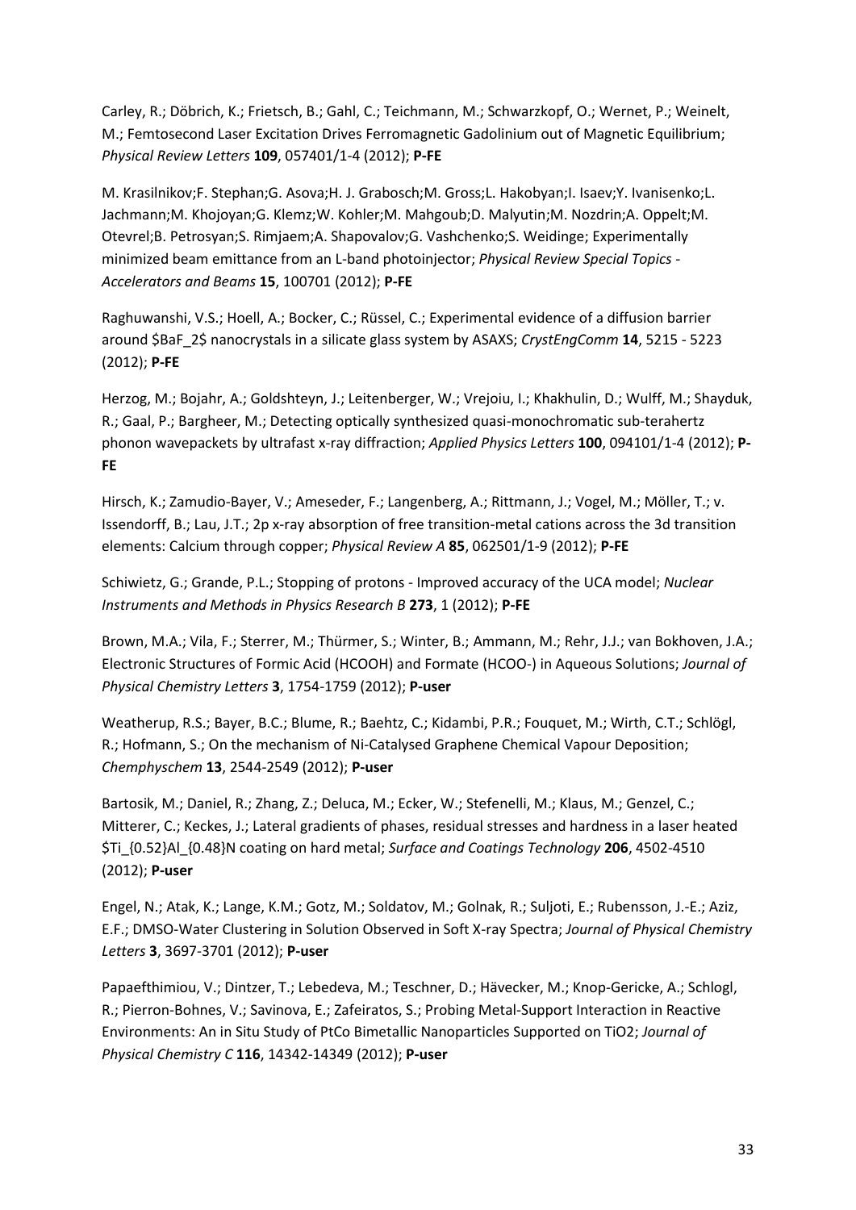Carley, R.; Döbrich, K.; Frietsch, B.; Gahl, C.; Teichmann, M.; Schwarzkopf, O.; Wernet, P.; Weinelt, M.; Femtosecond Laser Excitation Drives Ferromagnetic Gadolinium out of Magnetic Equilibrium; *Physical Review Letters* **109**, 057401/1-4 (2012); **P-FE**

M. Krasilnikov;F. Stephan;G. Asova;H. J. Grabosch;M. Gross;L. Hakobyan;I. Isaev;Y. Ivanisenko;L. Jachmann;M. Khojoyan;G. Klemz;W. Kohler;M. Mahgoub;D. Malyutin;M. Nozdrin;A. Oppelt;M. Otevrel;B. Petrosyan;S. Rimjaem;A. Shapovalov;G. Vashchenko;S. Weidinge; Experimentally minimized beam emittance from an L-band photoinjector; *Physical Review Special Topics - Accelerators and Beams* **15**, 100701 (2012); **P-FE**

Raghuwanshi, V.S.; Hoell, A.; Bocker, C.; Rüssel, C.; Experimental evidence of a diffusion barrier around $BaF_2$ nanocrystals in a silicate glass system by ASAXS; *CrystEngComm* **14**, 5215 - 5223 (2012); **P-FE**

Herzog, M.; Bojahr, A.; Goldshteyn, J.; Leitenberger, W.; Vrejoiu, I.; Khakhulin, D.; Wulff, M.; Shayduk, R.; Gaal, P.; Bargheer, M.; Detecting optically synthesized quasi-monochromatic sub-terahertz phonon wavepackets by ultrafast x-ray diffraction; *Applied Physics Letters* **100**, 094101/1-4 (2012); **P-FE**

Hirsch, K.; Zamudio-Bayer, V.; Ameseder, F.; Langenberg, A.; Rittmann, J.; Vogel, M.; Möller, T.; v. Issendorff, B.; Lau, J.T.; 2p x-ray absorption of free transition-metal cations across the 3d transition elements: Calcium through copper; *Physical Review A* **85**, 062501/1-9 (2012); **P-FE**

Schiwietz, G.; Grande, P.L.; Stopping of protons - Improved accuracy of the UCA model; *Nuclear Instruments and Methods in Physics Research B* **273**, 1 (2012); **P-FE**

Brown, M.A.; Vila, F.; Sterrer, M.; Thürmer, S.; Winter, B.; Ammann, M.; Rehr, J.J.; van Bokhoven, J.A.; Electronic Structures of Formic Acid (HCOOH) and Formate (HCOO-) in Aqueous Solutions; *Journal of Physical Chemistry Letters* **3**, 1754-1759 (2012); **P-user**

Weatherup, R.S.; Bayer, B.C.; Blume, R.; Baehtz, C.; Kidambi, P.R.; Fouquet, M.; Wirth, C.T.; Schlögl, R.; Hofmann, S.; On the mechanism of Ni-Catalysed Graphene Chemical Vapour Deposition; *Chemphyschem* **13**, 2544-2549 (2012); **P-user**

Bartosik, M.; Daniel, R.; Zhang, Z.; Deluca, M.; Ecker, W.; Stefenelli, M.; Klaus, M.; Genzel, C.; Mitterer, C.; Keckes, J.; Lateral gradients of phases, residual stresses and hardness in a laser heated $Ti_{0.52}Al_{0.48}N$ coating on hard metal; *Surface and Coatings Technology* **206**, 4502-4510 (2012); **P-user**

Engel, N.; Atak, K.; Lange, K.M.; Gotz, M.; Soldatov, M.; Golnak, R.; Suljoti, E.; Rubensson, J.-E.; Aziz, E.F.; DMSO-Water Clustering in Solution Observed in Soft X-ray Spectra; *Journal of Physical Chemistry Letters* **3**, 3697-3701 (2012); **P-user**

Papaefthimiou, V.; Dintzer, T.; Lebedeva, M.; Teschner, D.; Hävecker, M.; Knop-Gericke, A.; Schlogl, R.; Pierron-Bohnes, V.; Savinova, E.; Zafeiratos, S.; Probing Metal-Support Interaction in Reactive Environments: An in Situ Study of PtCo Bimetallic Nanoparticles Supported on TiO2; *Journal of Physical Chemistry C* **116**, 14342-14349 (2012); **P-user**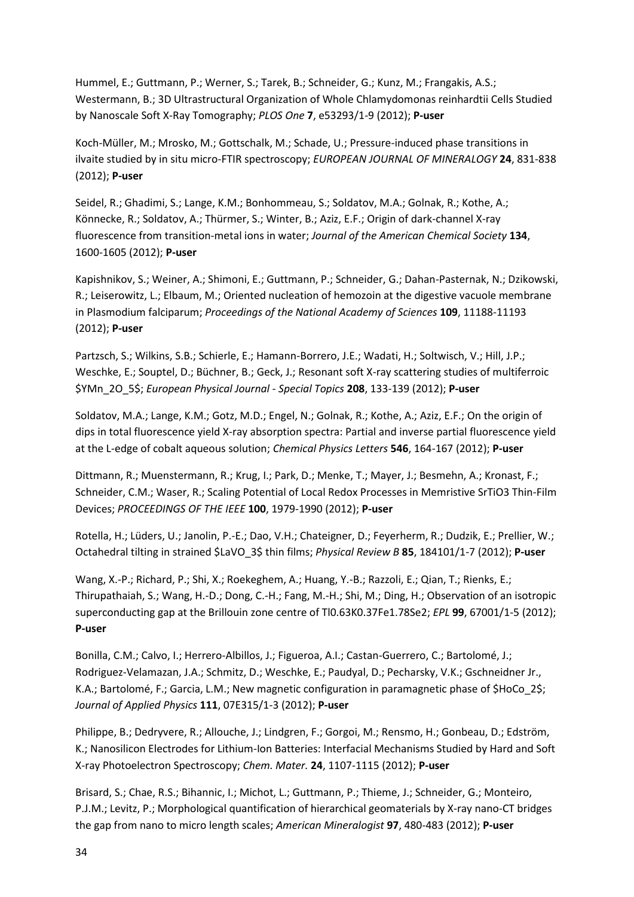Hummel, E.; Guttmann, P.; Werner, S.; Tarek, B.; Schneider, G.; Kunz, M.; Frangakis, A.S.; Westermann, B.; 3D Ultrastructural Organization of Whole Chlamydomonas reinhardtii Cells Studied by Nanoscale Soft X-Ray Tomography; *PLOS One* **7**, e53293/1-9 (2012); **P-user**

Koch-Müller, M.; Mrosko, M.; Gottschalk, M.; Schade, U.; Pressure-induced phase transitions in ilvaite studied by in situ micro-FTIR spectroscopy; *EUROPEAN JOURNAL OF MINERALOGY* **24**, 831-838 (2012); **P-user**

Seidel, R.; Ghadimi, S.; Lange, K.M.; Bonhommeau, S.; Soldatov, M.A.; Golnak, R.; Kothe, A.; Könnecke, R.; Soldatov, A.; Thürmer, S.; Winter, B.; Aziz, E.F.; Origin of dark-channel X-ray fluorescence from transition-metal ions in water; *Journal of the American Chemical Society* **134**, 1600-1605 (2012); **P-user**

Kapishnikov, S.; Weiner, A.; Shimoni, E.; Guttmann, P.; Schneider, G.; Dahan-Pasternak, N.; Dzikowski, R.; Leiserowitz, L.; Elbaum, M.; Oriented nucleation of hemozoin at the digestive vacuole membrane in Plasmodium falciparum; *Proceedings of the National Academy of Sciences* **109**, 11188-11193 (2012); **P-user**

Partzsch, S.; Wilkins, S.B.; Schierle, E.; Hamann-Borrero, J.E.; Wadati, H.; Soltwisch, V.; Hill, J.P.; Weschke, E.; Souptel, D.; Büchner, B.; Geck, J.; Resonant soft X-ray scattering studies of multiferroic $YMn_2O_5$; *European Physical Journal - Special Topics* **208**, 133-139 (2012); **P-user**

Soldatov, M.A.; Lange, K.M.; Gotz, M.D.; Engel, N.; Golnak, R.; Kothe, A.; Aziz, E.F.; On the origin of dips in total fluorescence yield X-ray absorption spectra: Partial and inverse partial fluorescence yield at the L-edge of cobalt aqueous solution; *Chemical Physics Letters* **546**, 164-167 (2012); **P-user**

Dittmann, R.; Muenstermann, R.; Krug, I.; Park, D.; Menke, T.; Mayer, J.; Besmehn, A.; Kronast, F.; Schneider, C.M.; Waser, R.; Scaling Potential of Local Redox Processes in Memristive SrTiO3 Thin-Film Devices; *PROCEEDINGS OF THE IEEE* **100**, 1979-1990 (2012); **P-user**

Rotella, H.; Lüders, U.; Janolin, P.-E.; Dao, V.H.; Chateigner, D.; Feyerherm, R.; Dudzik, E.; Prellier, W.; Octahedral tilting in strained $LaVO_3$ thin films; *Physical Review B* **85**, 184101/1-7 (2012); **P-user**

Wang, X.-P.; Richard, P.; Shi, X.; Roekeghem, A.; Huang, Y.-B.; Razzoli, E.; Qian, T.; Rienks, E.; Thirupathaiah, S.; Wang, H.-D.; Dong, C.-H.; Fang, M.-H.; Shi, M.; Ding, H.; Observation of an isotropic superconducting gap at the Brillouin zone centre of Tl0.63K0.37Fe1.78Se2; *EPL* **99**, 67001/1-5 (2012); **P-user**

Bonilla, C.M.; Calvo, I.; Herrero-Albillos, J.; Figueroa, A.I.; Castan-Guerrero, C.; Bartolomé, J.; Rodriguez-Velamazan, J.A.; Schmitz, D.; Weschke, E.; Paudyal, D.; Pecharsky, V.K.; Gschneidner Jr., K.A.; Bartolomé, F.; Garcia, L.M.; New magnetic configuration in paramagnetic phase of $HoCo_2$; *Journal of Applied Physics* **111**, 07E315/1-3 (2012); **P-user**

Philippe, B.; Dedryvere, R.; Allouche, J.; Lindgren, F.; Gorgoi, M.; Rensmo, H.; Gonbeau, D.; Edström, K.; Nanosilicon Electrodes for Lithium-Ion Batteries: Interfacial Mechanisms Studied by Hard and Soft X-ray Photoelectron Spectroscopy; *Chem. Mater.* **24**, 1107-1115 (2012); **P-user**

Brisard, S.; Chae, R.S.; Bihannic, I.; Michot, L.; Guttmann, P.; Thieme, J.; Schneider, G.; Monteiro, P.J.M.; Levitz, P.; Morphological quantification of hierarchical geomaterials by X-ray nano-CT bridges the gap from nano to micro length scales; *American Mineralogist* **97**, 480-483 (2012); **P-user**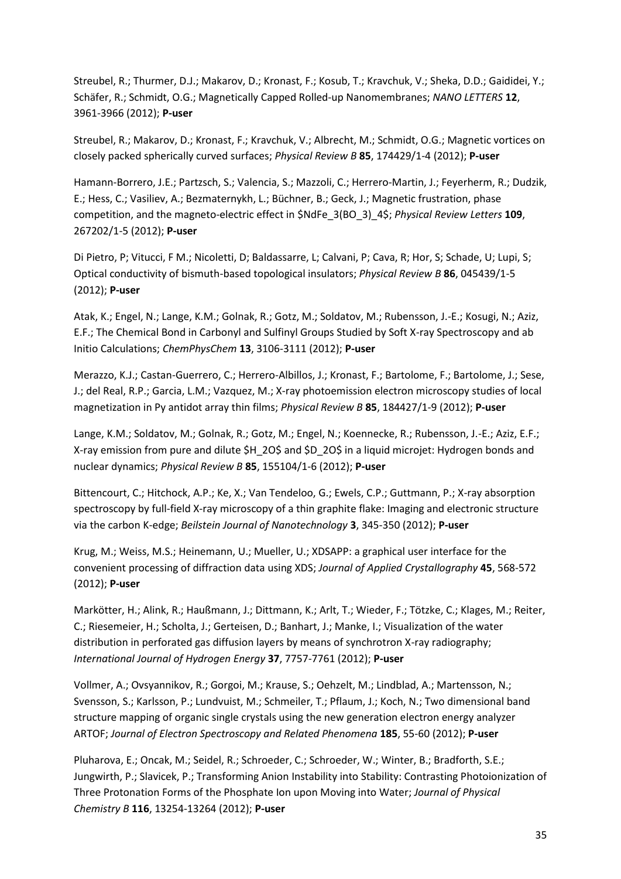Streubel, R.; Thurmer, D.J.; Makarov, D.; Kronast, F.; Kosub, T.; Kravchuk, V.; Sheka, D.D.; Gaididei, Y.; Schäfer, R.; Schmidt, O.G.; Magnetically Capped Rolled-up Nanomembranes; *NANO LETTERS* **12**, 3961-3966 (2012); **P-user**

Streubel, R.; Makarov, D.; Kronast, F.; Kravchuk, V.; Albrecht, M.; Schmidt, O.G.; Magnetic vortices on closely packed spherically curved surfaces; *Physical Review B* **85**, 174429/1-4 (2012); **P-user**

Hamann-Borrero, J.E.; Partzsch, S.; Valencia, S.; Mazzoli, C.; Herrero-Martin, J.; Feyerherm, R.; Dudzik, E.; Hess, C.; Vasiliev, A.; Bezmaternykh, L.; Büchner, B.; Geck, J.; Magnetic frustration, phase competition, and the magneto-electric effect in $NdFe_3(BO_3)_4$; *Physical Review Letters* **109**, 267202/1-5 (2012); **P-user**

Di Pietro, P; Vitucci, F M.; Nicoletti, D; Baldassarre, L; Calvani, P; Cava, R; Hor, S; Schade, U; Lupi, S; Optical conductivity of bismuth-based topological insulators; *Physical Review B* **86**, 045439/1-5 (2012); **P-user**

Atak, K.; Engel, N.; Lange, K.M.; Golnak, R.; Gotz, M.; Soldatov, M.; Rubensson, J.-E.; Kosugi, N.; Aziz, E.F.; The Chemical Bond in Carbonyl and Sulfinyl Groups Studied by Soft X-ray Spectroscopy and ab Initio Calculations; *ChemPhysChem* **13**, 3106-3111 (2012); **P-user**

Merazzo, K.J.; Castan-Guerrero, C.; Herrero-Albillos, J.; Kronast, F.; Bartolome, F.; Bartolome, J.; Sese, J.; del Real, R.P.; Garcia, L.M.; Vazquez, M.; X-ray photoemission electron microscopy studies of local magnetization in Py antidot array thin films; *Physical Review B* **85**, 184427/1-9 (2012); **P-user**

Lange, K.M.; Soldatov, M.; Golnak, R.; Gotz, M.; Engel, N.; Koennecke, R.; Rubensson, J.-E.; Aziz, E.F.; X-ray emission from pure and dilute $H_2O$ and $D_2O$ in a liquid microjet: Hydrogen bonds and nuclear dynamics; *Physical Review B* **85**, 155104/1-6 (2012); **P-user**

Bittencourt, C.; Hitchock, A.P.; Ke, X.; Van Tendeloo, G.; Ewels, C.P.; Guttmann, P.; X-ray absorption spectroscopy by full-field X-ray microscopy of a thin graphite flake: Imaging and electronic structure via the carbon K-edge; *Beilstein Journal of Nanotechnology* **3**, 345-350 (2012); **P-user**

Krug, M.; Weiss, M.S.; Heinemann, U.; Mueller, U.; XDSAPP: a graphical user interface for the convenient processing of diffraction data using XDS; *Journal of Applied Crystallography* **45**, 568-572 (2012); **P-user**

Markötter, H.; Alink, R.; Haußmann, J.; Dittmann, K.; Arlt, T.; Wieder, F.; Tötzke, C.; Klages, M.; Reiter, C.; Riesemeier, H.; Scholta, J.; Gerteisen, D.; Banhart, J.; Manke, I.; Visualization of the water distribution in perforated gas diffusion layers by means of synchrotron X-ray radiography; *International Journal of Hydrogen Energy* **37**, 7757-7761 (2012); **P-user**

Vollmer, A.; Ovsyannikov, R.; Gorgoi, M.; Krause, S.; Oehzelt, M.; Lindblad, A.; Martensson, N.; Svensson, S.; Karlsson, P.; Lundvuist, M.; Schmeiler, T.; Pflaum, J.; Koch, N.; Two dimensional band structure mapping of organic single crystals using the new generation electron energy analyzer ARTOF; *Journal of Electron Spectroscopy and Related Phenomena* **185**, 55-60 (2012); **P-user**

Pluharova, E.; Oncak, M.; Seidel, R.; Schroeder, C.; Schroeder, W.; Winter, B.; Bradforth, S.E.; Jungwirth, P.; Slavicek, P.; Transforming Anion Instability into Stability: Contrasting Photoionization of Three Protonation Forms of the Phosphate Ion upon Moving into Water; *Journal of Physical Chemistry B* **116**, 13254-13264 (2012); **P-user**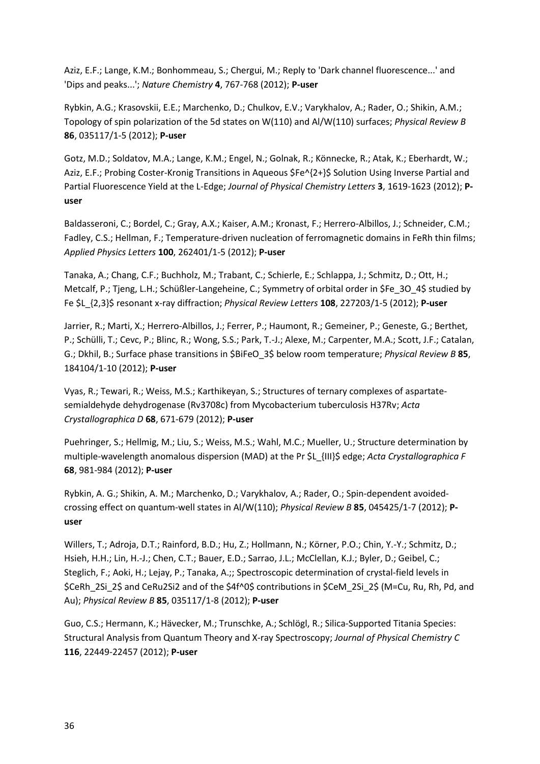Aziz, E.F.; Lange, K.M.; Bonhommeau, S.; Chergui, M.; Reply to 'Dark channel fluorescence...' and 'Dips and peaks...'; *Nature Chemistry* **4**, 767-768 (2012); **P-user**

Rybkin, A.G.; Krasovskii, E.E.; Marchenko, D.; Chulkov, E.V.; Varykhalov, A.; Rader, O.; Shikin, A.M.; Topology of spin polarization of the 5d states on W(110) and Al/W(110) surfaces; *Physical Review B* **86**, 035117/1-5 (2012); **P-user**

Gotz, M.D.; Soldatov, M.A.; Lange, K.M.; Engel, N.; Golnak, R.; Könnecke, R.; Atak, K.; Eberhardt, W.; Aziz, E.F.; Probing Coster-Kronig Transitions in Aqueous $Fe^{2+}$ Solution Using Inverse Partial and Partial Fluorescence Yield at the L-Edge; *Journal of Physical Chemistry Letters* **3**, 1619-1623 (2012); **P-user**

Baldasseroni, C.; Bordel, C.; Gray, A.X.; Kaiser, A.M.; Kronast, F.; Herrero-Albillos, J.; Schneider, C.M.; Fadley, C.S.; Hellman, F.; Temperature-driven nucleation of ferromagnetic domains in FeRh thin films; *Applied Physics Letters* **100**, 262401/1-5 (2012); **P-user**

Tanaka, A.; Chang, C.F.; Buchholz, M.; Trabant, C.; Schierle, E.; Schlappa, J.; Schmitz, D.; Ott, H.; Metcalf, P.; Tjeng, L.H.; Schüßler-Langeheine, C.; Symmetry of orbital order in $Fe_3O_4$ studied by Fe $L_{2,3}$ resonant x-ray diffraction; *Physical Review Letters* **108**, 227203/1-5 (2012); **P-user**

Jarrier, R.; Marti, X.; Herrero-Albillos, J.; Ferrer, P.; Haumont, R.; Gemeiner, P.; Geneste, G.; Berthet, P.; Schülli, T.; Cevc, P.; Blinc, R.; Wong, S.S.; Park, T.-J.; Alexe, M.; Carpenter, M.A.; Scott, J.F.; Catalan, G.; Dkhil, B.; Surface phase transitions in $BiFeO_3$ below room temperature; *Physical Review B* **85**, 184104/1-10 (2012); **P-user**

Vyas, R.; Tewari, R.; Weiss, M.S.; Karthikeyan, S.; Structures of ternary complexes of aspartate-semialdehyde dehydrogenase (Rv3708c) from Mycobacterium tuberculosis H37Rv; *Acta Crystallographica D* **68**, 671-679 (2012); **P-user**

Puehringer, S.; Hellmig, M.; Liu, S.; Weiss, M.S.; Wahl, M.C.; Mueller, U.; Structure determination by multiple-wavelength anomalous dispersion (MAD) at the Pr $L_{III}$ edge; *Acta Crystallographica F* **68**, 981-984 (2012); **P-user**

Rybkin, A. G.; Shikin, A. M.; Marchenko, D.; Varykhalov, A.; Rader, O.; Spin-dependent avoided-crossing effect on quantum-well states in Al/W(110); *Physical Review B* **85**, 045425/1-7 (2012); **P-user**

Willers, T.; Adroja, D.T.; Rainford, B.D.; Hu, Z.; Hollmann, N.; Körner, P.O.; Chin, Y.-Y.; Schmitz, D.; Hsieh, H.H.; Lin, H.-J.; Chen, C.T.; Bauer, E.D.; Sarrao, J.L.; McClellan, K.J.; Byler, D.; Geibel, C.; Steglich, F.; Aoki, H.; Lejay, P.; Tanaka, A.;; Spectroscopic determination of crystal-field levels in $CeRh_2Si_2$ and CeRu2Si2 and of the $4f^0$ contributions in $CeM_2Si_2$ (M=Cu, Ru, Rh, Pd, and Au); *Physical Review B* **85**, 035117/1-8 (2012); **P-user**

Guo, C.S.; Hermann, K.; Hävecker, M.; Trunschke, A.; Schlögl, R.; Silica-Supported Titania Species: Structural Analysis from Quantum Theory and X-ray Spectroscopy; *Journal of Physical Chemistry C* **116**, 22449-22457 (2012); **P-user**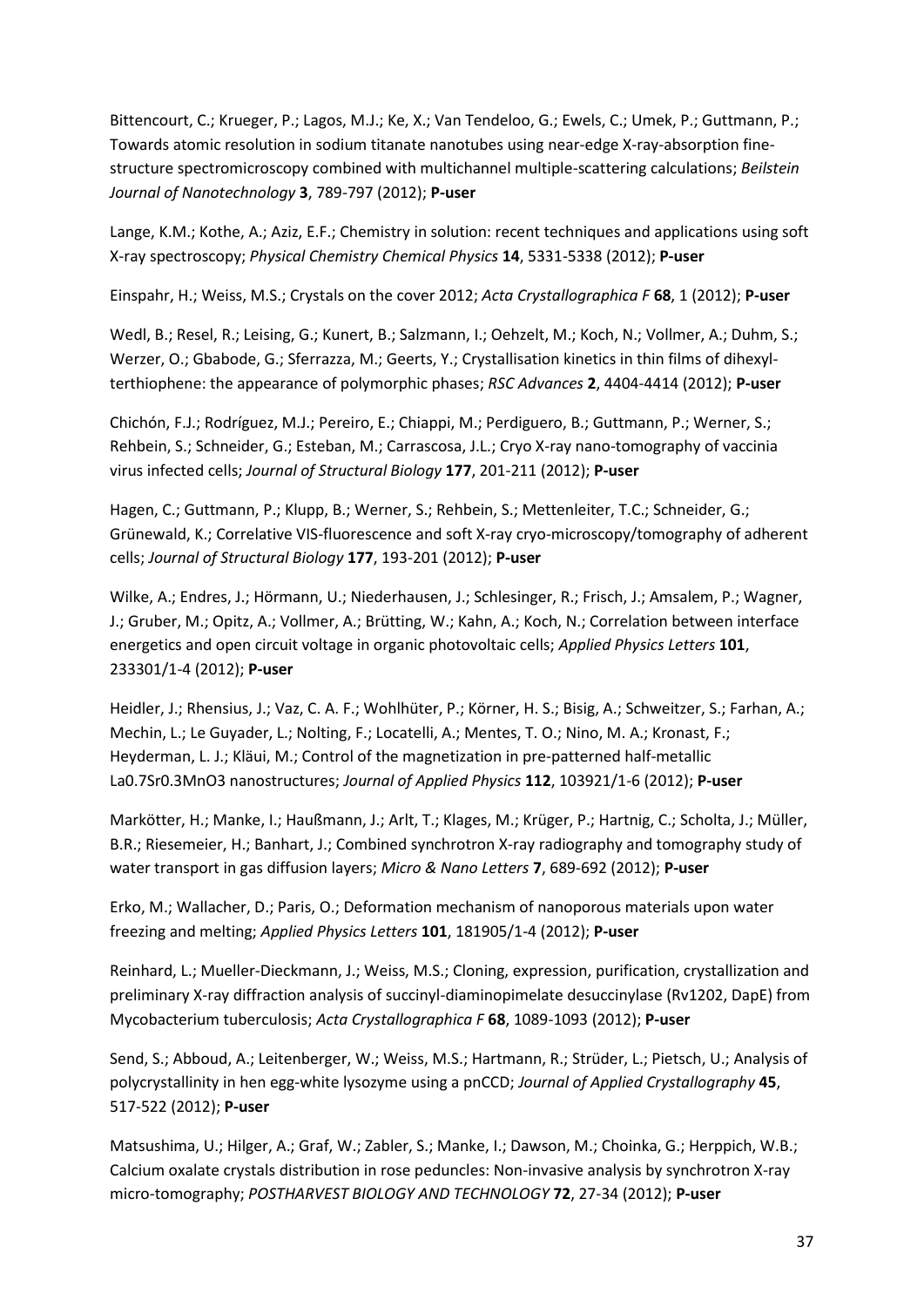Bittencourt, C.; Krueger, P.; Lagos, M.J.; Ke, X.; Van Tendeloo, G.; Ewels, C.; Umek, P.; Guttmann, P.; Towards atomic resolution in sodium titanate nanotubes using near-edge X-ray-absorption fine-structure spectromicroscopy combined with multichannel multiple-scattering calculations; *Beilstein Journal of Nanotechnology* **3**, 789-797 (2012); **P-user**

Lange, K.M.; Kothe, A.; Aziz, E.F.; Chemistry in solution: recent techniques and applications using soft X-ray spectroscopy; *Physical Chemistry Chemical Physics* **14**, 5331-5338 (2012); **P-user**

Einspahr, H.; Weiss, M.S.; Crystals on the cover 2012; *Acta Crystallographica F* **68**, 1 (2012); **P-user**

Wedl, B.; Resel, R.; Leising, G.; Kunert, B.; Salzmann, I.; Oehzelt, M.; Koch, N.; Vollmer, A.; Duhm, S.; Werzer, O.; Gbabode, G.; Sferrazza, M.; Geerts, Y.; Crystallisation kinetics in thin films of dihexyl-terthiophene: the appearance of polymorphic phases; *RSC Advances* **2**, 4404-4414 (2012); **P-user**

Chichón, F.J.; Rodríguez, M.J.; Pereiro, E.; Chiappi, M.; Perdiguero, B.; Guttmann, P.; Werner, S.; Rehbein, S.; Schneider, G.; Esteban, M.; Carrascosa, J.L.; Cryo X-ray nano-tomography of vaccinia virus infected cells; *Journal of Structural Biology* **177**, 201-211 (2012); **P-user**

Hagen, C.; Guttmann, P.; Klupp, B.; Werner, S.; Rehbein, S.; Mettenleiter, T.C.; Schneider, G.; Grünewald, K.; Correlative VIS-fluorescence and soft X-ray cryo-microscopy/tomography of adherent cells; *Journal of Structural Biology* **177**, 193-201 (2012); **P-user**

Wilke, A.; Endres, J.; Hörmann, U.; Niederhausen, J.; Schlesinger, R.; Frisch, J.; Amsalem, P.; Wagner, J.; Gruber, M.; Opitz, A.; Vollmer, A.; Brütting, W.; Kahn, A.; Koch, N.; Correlation between interface energetics and open circuit voltage in organic photovoltaic cells; *Applied Physics Letters* **101**, 233301/1-4 (2012); **P-user**

Heidler, J.; Rhensius, J.; Vaz, C. A. F.; Wohlhüter, P.; Körner, H. S.; Bisig, A.; Schweitzer, S.; Farhan, A.; Mechin, L.; Le Guyader, L.; Nolting, F.; Locatelli, A.; Mentes, T. O.; Nino, M. A.; Kronast, F.; Heyderman, L. J.; Kläui, M.; Control of the magnetization in pre-patterned half-metallic La0.7Sr0.3MnO3 nanostructures; *Journal of Applied Physics* **112**, 103921/1-6 (2012); **P-user**

Markötter, H.; Manke, I.; Haußmann, J.; Arlt, T.; Klages, M.; Krüger, P.; Hartnig, C.; Scholta, J.; Müller, B.R.; Riesemeier, H.; Banhart, J.; Combined synchrotron X-ray radiography and tomography study of water transport in gas diffusion layers; *Micro & Nano Letters* **7**, 689-692 (2012); **P-user**

Erko, M.; Wallacher, D.; Paris, O.; Deformation mechanism of nanoporous materials upon water freezing and melting; *Applied Physics Letters* **101**, 181905/1-4 (2012); **P-user**

Reinhard, L.; Mueller-Dieckmann, J.; Weiss, M.S.; Cloning, expression, purification, crystallization and preliminary X-ray diffraction analysis of succinyl-diaminopimelate desuccinylase (Rv1202, DapE) from Mycobacterium tuberculosis; *Acta Crystallographica F* **68**, 1089-1093 (2012); **P-user**

Send, S.; Abboud, A.; Leitenberger, W.; Weiss, M.S.; Hartmann, R.; Strüder, L.; Pietsch, U.; Analysis of polycrystallinity in hen egg-white lysozyme using a pnCCD; *Journal of Applied Crystallography* **45**, 517-522 (2012); **P-user**

Matsushima, U.; Hilger, A.; Graf, W.; Zabler, S.; Manke, I.; Dawson, M.; Choinka, G.; Herppich, W.B.; Calcium oxalate crystals distribution in rose peduncles: Non-invasive analysis by synchrotron X-ray micro-tomography; *POSTHARVEST BIOLOGY AND TECHNOLOGY* **72**, 27-34 (2012); **P-user**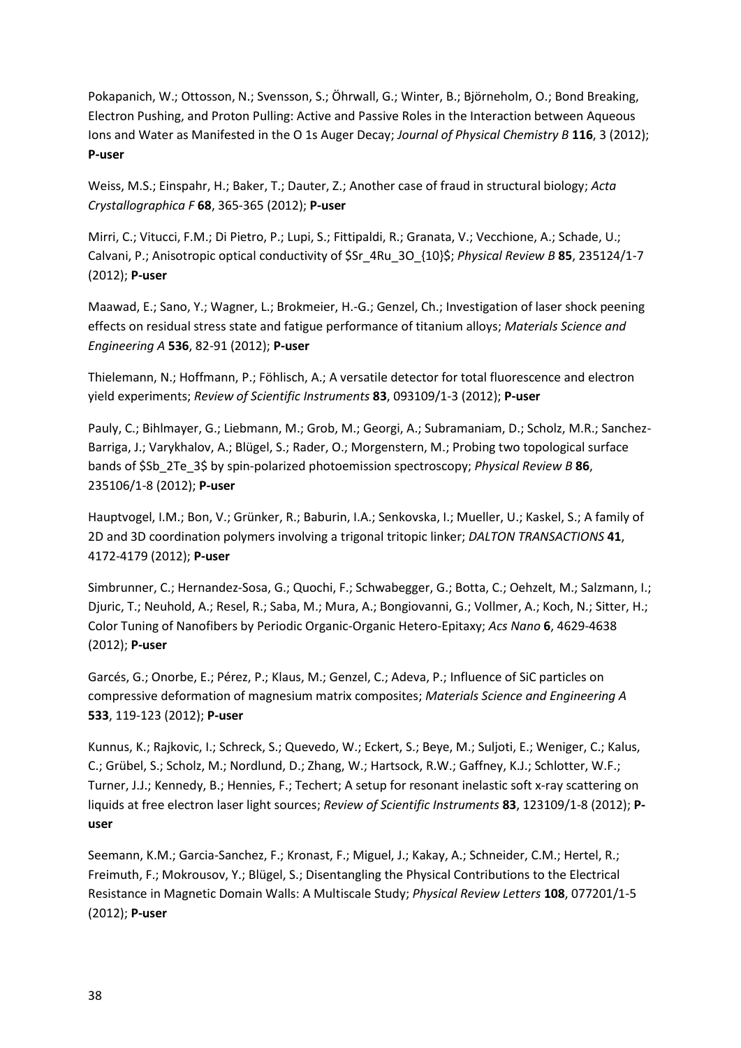Pokapanich, W.; Ottosson, N.; Svensson, S.; Öhrwall, G.; Winter, B.; Björneholm, O.; Bond Breaking, Electron Pushing, and Proton Pulling: Active and Passive Roles in the Interaction between Aqueous Ions and Water as Manifested in the O 1s Auger Decay; *Journal of Physical Chemistry B* **116**, 3 (2012); **P-user**

Weiss, M.S.; Einspahr, H.; Baker, T.; Dauter, Z.; Another case of fraud in structural biology; *Acta Crystallographica F* **68**, 365-365 (2012); **P-user**

Mirri, C.; Vitucci, F.M.; Di Pietro, P.; Lupi, S.; Fittipaldi, R.; Granata, V.; Vecchione, A.; Schade, U.; Calvani, P.; Anisotropic optical conductivity of $Sr_4Ru_3O_{10}$; *Physical Review B* **85**, 235124/1-7 (2012); **P-user**

Maawad, E.; Sano, Y.; Wagner, L.; Brokmeier, H.-G.; Genzel, Ch.; Investigation of laser shock peening effects on residual stress state and fatigue performance of titanium alloys; *Materials Science and Engineering A* **536**, 82-91 (2012); **P-user**

Thielemann, N.; Hoffmann, P.; Föhlisch, A.; A versatile detector for total fluorescence and electron yield experiments; *Review of Scientific Instruments* **83**, 093109/1-3 (2012); **P-user**

Pauly, C.; Bihlmayer, G.; Liebmann, M.; Grob, M.; Georgi, A.; Subramaniam, D.; Scholz, M.R.; Sanchez-Barriga, J.; Varykhalov, A.; Blügel, S.; Rader, O.; Morgenstern, M.; Probing two topological surface bands of $Sb_2Te_3$ by spin-polarized photoemission spectroscopy; *Physical Review B* **86**, 235106/1-8 (2012); **P-user**

Hauptvogel, I.M.; Bon, V.; Grünker, R.; Baburin, I.A.; Senkovska, I.; Mueller, U.; Kaskel, S.; A family of 2D and 3D coordination polymers involving a trigonal tritopic linker; *DALTON TRANSACTIONS* **41**, 4172-4179 (2012); **P-user**

Simbrunner, C.; Hernandez-Sosa, G.; Quochi, F.; Schwabegger, G.; Botta, C.; Oehzelt, M.; Salzmann, I.; Djuric, T.; Neuhold, A.; Resel, R.; Saba, M.; Mura, A.; Bongiovanni, G.; Vollmer, A.; Koch, N.; Sitter, H.; Color Tuning of Nanofibers by Periodic Organic-Organic Hetero-Epitaxy; *Acs Nano* **6**, 4629-4638 (2012); **P-user**

Garcés, G.; Onorbe, E.; Pérez, P.; Klaus, M.; Genzel, C.; Adeva, P.; Influence of SiC particles on compressive deformation of magnesium matrix composites; *Materials Science and Engineering A* **533**, 119-123 (2012); **P-user**

Kunnus, K.; Rajkovic, I.; Schreck, S.; Quevedo, W.; Eckert, S.; Beye, M.; Suljoti, E.; Weniger, C.; Kalus, C.; Grübel, S.; Scholz, M.; Nordlund, D.; Zhang, W.; Hartsock, R.W.; Gaffney, K.J.; Schlotter, W.F.; Turner, J.J.; Kennedy, B.; Hennies, F.; Techert; A setup for resonant inelastic soft x-ray scattering on liquids at free electron laser light sources; *Review of Scientific Instruments* **83**, 123109/1-8 (2012); **P-user**

Seemann, K.M.; Garcia-Sanchez, F.; Kronast, F.; Miguel, J.; Kakay, A.; Schneider, C.M.; Hertel, R.; Freimuth, F.; Mokrousov, Y.; Blügel, S.; Disentangling the Physical Contributions to the Electrical Resistance in Magnetic Domain Walls: A Multiscale Study; *Physical Review Letters* **108**, 077201/1-5 (2012); **P-user**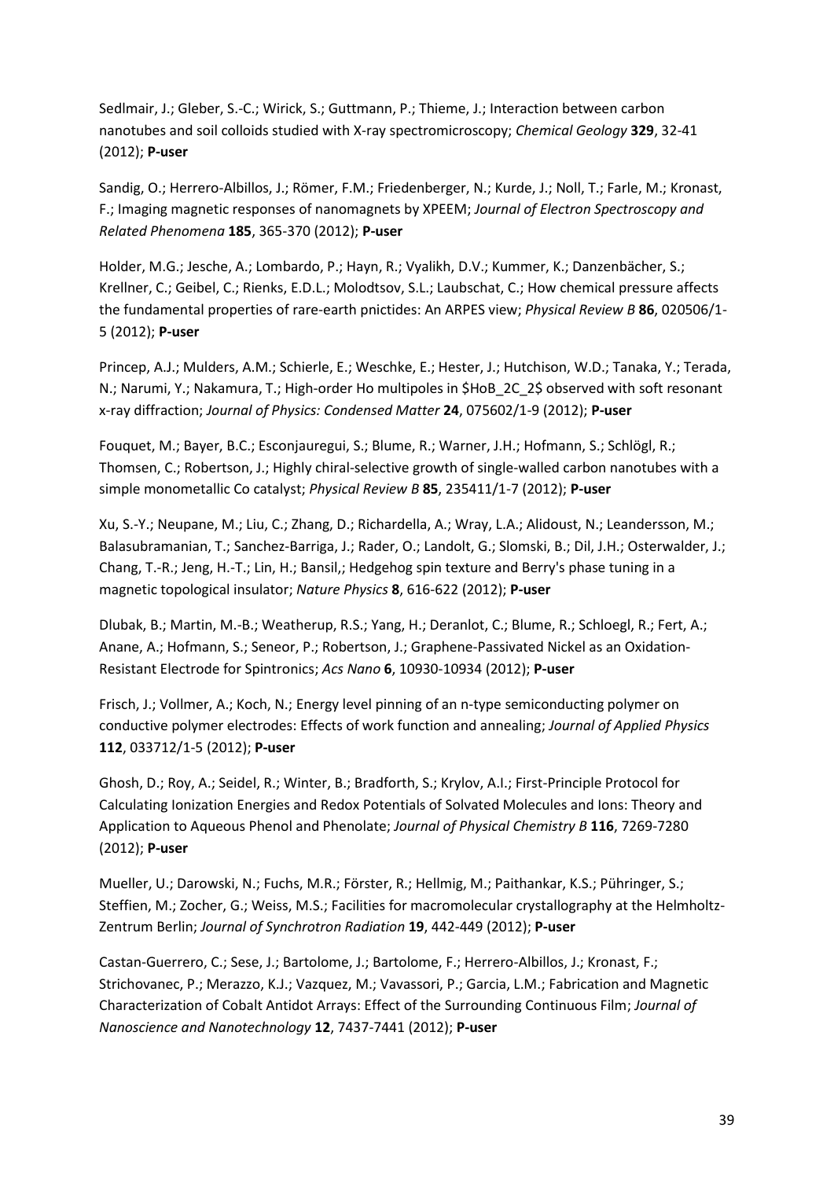Sedlmair, J.; Gleber, S.-C.; Wirick, S.; Guttmann, P.; Thieme, J.; Interaction between carbon nanotubes and soil colloids studied with X-ray spectromicroscopy; *Chemical Geology* **329**, 32-41 (2012); **P-user**

Sandig, O.; Herrero-Albillos, J.; Römer, F.M.; Friedenberger, N.; Kurde, J.; Noll, T.; Farle, M.; Kronast, F.; Imaging magnetic responses of nanomagnets by XPEEM; *Journal of Electron Spectroscopy and Related Phenomena* **185**, 365-370 (2012); **P-user**

Holder, M.G.; Jesche, A.; Lombardo, P.; Hayn, R.; Vyalikh, D.V.; Kummer, K.; Danzenbächer, S.; Krellner, C.; Geibel, C.; Rienks, E.D.L.; Molodtsov, S.L.; Laubschat, C.; How chemical pressure affects the fundamental properties of rare-earth pnictides: An ARPES view; *Physical Review B* **86**, 020506/1-5 (2012); **P-user**

Princep, A.J.; Mulders, A.M.; Schierle, E.; Weschke, E.; Hester, J.; Hutchison, W.D.; Tanaka, Y.; Terada, N.; Narumi, Y.; Nakamura, T.; High-order Ho multipoles in $HoB_2C_2$ observed with soft resonant x-ray diffraction; *Journal of Physics: Condensed Matter* **24**, 075602/1-9 (2012); **P-user**

Fouquet, M.; Bayer, B.C.; Esconjauregui, S.; Blume, R.; Warner, J.H.; Hofmann, S.; Schlögl, R.; Thomsen, C.; Robertson, J.; Highly chiral-selective growth of single-walled carbon nanotubes with a simple monometallic Co catalyst; *Physical Review B* **85**, 235411/1-7 (2012); **P-user**

Xu, S.-Y.; Neupane, M.; Liu, C.; Zhang, D.; Richardella, A.; Wray, L.A.; Alidoust, N.; Leandersson, M.; Balasubramanian, T.; Sanchez-Barriga, J.; Rader, O.; Landolt, G.; Slomski, B.; Dil, J.H.; Osterwalder, J.; Chang, T.-R.; Jeng, H.-T.; Lin, H.; Bansil,; Hedgehog spin texture and Berry's phase tuning in a magnetic topological insulator; *Nature Physics* **8**, 616-622 (2012); **P-user**

Dlubak, B.; Martin, M.-B.; Weatherup, R.S.; Yang, H.; Deranlot, C.; Blume, R.; Schloegl, R.; Fert, A.; Anane, A.; Hofmann, S.; Seneor, P.; Robertson, J.; Graphene-Passivated Nickel as an Oxidation-Resistant Electrode for Spintronics; *Acs Nano* **6**, 10930-10934 (2012); **P-user**

Frisch, J.; Vollmer, A.; Koch, N.; Energy level pinning of an n-type semiconducting polymer on conductive polymer electrodes: Effects of work function and annealing; *Journal of Applied Physics* **112**, 033712/1-5 (2012); **P-user**

Ghosh, D.; Roy, A.; Seidel, R.; Winter, B.; Bradforth, S.; Krylov, A.I.; First-Principle Protocol for Calculating Ionization Energies and Redox Potentials of Solvated Molecules and Ions: Theory and Application to Aqueous Phenol and Phenolate; *Journal of Physical Chemistry B* **116**, 7269-7280 (2012); **P-user**

Mueller, U.; Darowski, N.; Fuchs, M.R.; Förster, R.; Hellmig, M.; Paithankar, K.S.; Pühringer, S.; Steffien, M.; Zocher, G.; Weiss, M.S.; Facilities for macromolecular crystallography at the Helmholtz-Zentrum Berlin; *Journal of Synchrotron Radiation* **19**, 442-449 (2012); **P-user**

Castan-Guerrero, C.; Sese, J.; Bartolome, J.; Bartolome, F.; Herrero-Albillos, J.; Kronast, F.; Strichovanec, P.; Merazzo, K.J.; Vazquez, M.; Vavassori, P.; Garcia, L.M.; Fabrication and Magnetic Characterization of Cobalt Antidot Arrays: Effect of the Surrounding Continuous Film; *Journal of Nanoscience and Nanotechnology* **12**, 7437-7441 (2012); **P-user**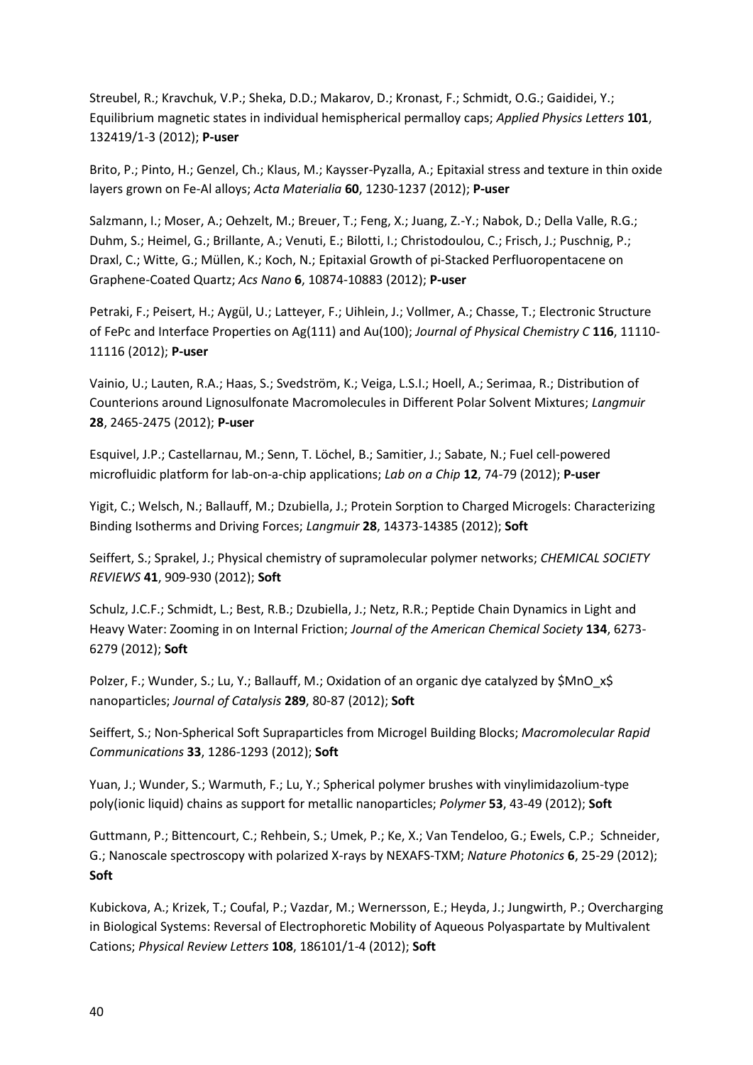Streubel, R.; Kravchuk, V.P.; Sheka, D.D.; Makarov, D.; Kronast, F.; Schmidt, O.G.; Gaididei, Y.; Equilibrium magnetic states in individual hemispherical permalloy caps; *Applied Physics Letters* **101**, 132419/1-3 (2012); **P-user**

Brito, P.; Pinto, H.; Genzel, Ch.; Klaus, M.; Kaysser-Pyzalla, A.; Epitaxial stress and texture in thin oxide layers grown on Fe-Al alloys; *Acta Materialia* **60**, 1230-1237 (2012); **P-user**

Salzmann, I.; Moser, A.; Oehzelt, M.; Breuer, T.; Feng, X.; Juang, Z.-Y.; Nabok, D.; Della Valle, R.G.; Duhm, S.; Heimel, G.; Brillante, A.; Venuti, E.; Bilotti, I.; Christodoulou, C.; Frisch, J.; Puschnig, P.; Draxl, C.; Witte, G.; Müllen, K.; Koch, N.; Epitaxial Growth of pi-Stacked Perfluoropentacene on Graphene-Coated Quartz; *Acs Nano* **6**, 10874-10883 (2012); **P-user**

Petraki, F.; Peisert, H.; Aygül, U.; Latteyer, F.; Uihlein, J.; Vollmer, A.; Chasse, T.; Electronic Structure of FePc and Interface Properties on Ag(111) and Au(100); *Journal of Physical Chemistry C* **116**, 11110-11116 (2012); **P-user**

Vainio, U.; Lauten, R.A.; Haas, S.; Svedström, K.; Veiga, L.S.I.; Hoell, A.; Serimaa, R.; Distribution of Counterions around Lignosulfonate Macromolecules in Different Polar Solvent Mixtures; *Langmuir* **28**, 2465-2475 (2012); **P-user**

Esquivel, J.P.; Castellarnau, M.; Senn, T. Löchel, B.; Samitier, J.; Sabate, N.; Fuel cell-powered microfluidic platform for lab-on-a-chip applications; *Lab on a Chip* **12**, 74-79 (2012); **P-user**

Yigit, C.; Welsch, N.; Ballauff, M.; Dzubiella, J.; Protein Sorption to Charged Microgels: Characterizing Binding Isotherms and Driving Forces; *Langmuir* **28**, 14373-14385 (2012); **Soft**

Seiffert, S.; Sprakel, J.; Physical chemistry of supramolecular polymer networks; *CHEMICAL SOCIETY REVIEWS* **41**, 909-930 (2012); **Soft**

Schulz, J.C.F.; Schmidt, L.; Best, R.B.; Dzubiella, J.; Netz, R.R.; Peptide Chain Dynamics in Light and Heavy Water: Zooming in on Internal Friction; *Journal of the American Chemical Society* **134**, 6273-6279 (2012); **Soft**

Polzer, F.; Wunder, S.; Lu, Y.; Ballauff, M.; Oxidation of an organic dye catalyzed by $MnO_x$ nanoparticles; *Journal of Catalysis* **289**, 80-87 (2012); **Soft**

Seiffert, S.; Non-Spherical Soft Supraparticles from Microgel Building Blocks; *Macromolecular Rapid Communications* **33**, 1286-1293 (2012); **Soft**

Yuan, J.; Wunder, S.; Warmuth, F.; Lu, Y.; Spherical polymer brushes with vinylimidazolium-type poly(ionic liquid) chains as support for metallic nanoparticles; *Polymer* **53**, 43-49 (2012); **Soft**

Guttmann, P.; Bittencourt, C.; Rehbein, S.; Umek, P.; Ke, X.; Van Tendeloo, G.; Ewels, C.P.; Schneider, G.; Nanoscale spectroscopy with polarized X-rays by NEXAFS-TXM; *Nature Photonics* **6**, 25-29 (2012); **Soft**

Kubickova, A.; Krizek, T.; Coufal, P.; Vazdar, M.; Wernersson, E.; Heyda, J.; Jungwirth, P.; Overcharging in Biological Systems: Reversal of Electrophoretic Mobility of Aqueous Polyaspartate by Multivalent Cations; *Physical Review Letters* **108**, 186101/1-4 (2012); **Soft**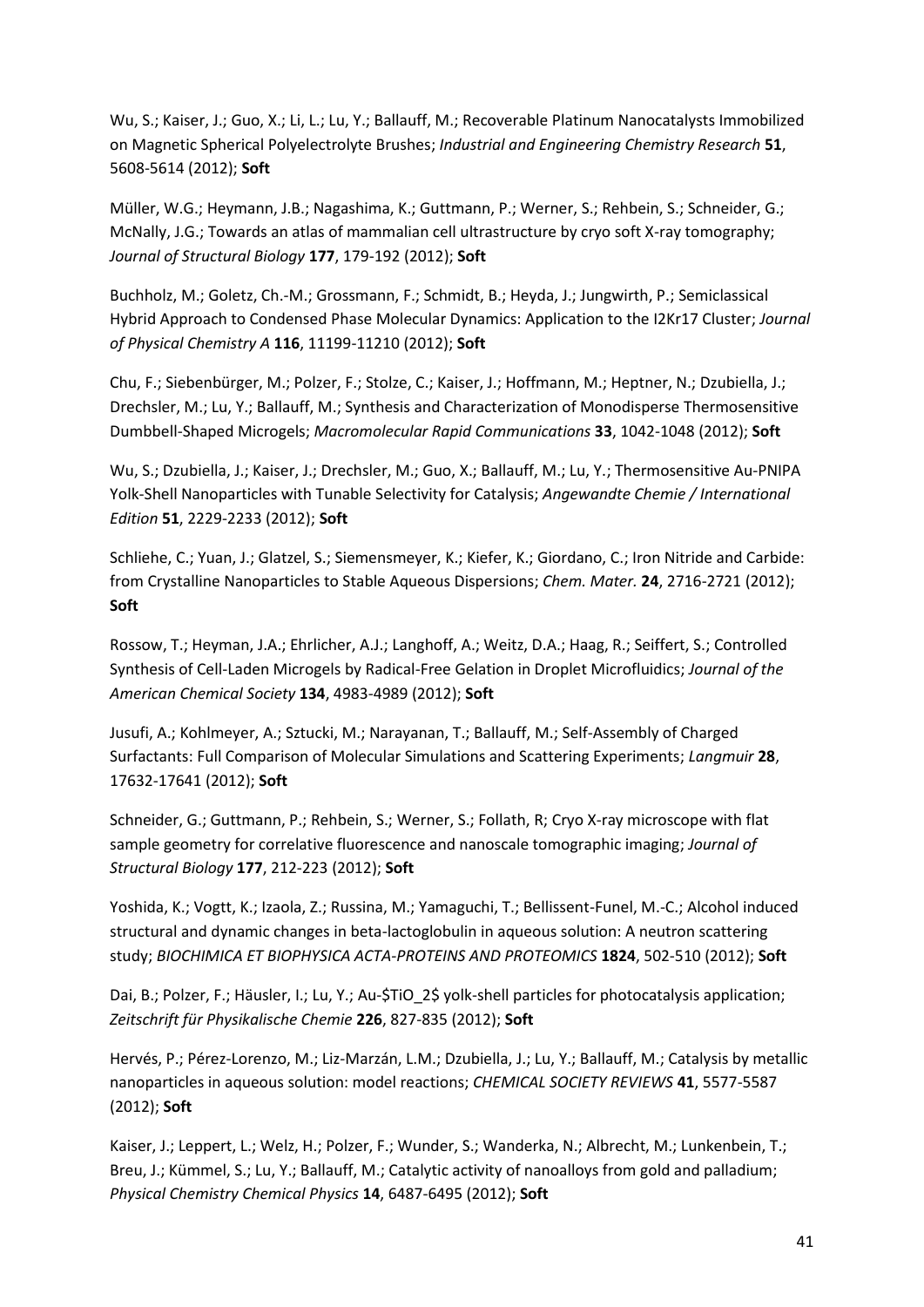Wu, S.; Kaiser, J.; Guo, X.; Li, L.; Lu, Y.; Ballauff, M.; Recoverable Platinum Nanocatalysts Immobilized on Magnetic Spherical Polyelectrolyte Brushes; *Industrial and Engineering Chemistry Research* **51**, 5608-5614 (2012); **Soft**

Müller, W.G.; Heymann, J.B.; Nagashima, K.; Guttmann, P.; Werner, S.; Rehbein, S.; Schneider, G.; McNally, J.G.; Towards an atlas of mammalian cell ultrastructure by cryo soft X-ray tomography; *Journal of Structural Biology* **177**, 179-192 (2012); **Soft**

Buchholz, M.; Goletz, Ch.-M.; Grossmann, F.; Schmidt, B.; Heyda, J.; Jungwirth, P.; Semiclassical Hybrid Approach to Condensed Phase Molecular Dynamics: Application to the I2Kr17 Cluster; *Journal of Physical Chemistry A* **116**, 11199-11210 (2012); **Soft**

Chu, F.; Siebenbürger, M.; Polzer, F.; Stolze, C.; Kaiser, J.; Hoffmann, M.; Heptner, N.; Dzubiella, J.; Drechsler, M.; Lu, Y.; Ballauff, M.; Synthesis and Characterization of Monodisperse Thermosensitive Dumbbell-Shaped Microgels; *Macromolecular Rapid Communications* **33**, 1042-1048 (2012); **Soft**

Wu, S.; Dzubiella, J.; Kaiser, J.; Drechsler, M.; Guo, X.; Ballauff, M.; Lu, Y.; Thermosensitive Au-PNIPA Yolk-Shell Nanoparticles with Tunable Selectivity for Catalysis; *Angewandte Chemie / International Edition* **51**, 2229-2233 (2012); **Soft**

Schliehe, C.; Yuan, J.; Glatzel, S.; Siemensmeyer, K.; Kiefer, K.; Giordano, C.; Iron Nitride and Carbide: from Crystalline Nanoparticles to Stable Aqueous Dispersions; *Chem. Mater.* **24**, 2716-2721 (2012); **Soft**

Rossow, T.; Heyman, J.A.; Ehrlicher, A.J.; Langhoff, A.; Weitz, D.A.; Haag, R.; Seiffert, S.; Controlled Synthesis of Cell-Laden Microgels by Radical-Free Gelation in Droplet Microfluidics; *Journal of the American Chemical Society* **134**, 4983-4989 (2012); **Soft**

Jusufi, A.; Kohlmeyer, A.; Sztucki, M.; Narayanan, T.; Ballauff, M.; Self-Assembly of Charged Surfactants: Full Comparison of Molecular Simulations and Scattering Experiments; *Langmuir* **28**, 17632-17641 (2012); **Soft**

Schneider, G.; Guttmann, P.; Rehbein, S.; Werner, S.; Follath, R; Cryo X-ray microscope with flat sample geometry for correlative fluorescence and nanoscale tomographic imaging; *Journal of Structural Biology* **177**, 212-223 (2012); **Soft**

Yoshida, K.; Vogtt, K.; Izaola, Z.; Russina, M.; Yamaguchi, T.; Bellissent-Funel, M.-C.; Alcohol induced structural and dynamic changes in beta-lactoglobulin in aqueous solution: A neutron scattering study; *BIOCHIMICA ET BIOPHYSICA ACTA-PROTEINS AND PROTEOMICS* **1824**, 502-510 (2012); **Soft**

Dai, B.; Polzer, F.; Häusler, I.; Lu, Y.; Au-$TiO_2$ yolk-shell particles for photocatalysis application; *Zeitschrift für Physikalische Chemie* **226**, 827-835 (2012); **Soft**

Hervés, P.; Pérez-Lorenzo, M.; Liz-Marzán, L.M.; Dzubiella, J.; Lu, Y.; Ballauff, M.; Catalysis by metallic nanoparticles in aqueous solution: model reactions; *CHEMICAL SOCIETY REVIEWS* **41**, 5577-5587 (2012); **Soft**

Kaiser, J.; Leppert, L.; Welz, H.; Polzer, F.; Wunder, S.; Wanderka, N.; Albrecht, M.; Lunkenbein, T.; Breu, J.; Kümmel, S.; Lu, Y.; Ballauff, M.; Catalytic activity of nanoalloys from gold and palladium; *Physical Chemistry Chemical Physics* **14**, 6487-6495 (2012); **Soft**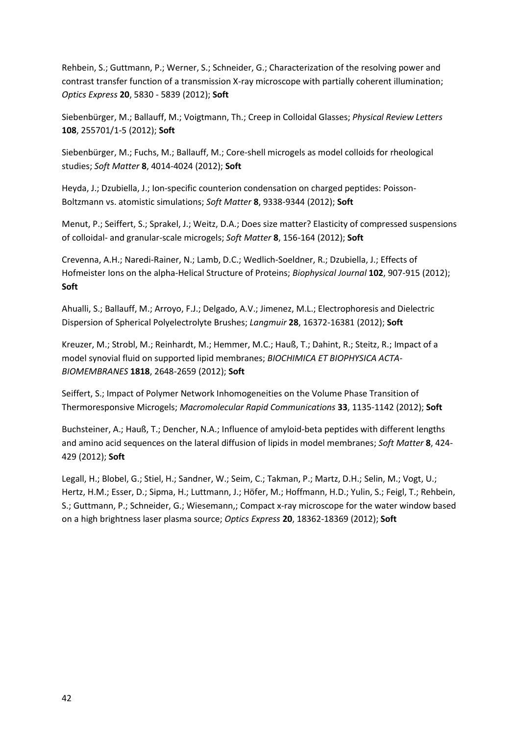Rehbein, S.; Guttmann, P.; Werner, S.; Schneider, G.; Characterization of the resolving power and contrast transfer function of a transmission X-ray microscope with partially coherent illumination; *Optics Express* **20**, 5830 - 5839 (2012); **Soft**

Siebenbürger, M.; Ballauff, M.; Voigtmann, Th.; Creep in Colloidal Glasses; *Physical Review Letters* **108**, 255701/1-5 (2012); **Soft**

Siebenbürger, M.; Fuchs, M.; Ballauff, M.; Core-shell microgels as model colloids for rheological studies; *Soft Matter* **8**, 4014-4024 (2012); **Soft**

Heyda, J.; Dzubiella, J.; Ion-specific counterion condensation on charged peptides: Poisson-Boltzmann vs. atomistic simulations; *Soft Matter* **8**, 9338-9344 (2012); **Soft**

Menut, P.; Seiffert, S.; Sprakel, J.; Weitz, D.A.; Does size matter? Elasticity of compressed suspensions of colloidal- and granular-scale microgels; *Soft Matter* **8**, 156-164 (2012); **Soft**

Crevenna, A.H.; Naredi-Rainer, N.; Lamb, D.C.; Wedlich-Soeldner, R.; Dzubiella, J.; Effects of Hofmeister Ions on the alpha-Helical Structure of Proteins; *Biophysical Journal* **102**, 907-915 (2012); **Soft**

Ahualli, S.; Ballauff, M.; Arroyo, F.J.; Delgado, A.V.; Jimenez, M.L.; Electrophoresis and Dielectric Dispersion of Spherical Polyelectrolyte Brushes; *Langmuir* **28**, 16372-16381 (2012); **Soft**

Kreuzer, M.; Strobl, M.; Reinhardt, M.; Hemmer, M.C.; Hauß, T.; Dahint, R.; Steitz, R.; Impact of a model synovial fluid on supported lipid membranes; *BIOCHIMICA ET BIOPHYSICA ACTA-BIOMEMBRANES* **1818**, 2648-2659 (2012); **Soft**

Seiffert, S.; Impact of Polymer Network Inhomogeneities on the Volume Phase Transition of Thermoresponsive Microgels; *Macromolecular Rapid Communications* **33**, 1135-1142 (2012); **Soft**

Buchsteiner, A.; Hauß, T.; Dencher, N.A.; Influence of amyloid-beta peptides with different lengths and amino acid sequences on the lateral diffusion of lipids in model membranes; *Soft Matter* **8**, 424-429 (2012); **Soft**

Legall, H.; Blobel, G.; Stiel, H.; Sandner, W.; Seim, C.; Takman, P.; Martz, D.H.; Selin, M.; Vogt, U.; Hertz, H.M.; Esser, D.; Sipma, H.; Luttmann, J.; Höfer, M.; Hoffmann, H.D.; Yulin, S.; Feigl, T.; Rehbein, S.; Guttmann, P.; Schneider, G.; Wiesemann,; Compact x-ray microscope for the water window based on a high brightness laser plasma source; *Optics Express* **20**, 18362-18369 (2012); **Soft**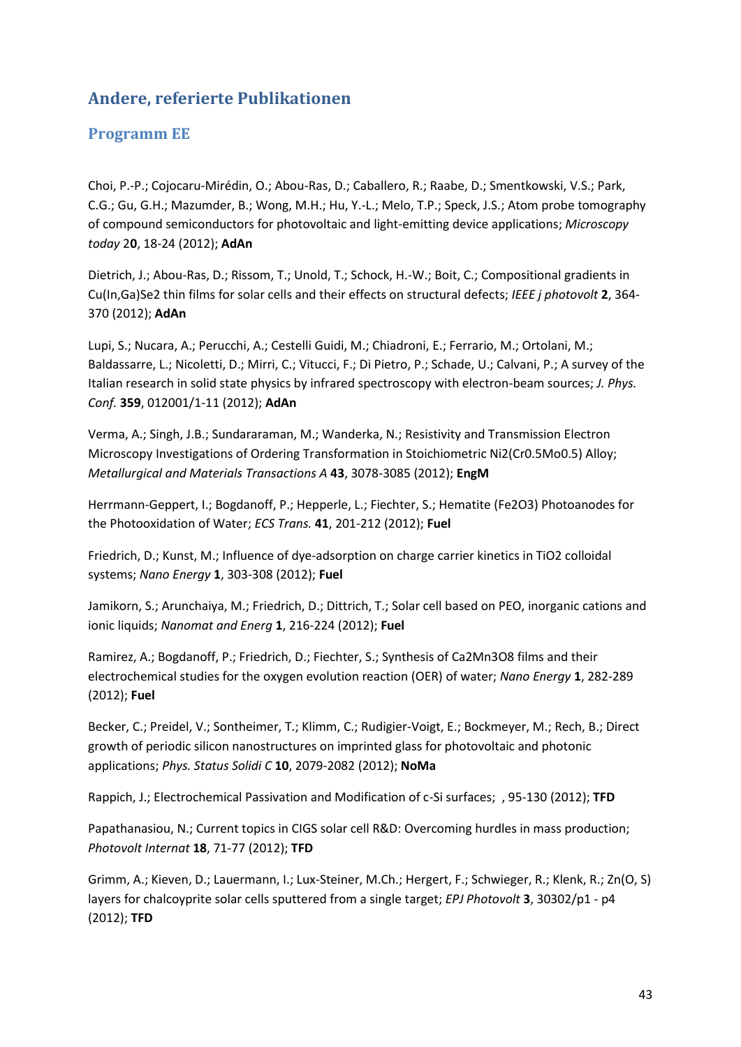# Andere, referierte Publikationen

## Programm EE

Choi, P.-P.; Cojocaru-Mirédin, O.; Abou-Ras, D.; Caballero, R.; Raabe, D.; Smentkowski, V.S.; Park, C.G.; Gu, G.H.; Mazumder, B.; Wong, M.H.; Hu, Y.-L.; Melo, T.P.; Speck, J.S.; Atom probe tomography of compound semiconductors for photovoltaic and light-emitting device applications; *Microscopy today* 2**0**, 18-24 (2012); **AdAn**

Dietrich, J.; Abou-Ras, D.; Rissom, T.; Unold, T.; Schock, H.-W.; Boit, C.; Compositional gradients in Cu(In,Ga)Se2 thin films for solar cells and their effects on structural defects; *IEEE j photovolt* **2**, 364-370 (2012); **AdAn**

Lupi, S.; Nucara, A.; Perucchi, A.; Cestelli Guidi, M.; Chiadroni, E.; Ferrario, M.; Ortolani, M.; Baldassarre, L.; Nicoletti, D.; Mirri, C.; Vitucci, F.; Di Pietro, P.; Schade, U.; Calvani, P.; A survey of the Italian research in solid state physics by infrared spectroscopy with electron-beam sources; *J. Phys. Conf.* **359**, 012001/1-11 (2012); **AdAn**

Verma, A.; Singh, J.B.; Sundararaman, M.; Wanderka, N.; Resistivity and Transmission Electron Microscopy Investigations of Ordering Transformation in Stoichiometric Ni2(Cr0.5Mo0.5) Alloy; *Metallurgical and Materials Transactions A* **43**, 3078-3085 (2012); **EngM**

Herrmann-Geppert, I.; Bogdanoff, P.; Hepperle, L.; Fiechter, S.; Hematite (Fe2O3) Photoanodes for the Photooxidation of Water; *ECS Trans.* **41**, 201-212 (2012); **Fuel**

Friedrich, D.; Kunst, M.; Influence of dye-adsorption on charge carrier kinetics in TiO2 colloidal systems; *Nano Energy* **1**, 303-308 (2012); **Fuel**

Jamikorn, S.; Arunchaiya, M.; Friedrich, D.; Dittrich, T.; Solar cell based on PEO, inorganic cations and ionic liquids; *Nanomat and Energ* **1**, 216-224 (2012); **Fuel**

Ramirez, A.; Bogdanoff, P.; Friedrich, D.; Fiechter, S.; Synthesis of Ca2Mn3O8 films and their electrochemical studies for the oxygen evolution reaction (OER) of water; *Nano Energy* **1**, 282-289 (2012); **Fuel**

Becker, C.; Preidel, V.; Sontheimer, T.; Klimm, C.; Rudigier-Voigt, E.; Bockmeyer, M.; Rech, B.; Direct growth of periodic silicon nanostructures on imprinted glass for photovoltaic and photonic applications; *Phys. Status Solidi C* **10**, 2079-2082 (2012); **NoMa**

Rappich, J.; Electrochemical Passivation and Modification of c-Si surfaces; , 95-130 (2012); **TFD**

Papathanasiou, N.; Current topics in CIGS solar cell R&D: Overcoming hurdles in mass production; *Photovolt Internat* **18**, 71-77 (2012); **TFD**

Grimm, A.; Kieven, D.; Lauermann, I.; Lux-Steiner, M.Ch.; Hergert, F.; Schwieger, R.; Klenk, R.; Zn(O, S) layers for chalcoyprite solar cells sputtered from a single target; *EPJ Photovolt* **3**, 30302/p1 - p4 (2012); **TFD**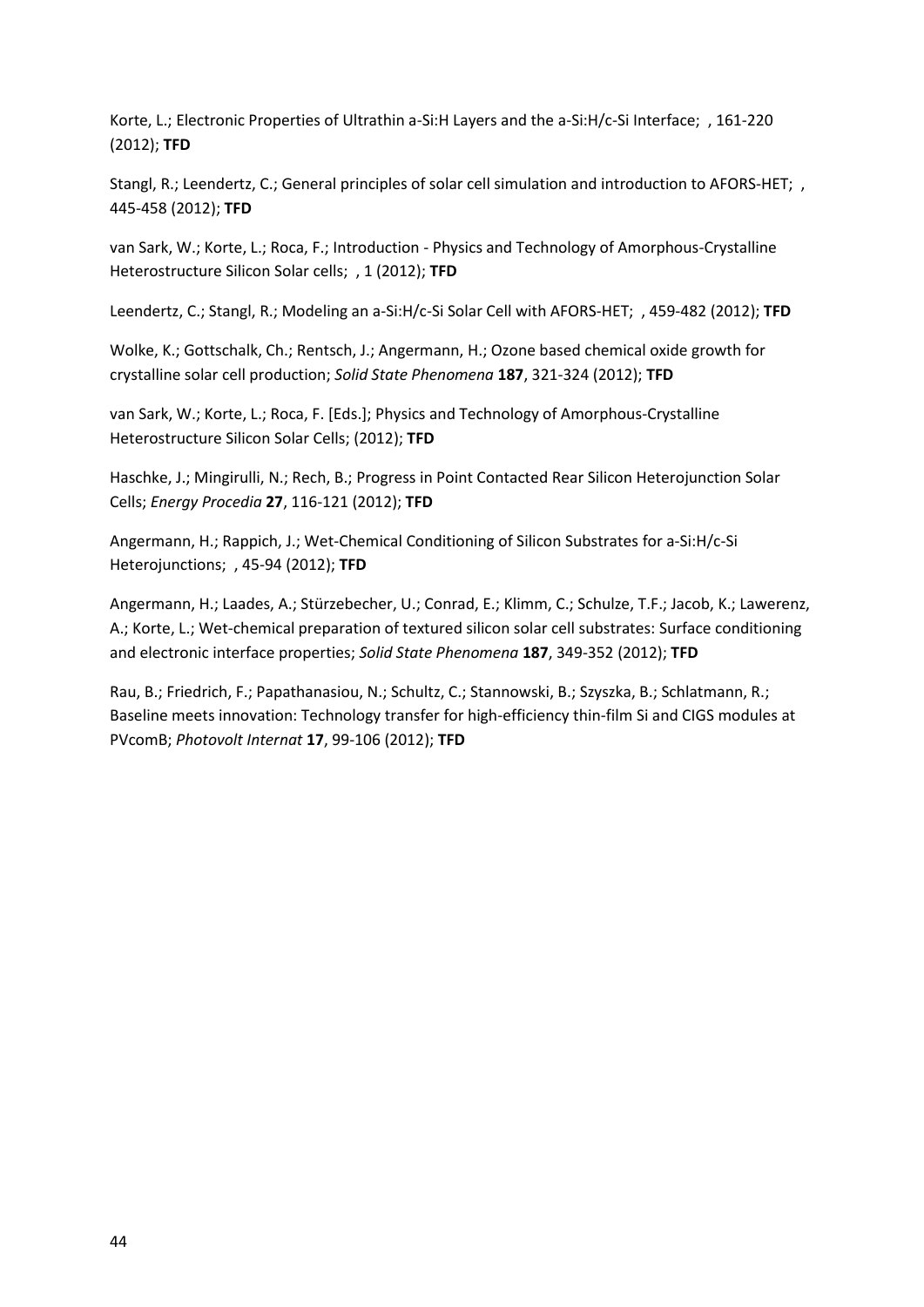Korte, L.; Electronic Properties of Ultrathin a-Si:H Layers and the a-Si:H/c-Si Interface; , 161-220 (2012); **TFD**

Stangl, R.; Leendertz, C.; General principles of solar cell simulation and introduction to AFORS-HET; , 445-458 (2012); **TFD**

van Sark, W.; Korte, L.; Roca, F.; Introduction - Physics and Technology of Amorphous-Crystalline Heterostructure Silicon Solar cells; , 1 (2012); **TFD**

Leendertz, C.; Stangl, R.; Modeling an a-Si:H/c-Si Solar Cell with AFORS-HET; , 459-482 (2012); **TFD**

Wolke, K.; Gottschalk, Ch.; Rentsch, J.; Angermann, H.; Ozone based chemical oxide growth for crystalline solar cell production; *Solid State Phenomena* **187**, 321-324 (2012); **TFD**

van Sark, W.; Korte, L.; Roca, F. [Eds.]; Physics and Technology of Amorphous-Crystalline Heterostructure Silicon Solar Cells; (2012); **TFD**

Haschke, J.; Mingirulli, N.; Rech, B.; Progress in Point Contacted Rear Silicon Heterojunction Solar Cells; *Energy Procedia* **27**, 116-121 (2012); **TFD**

Angermann, H.; Rappich, J.; Wet-Chemical Conditioning of Silicon Substrates for a-Si:H/c-Si Heterojunctions; , 45-94 (2012); **TFD**

Angermann, H.; Laades, A.; Stürzebecher, U.; Conrad, E.; Klimm, C.; Schulze, T.F.; Jacob, K.; Lawerenz, A.; Korte, L.; Wet-chemical preparation of textured silicon solar cell substrates: Surface conditioning and electronic interface properties; *Solid State Phenomena* **187**, 349-352 (2012); **TFD**

Rau, B.; Friedrich, F.; Papathanasiou, N.; Schultz, C.; Stannowski, B.; Szyszka, B.; Schlatmann, R.; Baseline meets innovation: Technology transfer for high-efficiency thin-film Si and CIGS modules at PVcomB; *Photovolt Internat* **17**, 99-106 (2012); **TFD**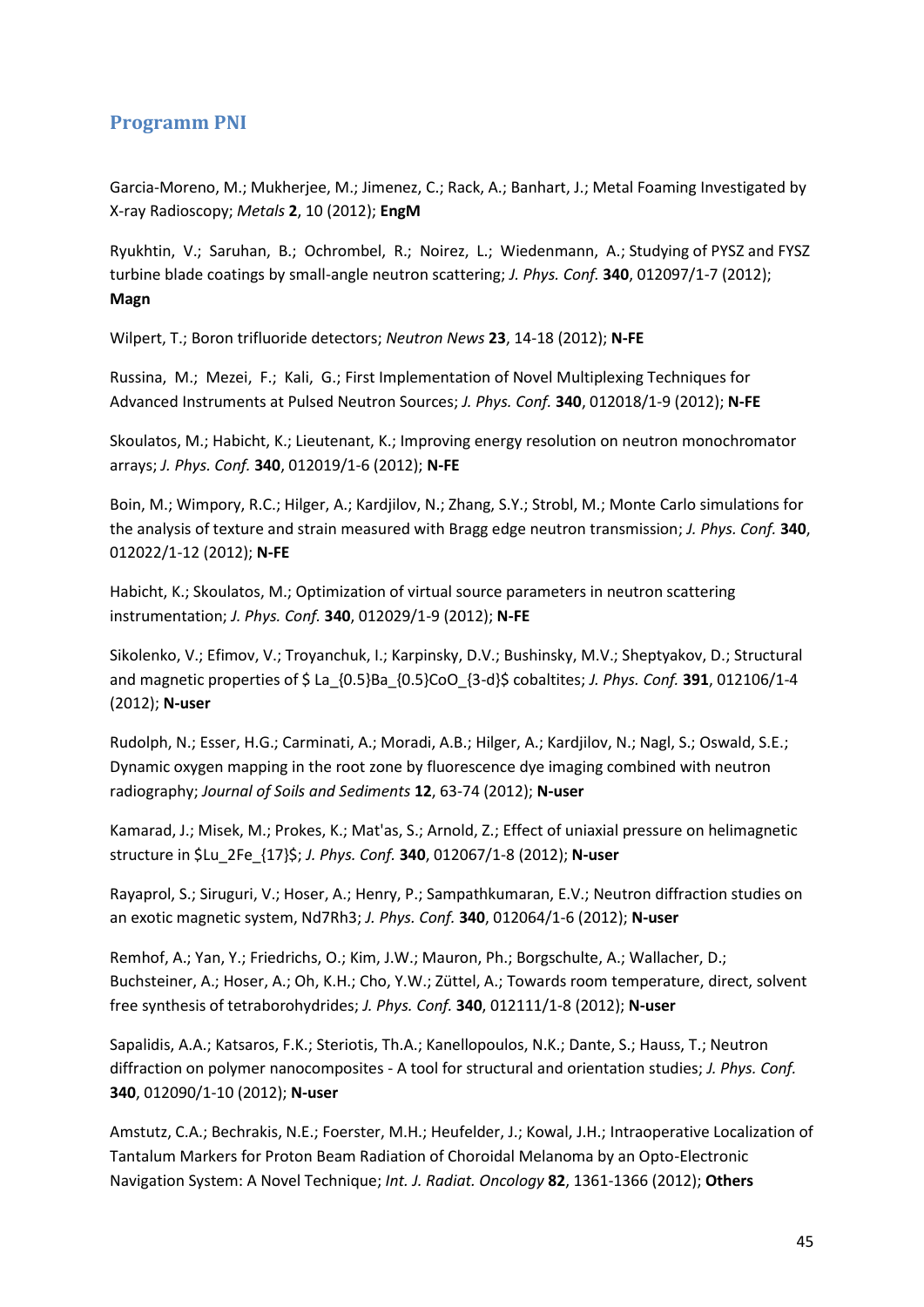## Programm PNI

Garcia-Moreno, M.; Mukherjee, M.; Jimenez, C.; Rack, A.; Banhart, J.; Metal Foaming Investigated by X-ray Radioscopy; *Metals* **2**, 10 (2012); **EngM**

Ryukhtin, V.; Saruhan, B.; Ochrombel, R.; Noirez, L.; Wiedenmann, A.; Studying of PYSZ and FYSZ turbine blade coatings by small-angle neutron scattering; *J. Phys. Conf.* **340**, 012097/1-7 (2012); **Magn**

Wilpert, T.; Boron trifluoride detectors; *Neutron News* **23**, 14-18 (2012); **N-FE**

Russina, M.; Mezei, F.; Kali, G.; First Implementation of Novel Multiplexing Techniques for Advanced Instruments at Pulsed Neutron Sources; *J. Phys. Conf.* **340**, 012018/1-9 (2012); **N-FE**

Skoulatos, M.; Habicht, K.; Lieutenant, K.; Improving energy resolution on neutron monochromator arrays; *J. Phys. Conf.* **340**, 012019/1-6 (2012); **N-FE**

Boin, M.; Wimpory, R.C.; Hilger, A.; Kardjilov, N.; Zhang, S.Y.; Strobl, M.; Monte Carlo simulations for the analysis of texture and strain measured with Bragg edge neutron transmission; *J. Phys. Conf.* **340**, 012022/1-12 (2012); **N-FE**

Habicht, K.; Skoulatos, M.; Optimization of virtual source parameters in neutron scattering instrumentation; *J. Phys. Conf.* **340**, 012029/1-9 (2012); **N-FE**

Sikolenko, V.; Efimov, V.; Troyanchuk, I.; Karpinsky, D.V.; Bushinsky, M.V.; Sheptyakov, D.; Structural and magnetic properties of $La_{0.5}Ba_{0.5}CoO_{3-d}$ cobaltites; *J. Phys. Conf.* **391**, 012106/1-4 (2012); **N-user**

Rudolph, N.; Esser, H.G.; Carminati, A.; Moradi, A.B.; Hilger, A.; Kardjilov, N.; Nagl, S.; Oswald, S.E.; Dynamic oxygen mapping in the root zone by fluorescence dye imaging combined with neutron radiography; *Journal of Soils and Sediments* **12**, 63-74 (2012); **N-user**

Kamarad, J.; Misek, M.; Prokes, K.; Mat'as, S.; Arnold, Z.; Effect of uniaxial pressure on helimagnetic structure in $Lu_2Fe_{17}$; *J. Phys. Conf.* **340**, 012067/1-8 (2012); **N-user**

Rayaprol, S.; Siruguri, V.; Hoser, A.; Henry, P.; Sampathkumaran, E.V.; Neutron diffraction studies on an exotic magnetic system, Nd7Rh3; *J. Phys. Conf.* **340**, 012064/1-6 (2012); **N-user**

Remhof, A.; Yan, Y.; Friedrichs, O.; Kim, J.W.; Mauron, Ph.; Borgschulte, A.; Wallacher, D.; Buchsteiner, A.; Hoser, A.; Oh, K.H.; Cho, Y.W.; Züttel, A.; Towards room temperature, direct, solvent free synthesis of tetraborohydrides; *J. Phys. Conf.* **340**, 012111/1-8 (2012); **N-user**

Sapalidis, A.A.; Katsaros, F.K.; Steriotis, Th.A.; Kanellopoulos, N.K.; Dante, S.; Hauss, T.; Neutron diffraction on polymer nanocomposites - A tool for structural and orientation studies; *J. Phys. Conf.* **340**, 012090/1-10 (2012); **N-user**

Amstutz, C.A.; Bechrakis, N.E.; Foerster, M.H.; Heufelder, J.; Kowal, J.H.; Intraoperative Localization of Tantalum Markers for Proton Beam Radiation of Choroidal Melanoma by an Opto-Electronic Navigation System: A Novel Technique; *Int. J. Radiat. Oncology* **82**, 1361-1366 (2012); **Others**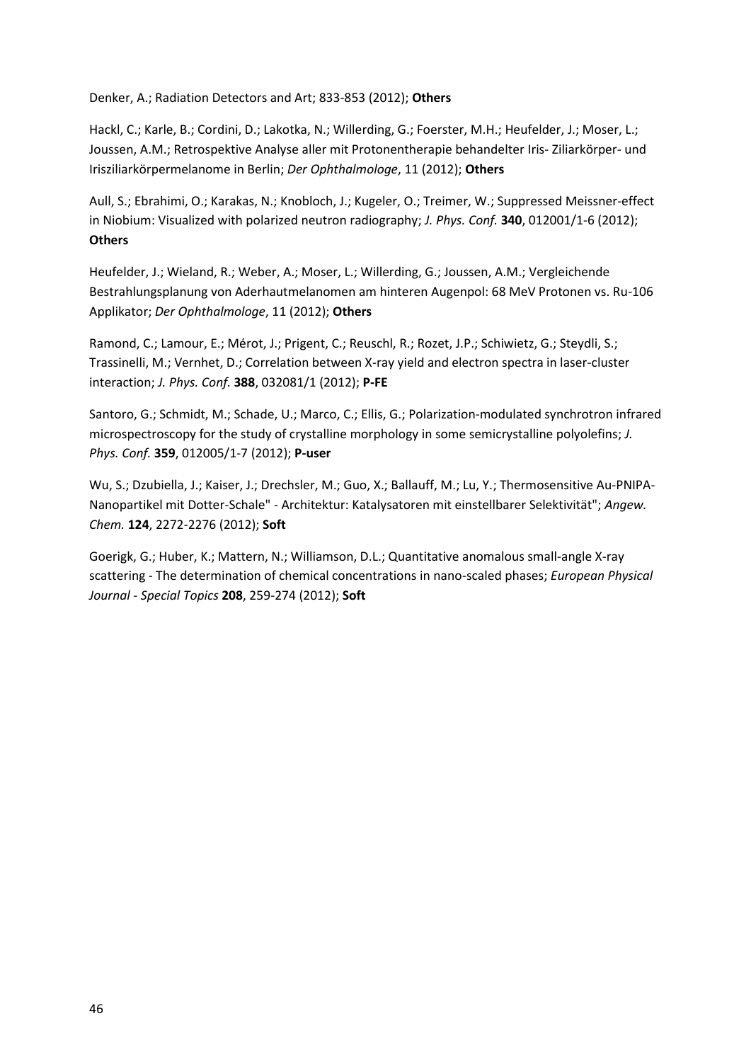Denker, A.; Radiation Detectors and Art; 833-853 (2012); **Others**

Hackl, C.; Karle, B.; Cordini, D.; Lakotka, N.; Willerding, G.; Foerster, M.H.; Heufelder, J.; Moser, L.; Joussen, A.M.; Retrospektive Analyse aller mit Protonentherapie behandelter Iris- Ziliarkörper- und Irisziliarkörpermelanome in Berlin; *Der Ophthalmologe*, 11 (2012); **Others**

Aull, S.; Ebrahimi, O.; Karakas, N.; Knobloch, J.; Kugeler, O.; Treimer, W.; Suppressed Meissner-effect in Niobium: Visualized with polarized neutron radiography; *J. Phys. Conf.* **340**, 012001/1-6 (2012); **Others**

Heufelder, J.; Wieland, R.; Weber, A.; Moser, L.; Willerding, G.; Joussen, A.M.; Vergleichende Bestrahlungsplanung von Aderhautmelanomen am hinteren Augenpol: 68 MeV Protonen vs. Ru-106 Applikator; *Der Ophthalmologe*, 11 (2012); **Others**

Ramond, C.; Lamour, E.; Mérot, J.; Prigent, C.; Reuschl, R.; Rozet, J.P.; Schiwietz, G.; Steydli, S.; Trassinelli, M.; Vernhet, D.; Correlation between X-ray yield and electron spectra in laser-cluster interaction; *J. Phys. Conf.* **388**, 032081/1 (2012); **P-FE**

Santoro, G.; Schmidt, M.; Schade, U.; Marco, C.; Ellis, G.; Polarization-modulated synchrotron infrared microspectroscopy for the study of crystalline morphology in some semicrystalline polyolefins; *J. Phys. Conf.* **359**, 012005/1-7 (2012); **P-user**

Wu, S.; Dzubiella, J.; Kaiser, J.; Drechsler, M.; Guo, X.; Ballauff, M.; Lu, Y.; Thermosensitive Au-PNIPA-Nanopartikel mit Dotter-Schale" - Architektur: Katalysatoren mit einstellbarer Selektivität"; *Angew. Chem.* **124**, 2272-2276 (2012); **Soft**

Goerigk, G.; Huber, K.; Mattern, N.; Williamson, D.L.; Quantitative anomalous small-angle X-ray scattering - The determination of chemical concentrations in nano-scaled phases; *European Physical Journal - Special Topics* **208**, 259-274 (2012); **Soft**